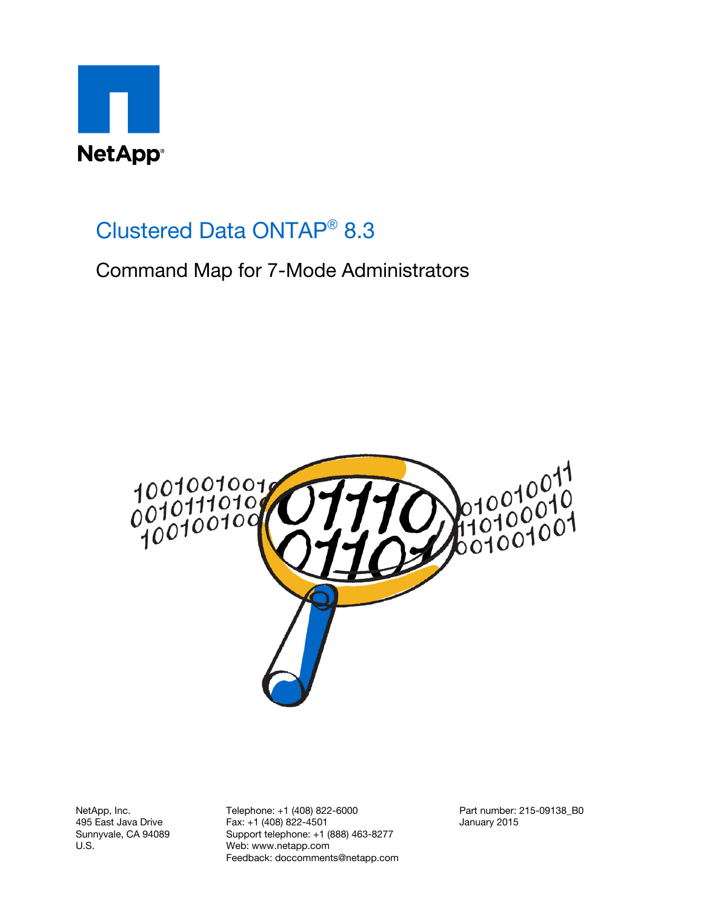NetApp®

# Clustered Data ONTAP® 8.3

## Command Map for 7-Mode Administrators

NetApp, Inc.
495 East Java Drive
Sunnyvale, CA 94089
U.S.

Telephone: +1 (408) 822-6000
Fax: +1 (408) 822-4501
Support telephone: +1 (888) 463-8277
Web: www.netapp.com
Feedback: doccomments@netapp.com

Part number: 215-09138_B0
January 2015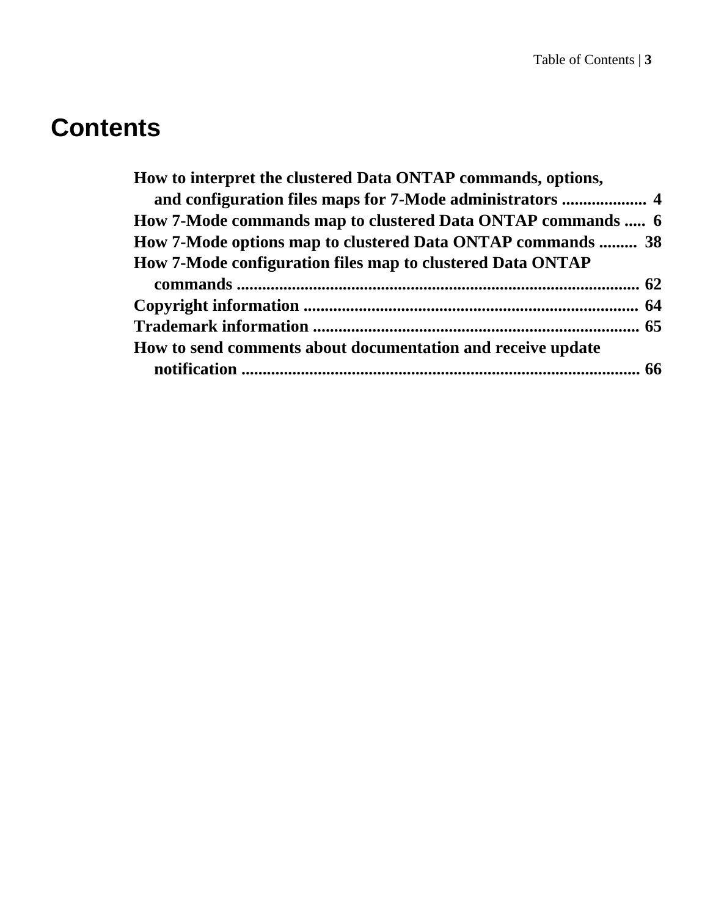# Contents

**How to interpret the clustered Data ONTAP commands, options, and configuration files maps for 7-Mode administrators** .................... 4
**How 7-Mode commands map to clustered Data ONTAP commands** ..... 6
**How 7-Mode options map to clustered Data ONTAP commands** ......... 38
**How 7-Mode configuration files map to clustered Data ONTAP commands** ............................................................................................. 62
**Copyright information** .............................................................................. 64
**Trademark information** ........................................................................... 65
**How to send comments about documentation and receive update notification** ............................................................................................ 66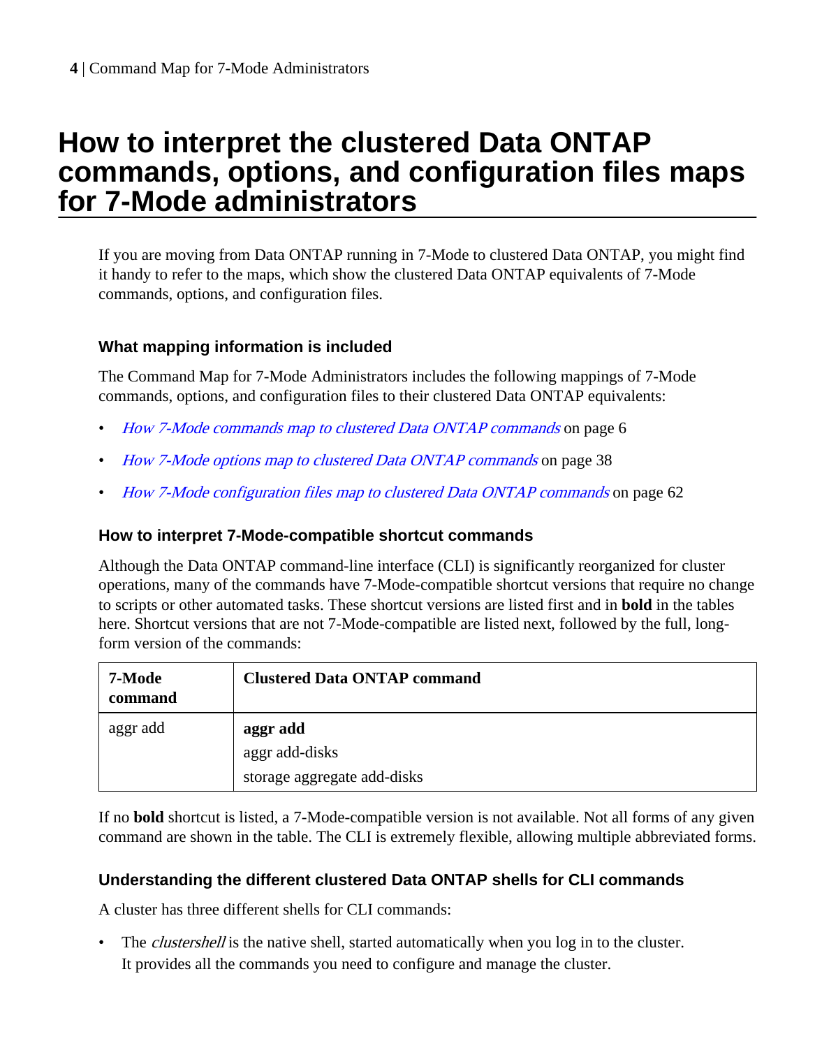# How to interpret the clustered Data ONTAP commands, options, and configuration files maps for 7-Mode administrators

If you are moving from Data ONTAP running in 7-Mode to clustered Data ONTAP, you might find it handy to refer to the maps, which show the clustered Data ONTAP equivalents of 7-Mode commands, options, and configuration files.

### What mapping information is included

The Command Map for 7-Mode Administrators includes the following mappings of 7-Mode commands, options, and configuration files to their clustered Data ONTAP equivalents:

- *How 7-Mode commands map to clustered Data ONTAP commands* on page 6
- *How 7-Mode options map to clustered Data ONTAP commands* on page 38
- *How 7-Mode configuration files map to clustered Data ONTAP commands* on page 62

### How to interpret 7-Mode-compatible shortcut commands

Although the Data ONTAP command-line interface (CLI) is significantly reorganized for cluster operations, many of the commands have 7-Mode-compatible shortcut versions that require no change to scripts or other automated tasks. These shortcut versions are listed first and in **bold** in the tables here. Shortcut versions that are not 7-Mode-compatible are listed next, followed by the full, long-form version of the commands:

| 7-Mode command | Clustered Data ONTAP command |
|---|---|
| aggr add | **aggr add**<br>aggr add-disks<br>storage aggregate add-disks |

If no **bold** shortcut is listed, a 7-Mode-compatible version is not available. Not all forms of any given command are shown in the table. The CLI is extremely flexible, allowing multiple abbreviated forms.

### Understanding the different clustered Data ONTAP shells for CLI commands

A cluster has three different shells for CLI commands:

- The *clustershell* is the native shell, started automatically when you log in to the cluster.
  It provides all the commands you need to configure and manage the cluster.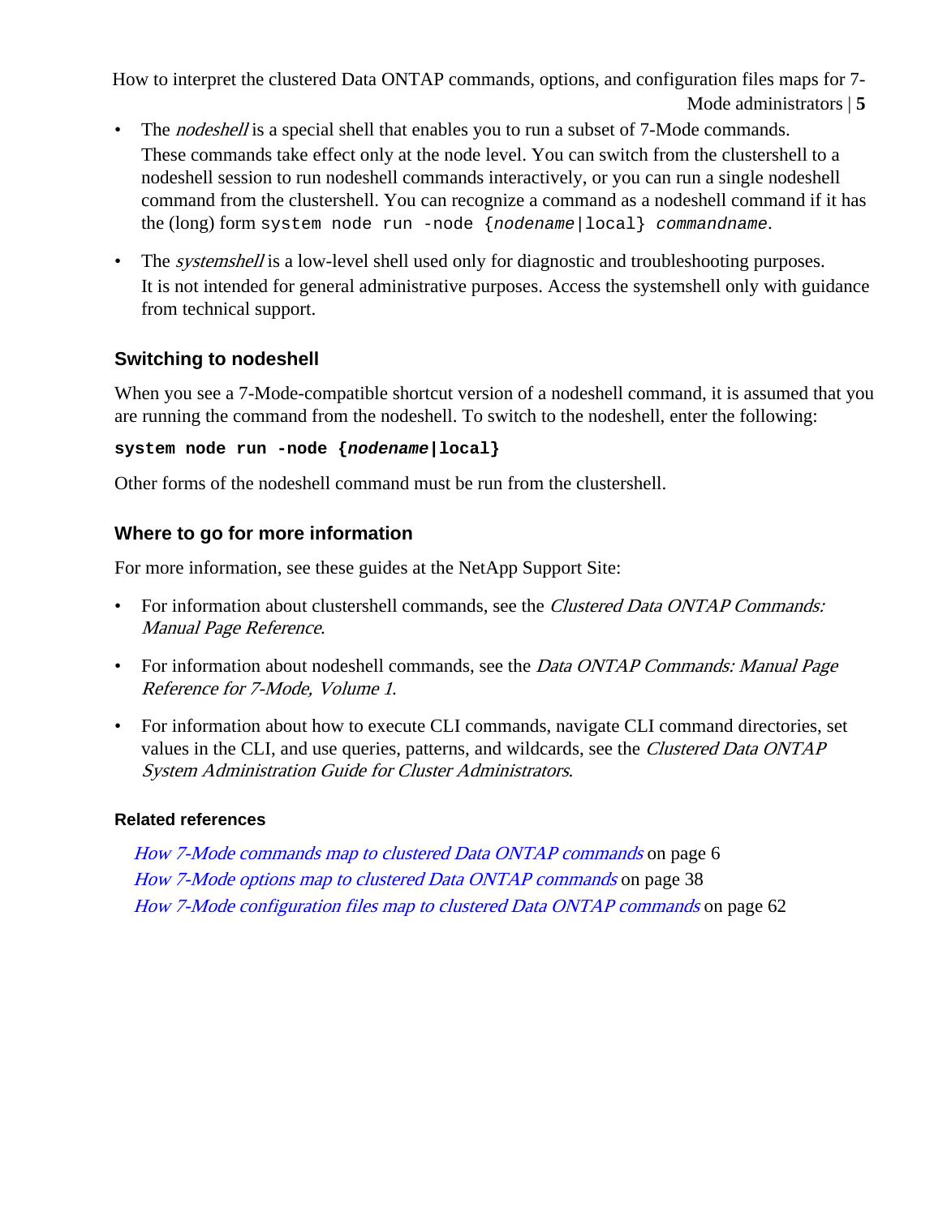- The *nodeshell* is a special shell that enables you to run a subset of 7-Mode commands.
  These commands take effect only at the node level. You can switch from the clustershell to a nodeshell session to run nodeshell commands interactively, or you can run a single nodeshell command from the clustershell. You can recognize a command as a nodeshell command if it has the (long) form `system node run -node {nodename|local} commandname`.
- The *systemshell* is a low-level shell used only for diagnostic and troubleshooting purposes.
  It is not intended for general administrative purposes. Access the systemshell only with guidance from technical support.

### Switching to nodeshell

When you see a 7-Mode-compatible shortcut version of a nodeshell command, it is assumed that you are running the command from the nodeshell. To switch to the nodeshell, enter the following:

```
system node run -node {nodename|local}
```

Other forms of the nodeshell command must be run from the clustershell.

### Where to go for more information

For more information, see these guides at the NetApp Support Site:

- For information about clustershell commands, see the *Clustered Data ONTAP Commands: Manual Page Reference*.
- For information about nodeshell commands, see the *Data ONTAP Commands: Manual Page Reference for 7-Mode, Volume 1*.
- For information about how to execute CLI commands, navigate CLI command directories, set values in the CLI, and use queries, patterns, and wildcards, see the *Clustered Data ONTAP System Administration Guide for Cluster Administrators*.

#### Related references

*How 7-Mode commands map to clustered Data ONTAP commands* on page 6
*How 7-Mode options map to clustered Data ONTAP commands* on page 38
*How 7-Mode configuration files map to clustered Data ONTAP commands* on page 62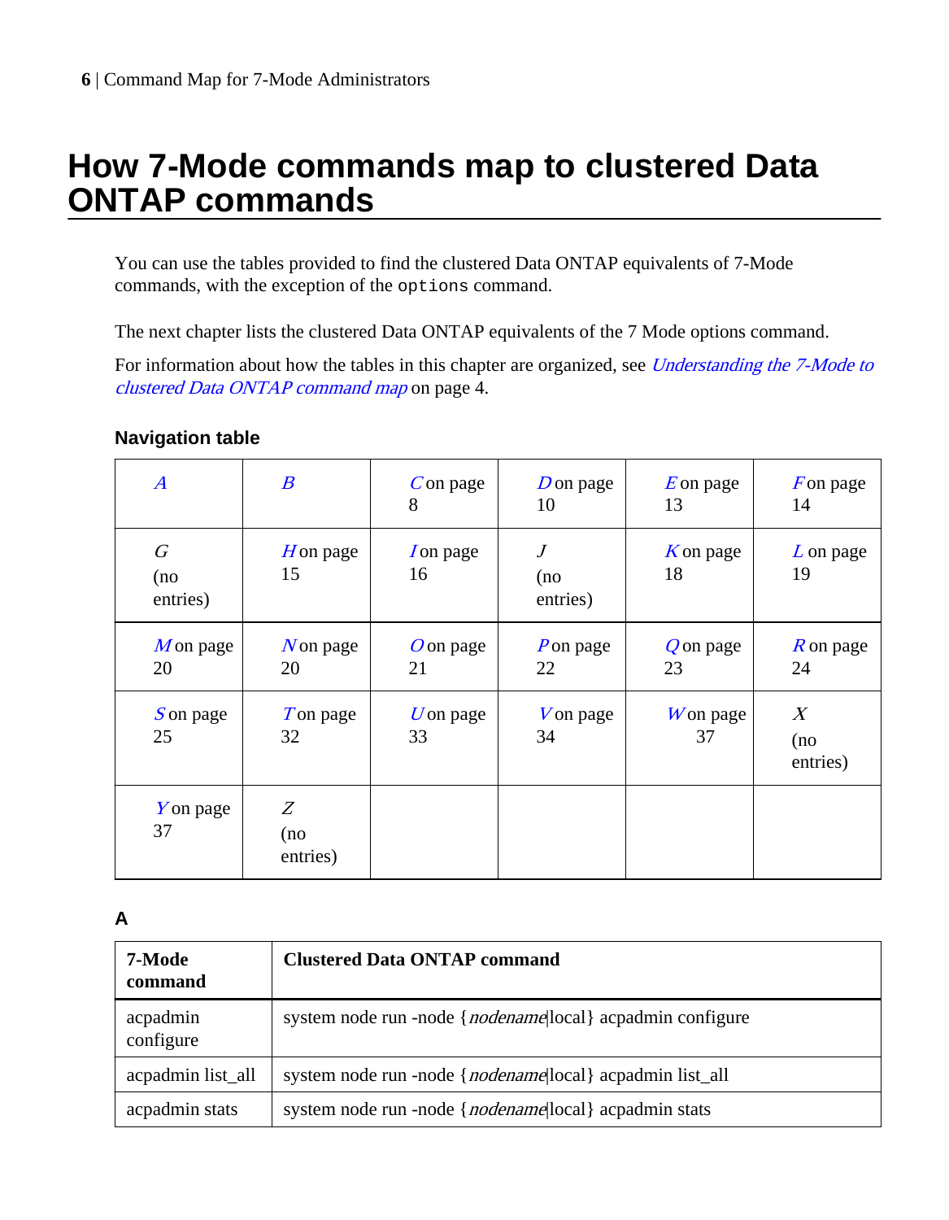# How 7-Mode commands map to clustered Data ONTAP commands

You can use the tables provided to find the clustered Data ONTAP equivalents of 7-Mode commands, with the exception of the `options` command.

The next chapter lists the clustered Data ONTAP equivalents of the 7 Mode options command.

For information about how the tables in this chapter are organized, see *Understanding the 7-Mode to clustered Data ONTAP command map* on page 4.

### Navigation table

| | | | | | |
|---|---|---|---|---|---|
| *A* | *B* | *C* on page 8 | *D* on page 10 | *E* on page 13 | *F* on page 14 |
| *G* (no entries) | *H* on page 15 | *I* on page 16 | *J* (no entries) | *K* on page 18 | *L* on page 19 |
| *M* on page 20 | *N* on page 20 | *O* on page 21 | *P* on page 22 | *Q* on page 23 | *R* on page 24 |
| *S* on page 25 | *T* on page 32 | *U* on page 33 | *V* on page 34 | *W* on page 37 | *X* (no entries) |
| *Y* on page 37 | *Z* (no entries) | | | | |

### A

| 7-Mode command | Clustered Data ONTAP command |
|---|---|
| acpadmin configure | system node run -node {*nodename*\|local} acpadmin configure |
| acpadmin list_all | system node run -node {*nodename*\|local} acpadmin list_all |
| acpadmin stats | system node run -node {*nodename*\|local} acpadmin stats |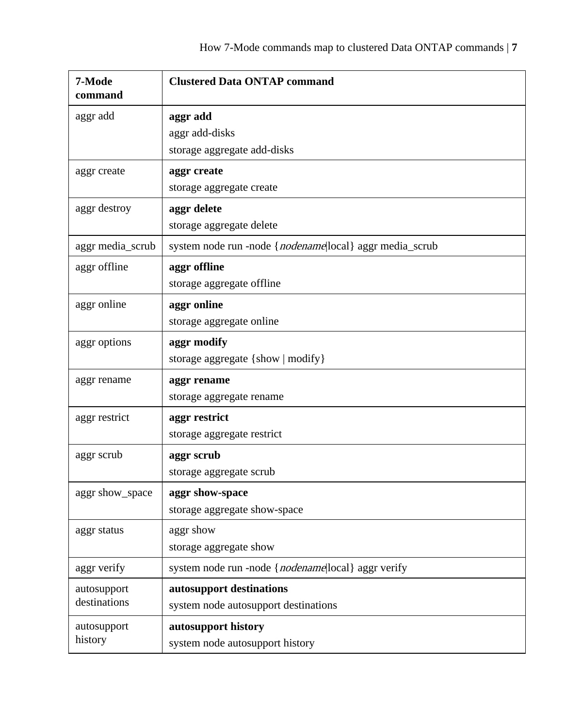| 7-Mode command | Clustered Data ONTAP command |
| --- | --- |
| aggr add | **aggr add**<br>aggr add-disks<br>storage aggregate add-disks |
| aggr create | **aggr create**<br>storage aggregate create |
| aggr destroy | **aggr delete**<br>storage aggregate delete |
| aggr media_scrub | system node run -node {*nodename*\|local} aggr media_scrub |
| aggr offline | **aggr offline**<br>storage aggregate offline |
| aggr online | **aggr online**<br>storage aggregate online |
| aggr options | **aggr modify**<br>storage aggregate {show \| modify} |
| aggr rename | **aggr rename**<br>storage aggregate rename |
| aggr restrict | **aggr restrict**<br>storage aggregate restrict |
| aggr scrub | **aggr scrub**<br>storage aggregate scrub |
| aggr show_space | **aggr show-space**<br>storage aggregate show-space |
| aggr status | aggr show<br>storage aggregate show |
| aggr verify | system node run -node {*nodename*\|local} aggr verify |
| autosupport destinations | **autosupport destinations**<br>system node autosupport destinations |
| autosupport history | **autosupport history**<br>system node autosupport history |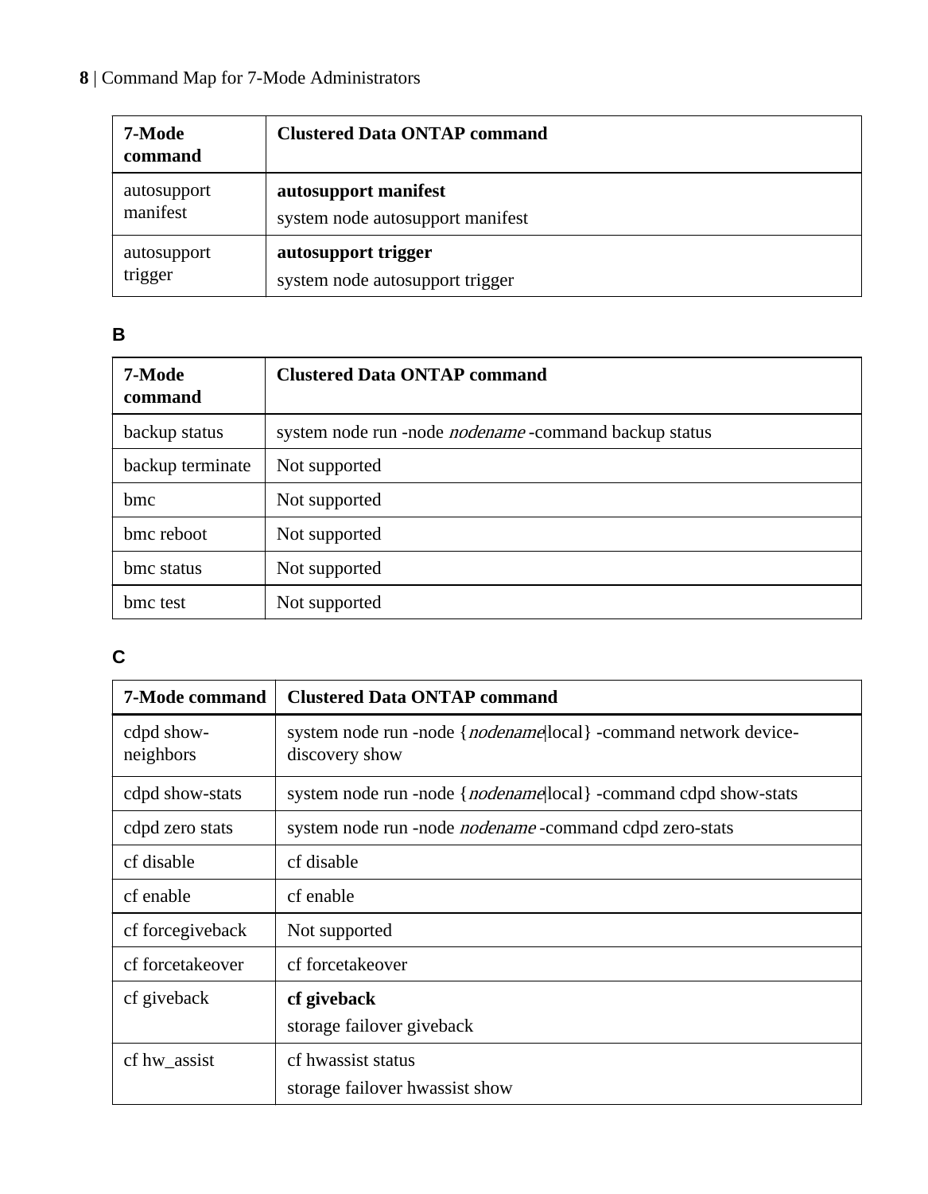| 7-Mode command | Clustered Data ONTAP command |
|---|---|
| autosupport manifest | **autosupport manifest**<br>system node autosupport manifest |
| autosupport trigger | **autosupport trigger**<br>system node autosupport trigger |

## B

| 7-Mode command | Clustered Data ONTAP command |
|---|---|
| backup status | system node run -node *nodename* -command backup status |
| backup terminate | Not supported |
| bmc | Not supported |
| bmc reboot | Not supported |
| bmc status | Not supported |
| bmc test | Not supported |

## C

| 7-Mode command | Clustered Data ONTAP command |
|---|---|
| cdpd show-neighbors | system node run -node {*nodename*\|local} -command network device-discovery show |
| cdpd show-stats | system node run -node {*nodename*\|local} -command cdpd show-stats |
| cdpd zero stats | system node run -node *nodename* -command cdpd zero-stats |
| cf disable | cf disable |
| cf enable | cf enable |
| cf forcegiveback | Not supported |
| cf forcetakeover | cf forcetakeover |
| cf giveback | **cf giveback**<br>storage failover giveback |
| cf hw_assist | cf hwassist status<br>storage failover hwassist show |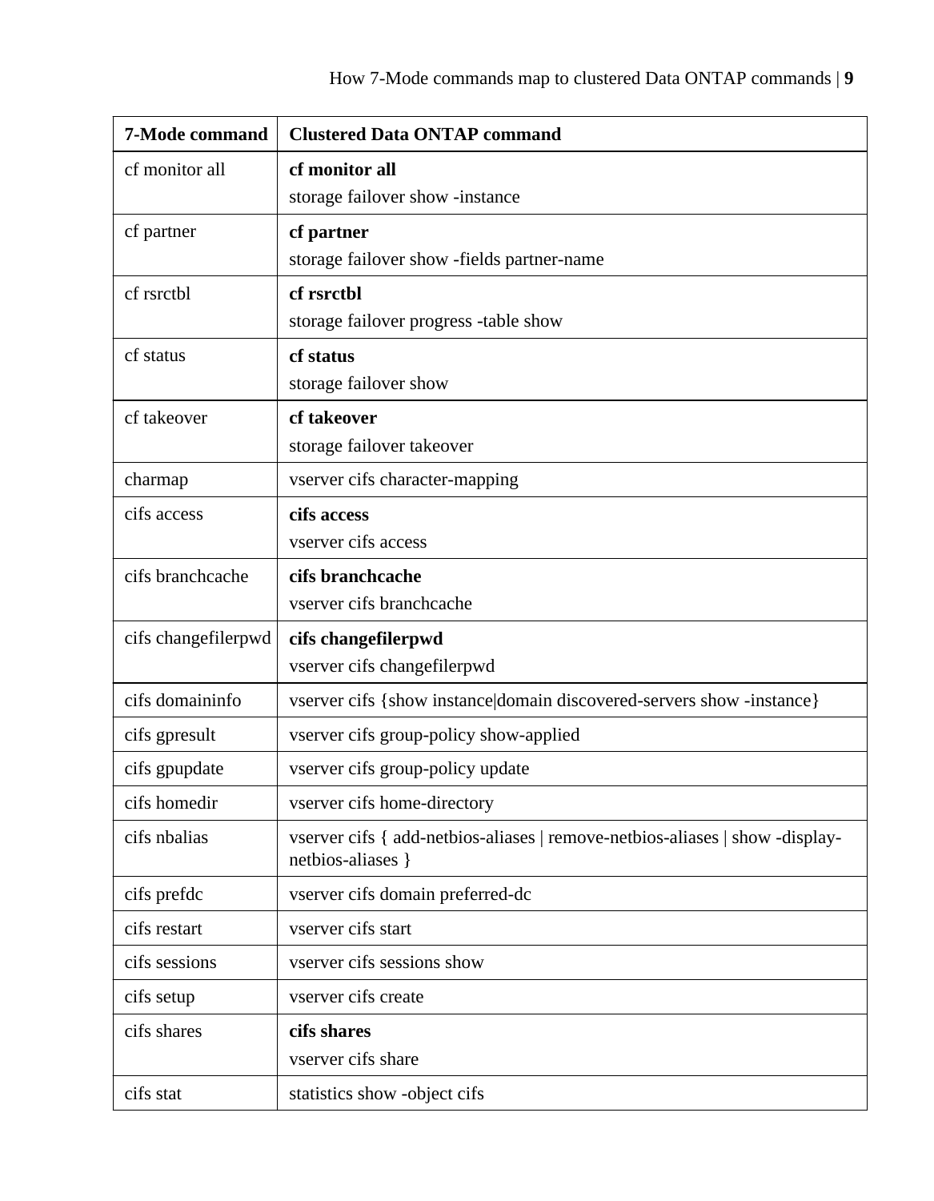| 7-Mode command | Clustered Data ONTAP command |
|---|---|
| cf monitor all | **cf monitor all**<br>storage failover show -instance |
| cf partner | **cf partner**<br>storage failover show -fields partner-name |
| cf rsrctbl | **cf rsrctbl**<br>storage failover progress -table show |
| cf status | **cf status**<br>storage failover show |
| cf takeover | **cf takeover**<br>storage failover takeover |
| charmap | vserver cifs character-mapping |
| cifs access | **cifs access**<br>vserver cifs access |
| cifs branchcache | **cifs branchcache**<br>vserver cifs branchcache |
| cifs changefilerpwd | **cifs changefilerpwd**<br>vserver cifs changefilerpwd |
| cifs domaininfo | vserver cifs {show instance\|domain discovered-servers show -instance} |
| cifs gpresult | vserver cifs group-policy show-applied |
| cifs gpupdate | vserver cifs group-policy update |
| cifs homedir | vserver cifs home-directory |
| cifs nbalias | vserver cifs { add-netbios-aliases \| remove-netbios-aliases \| show -display-netbios-aliases } |
| cifs prefdc | vserver cifs domain preferred-dc |
| cifs restart | vserver cifs start |
| cifs sessions | vserver cifs sessions show |
| cifs setup | vserver cifs create |
| cifs shares | **cifs shares**<br>vserver cifs share |
| cifs stat | statistics show -object cifs |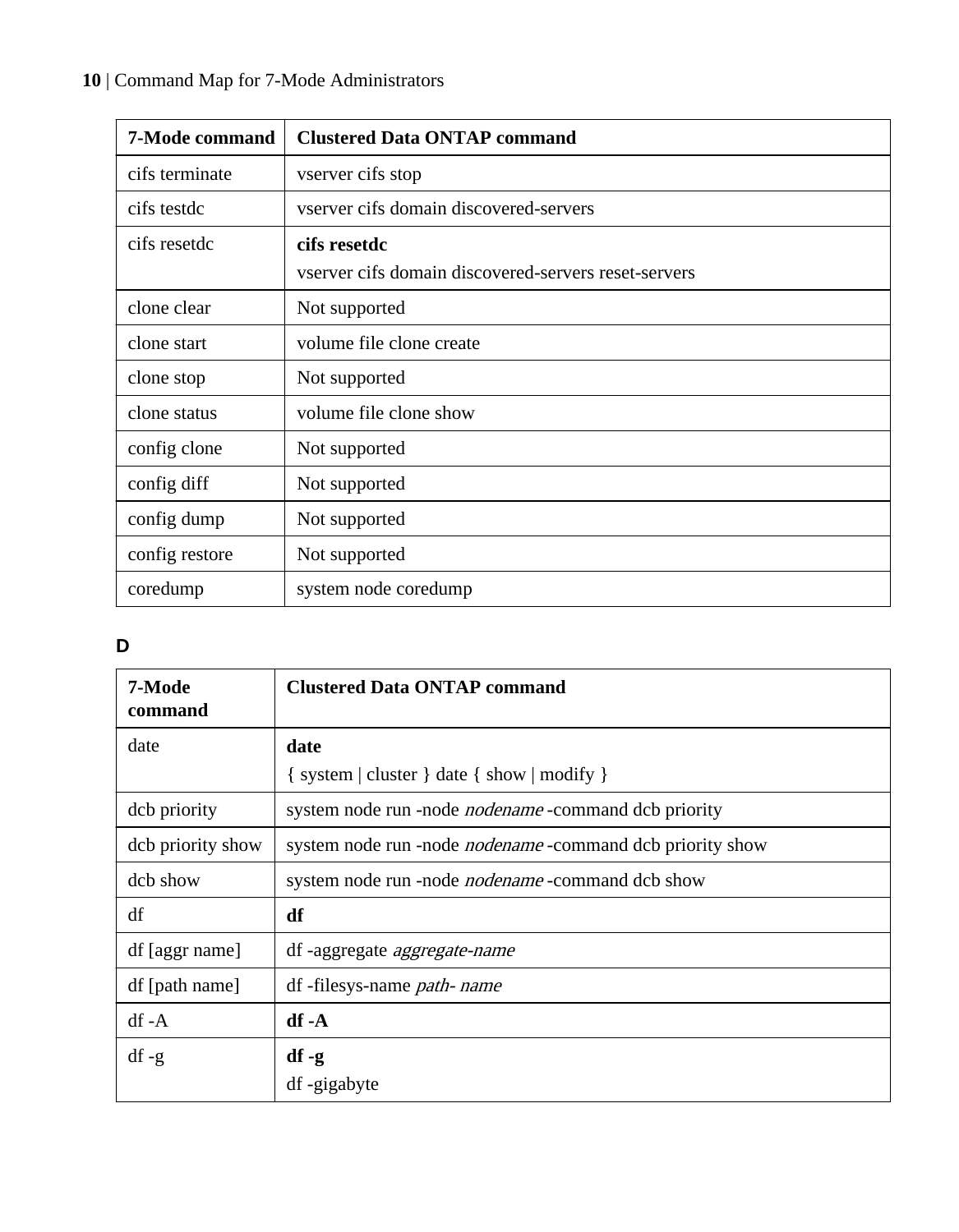| 7-Mode command | Clustered Data ONTAP command |
|---|---|
| cifs terminate | vserver cifs stop |
| cifs testdc | vserver cifs domain discovered-servers |
| cifs resetdc | **cifs resetdc**<br>vserver cifs domain discovered-servers reset-servers |
| clone clear | Not supported |
| clone start | volume file clone create |
| clone stop | Not supported |
| clone status | volume file clone show |
| config clone | Not supported |
| config diff | Not supported |
| config dump | Not supported |
| config restore | Not supported |
| coredump | system node coredump |

## D

| 7-Mode command | Clustered Data ONTAP command |
|---|---|
| date | **date**<br>{ system \| cluster } date { show \| modify } |
| dcb priority | system node run -node *nodename* -command dcb priority |
| dcb priority show | system node run -node *nodename* -command dcb priority show |
| dcb show | system node run -node *nodename* -command dcb show |
| df | **df** |
| df [aggr name] | df -aggregate *aggregate-name* |
| df [path name] | df -filesys-name *path- name* |
| df -A | **df -A** |
| df -g | **df -g**<br>df -gigabyte |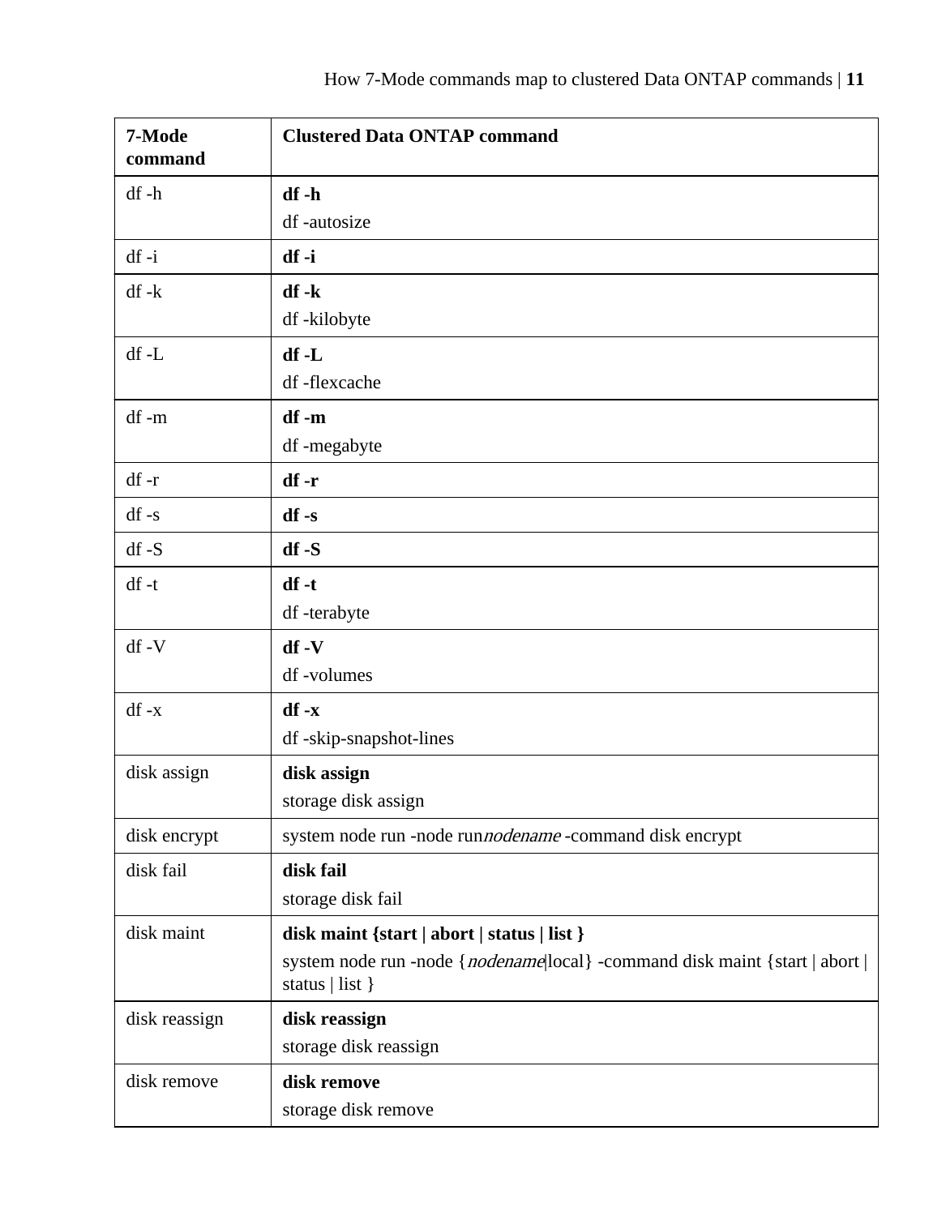| 7-Mode command | Clustered Data ONTAP command |
|---|---|
| df -h | **df -h**<br>df -autosize |
| df -i | **df -i** |
| df -k | **df -k**<br>df -kilobyte |
| df -L | **df -L**<br>df -flexcache |
| df -m | **df -m**<br>df -megabyte |
| df -r | **df -r** |
| df -s | **df -s** |
| df -S | **df -S** |
| df -t | **df -t**<br>df -terabyte |
| df -V | **df -V**<br>df -volumes |
| df -x | **df -x**<br>df -skip-snapshot-lines |
| disk assign | **disk assign**<br>storage disk assign |
| disk encrypt | system node run -node run*nodename* -command disk encrypt |
| disk fail | **disk fail**<br>storage disk fail |
| disk maint | **disk maint {start \| abort \| status \| list }**<br>system node run -node {*nodename*\|local} -command disk maint {start \| abort \| status \| list } |
| disk reassign | **disk reassign**<br>storage disk reassign |
| disk remove | **disk remove**<br>storage disk remove |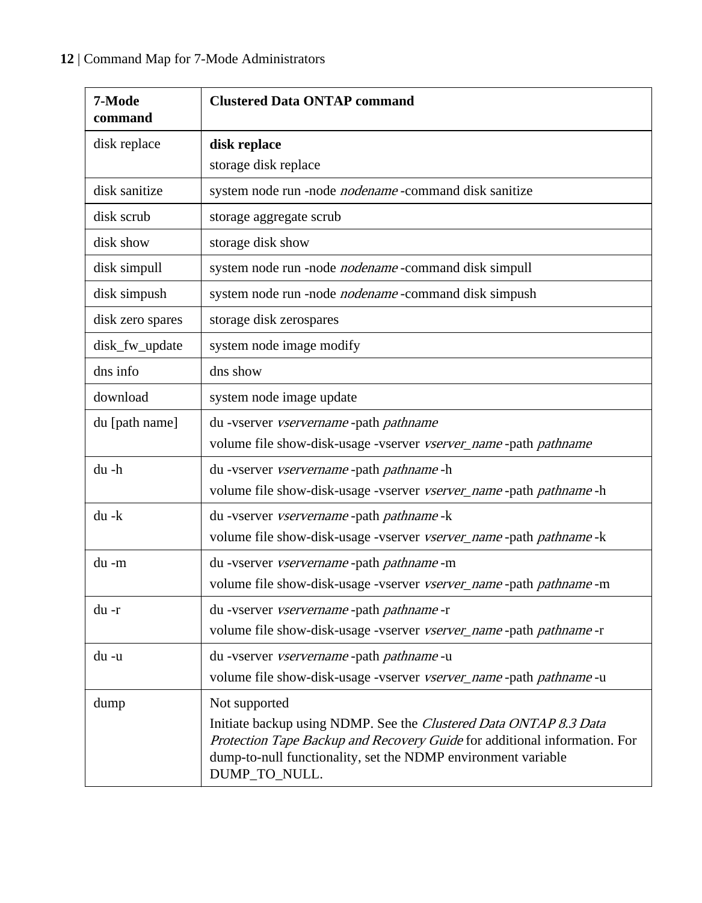| 7-Mode command | Clustered Data ONTAP command |
|---|---|
| disk replace | **disk replace**<br>storage disk replace |
| disk sanitize | system node run -node *nodename* -command disk sanitize |
| disk scrub | storage aggregate scrub |
| disk show | storage disk show |
| disk simpull | system node run -node *nodename* -command disk simpull |
| disk simpush | system node run -node *nodename* -command disk simpush |
| disk zero spares | storage disk zerospares |
| disk_fw_update | system node image modify |
| dns info | dns show |
| download | system node image update |
| du [path name] | du -vserver *vservername* -path *pathname*<br>volume file show-disk-usage -vserver *vserver_name* -path *pathname* |
| du -h | du -vserver *vservername* -path *pathname* -h<br>volume file show-disk-usage -vserver *vserver_name* -path *pathname* -h |
| du -k | du -vserver *vservername* -path *pathname* -k<br>volume file show-disk-usage -vserver *vserver_name* -path *pathname* -k |
| du -m | du -vserver *vservername* -path *pathname* -m<br>volume file show-disk-usage -vserver *vserver_name* -path *pathname* -m |
| du -r | du -vserver *vservername* -path *pathname* -r<br>volume file show-disk-usage -vserver *vserver_name* -path *pathname* -r |
| du -u | du -vserver *vservername* -path *pathname* -u<br>volume file show-disk-usage -vserver *vserver_name* -path *pathname* -u |
| dump | Not supported<br>Initiate backup using NDMP. See the *Clustered Data ONTAP 8.3 Data Protection Tape Backup and Recovery Guide* for additional information. For dump-to-null functionality, set the NDMP environment variable DUMP_TO_NULL. |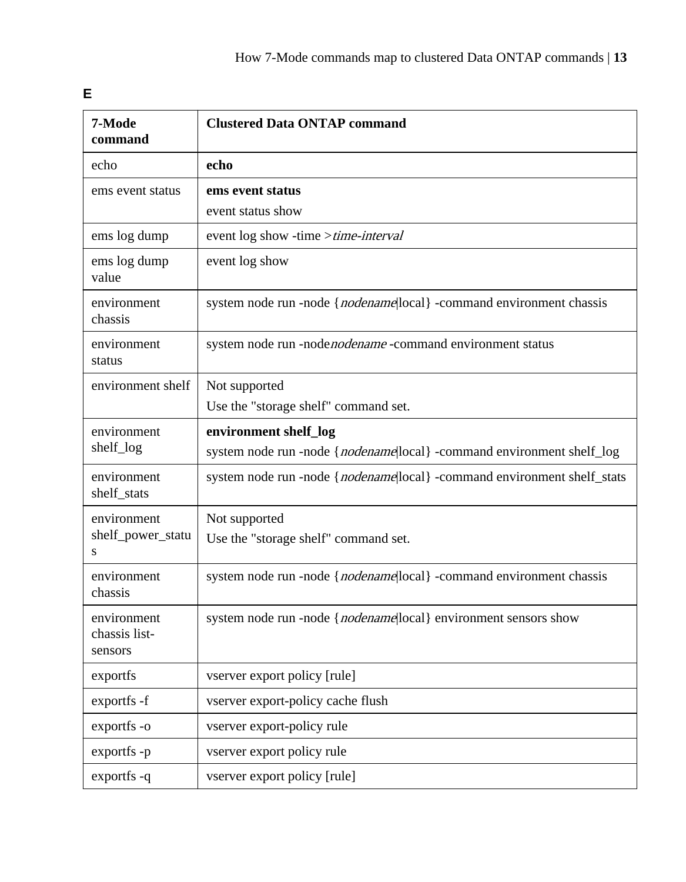## E

| 7-Mode command | Clustered Data ONTAP command |
| --- | --- |
| echo | **echo** |
| ems event status | **ems event status**<br>event status show |
| ems log dump | event log show -time >*time-interval* |
| ems log dump value | event log show |
| environment chassis | system node run -node {*nodename*\|local} -command environment chassis |
| environment status | system node run -node*nodename* -command environment status |
| environment shelf | Not supported<br>Use the "storage shelf" command set. |
| environment shelf_log | **environment shelf_log**<br>system node run -node {*nodename*\|local} -command environment shelf_log |
| environment shelf_stats | system node run -node {*nodename*\|local} -command environment shelf_stats |
| environment shelf_power_status | Not supported<br>Use the "storage shelf" command set. |
| environment chassis | system node run -node {*nodename*\|local} -command environment chassis |
| environment chassis list-sensors | system node run -node {*nodename*\|local} environment sensors show |
| exportfs | vserver export policy [rule] |
| exportfs -f | vserver export-policy cache flush |
| exportfs -o | vserver export-policy rule |
| exportfs -p | vserver export policy rule |
| exportfs -q | vserver export policy [rule] |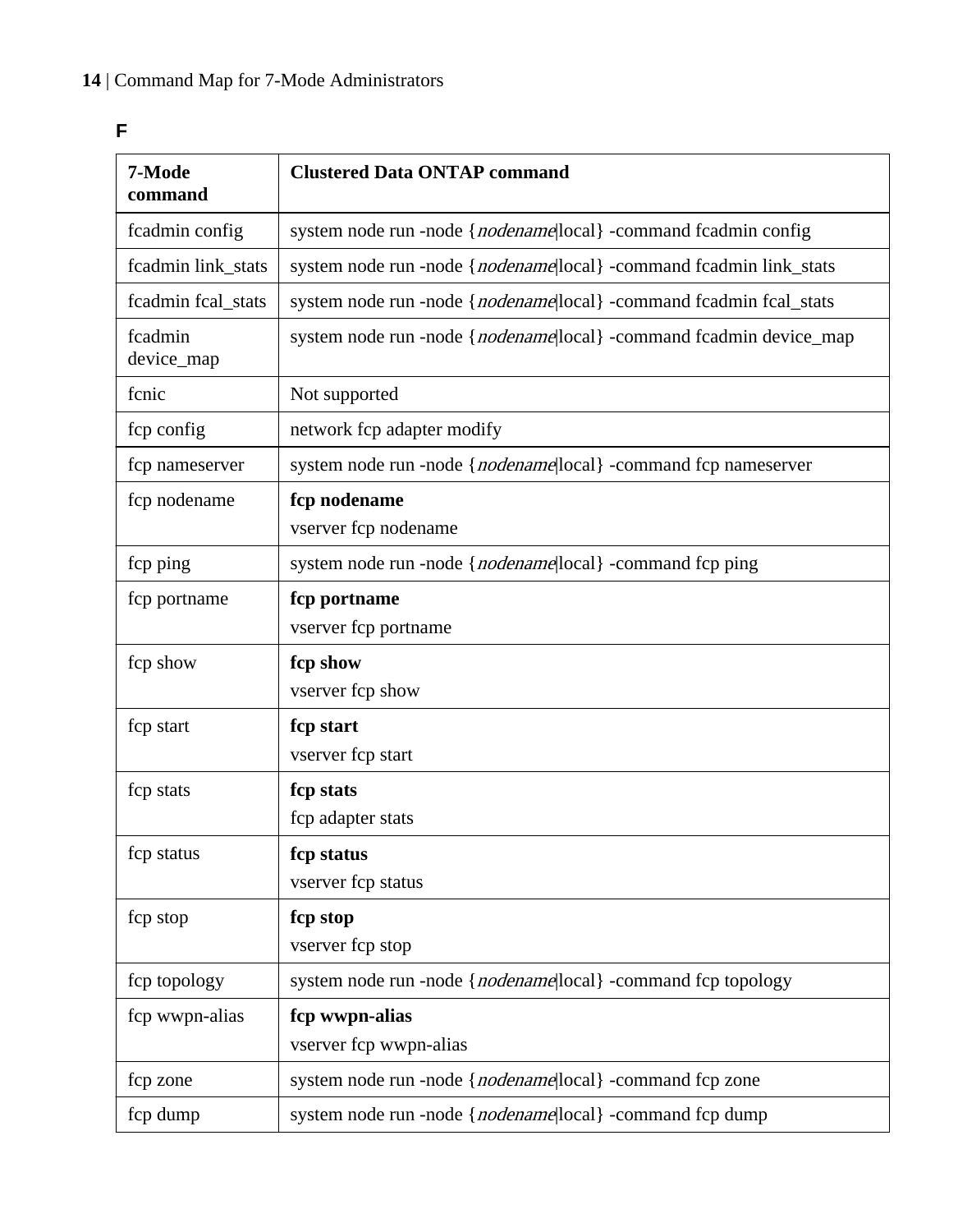## F

| 7-Mode command | Clustered Data ONTAP command |
|---|---|
| fcadmin config | system node run -node {*nodename*\|local} -command fcadmin config |
| fcadmin link_stats | system node run -node {*nodename*\|local} -command fcadmin link_stats |
| fcadmin fcal_stats | system node run -node {*nodename*\|local} -command fcadmin fcal_stats |
| fcadmin device_map | system node run -node {*nodename*\|local} -command fcadmin device_map |
| fcnic | Not supported |
| fcp config | network fcp adapter modify |
| fcp nameserver | system node run -node {*nodename*\|local} -command fcp nameserver |
| fcp nodename | **fcp nodename**<br>vserver fcp nodename |
| fcp ping | system node run -node {*nodename*\|local} -command fcp ping |
| fcp portname | **fcp portname**<br>vserver fcp portname |
| fcp show | **fcp show**<br>vserver fcp show |
| fcp start | **fcp start**<br>vserver fcp start |
| fcp stats | **fcp stats**<br>fcp adapter stats |
| fcp status | **fcp status**<br>vserver fcp status |
| fcp stop | **fcp stop**<br>vserver fcp stop |
| fcp topology | system node run -node {*nodename*\|local} -command fcp topology |
| fcp wwpn-alias | **fcp wwpn-alias**<br>vserver fcp wwpn-alias |
| fcp zone | system node run -node {*nodename*\|local} -command fcp zone |
| fcp dump | system node run -node {*nodename*\|local} -command fcp dump |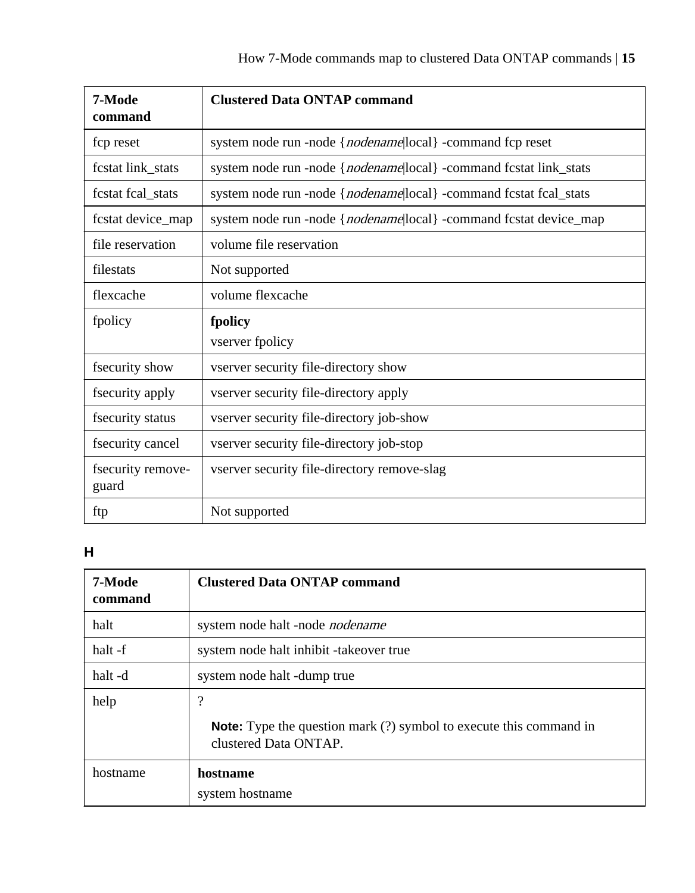| 7-Mode command | Clustered Data ONTAP command |
|---|---|
| fcp reset | system node run -node {*nodename*\|local} -command fcp reset |
| fcstat link_stats | system node run -node {*nodename*\|local} -command fcstat link_stats |
| fcstat fcal_stats | system node run -node {*nodename*\|local} -command fcstat fcal_stats |
| fcstat device_map | system node run -node {*nodename*\|local} -command fcstat device_map |
| file reservation | volume file reservation |
| filestats | Not supported |
| flexcache | volume flexcache |
| fpolicy | **fpolicy**<br>vserver fpolicy |
| fsecurity show | vserver security file-directory show |
| fsecurity apply | vserver security file-directory apply |
| fsecurity status | vserver security file-directory job-show |
| fsecurity cancel | vserver security file-directory job-stop |
| fsecurity remove-guard | vserver security file-directory remove-slag |
| ftp | Not supported |

### H

| 7-Mode command | Clustered Data ONTAP command |
|---|---|
| halt | system node halt -node *nodename* |
| halt -f | system node halt inhibit -takeover true |
| halt -d | system node halt -dump true |
| help | ?<br>**Note:** Type the question mark (?) symbol to execute this command in clustered Data ONTAP. |
| hostname | **hostname**<br>system hostname |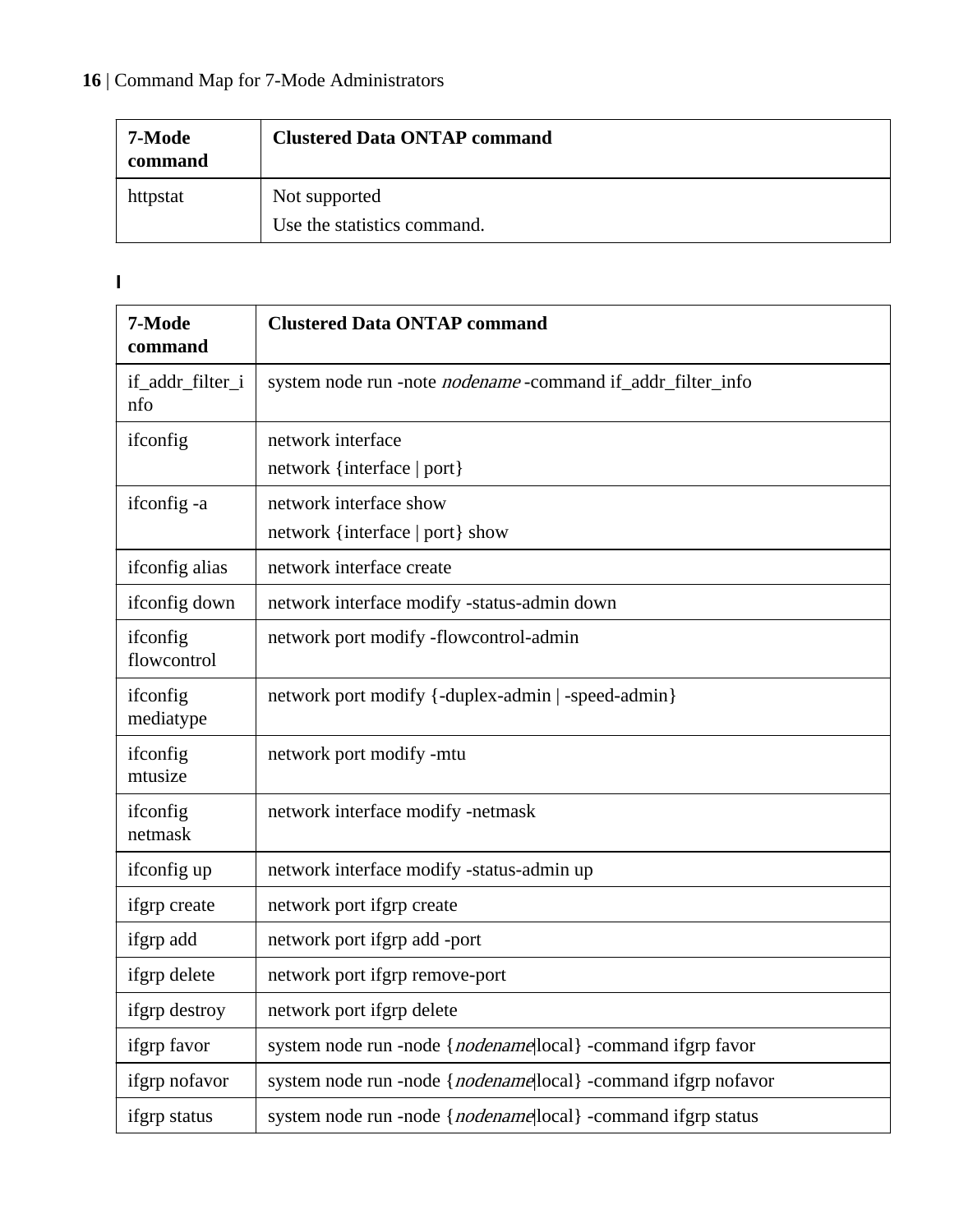| 7-Mode command | Clustered Data ONTAP command |
|---|---|
| httpstat | Not supported<br>Use the statistics command. |

## I

| 7-Mode command | Clustered Data ONTAP command |
|---|---|
| if_addr_filter_info | system node run -note *nodename* -command if_addr_filter_info |
| ifconfig | network interface<br>network {interface \| port} |
| ifconfig -a | network interface show<br>network {interface \| port} show |
| ifconfig alias | network interface create |
| ifconfig down | network interface modify -status-admin down |
| ifconfig flowcontrol | network port modify -flowcontrol-admin |
| ifconfig mediatype | network port modify {-duplex-admin \| -speed-admin} |
| ifconfig mtusize | network port modify -mtu |
| ifconfig netmask | network interface modify -netmask |
| ifconfig up | network interface modify -status-admin up |
| ifgrp create | network port ifgrp create |
| ifgrp add | network port ifgrp add -port |
| ifgrp delete | network port ifgrp remove-port |
| ifgrp destroy | network port ifgrp delete |
| ifgrp favor | system node run -node {*nodename*\|local} -command ifgrp favor |
| ifgrp nofavor | system node run -node {*nodename*\|local} -command ifgrp nofavor |
| ifgrp status | system node run -node {*nodename*\|local} -command ifgrp status |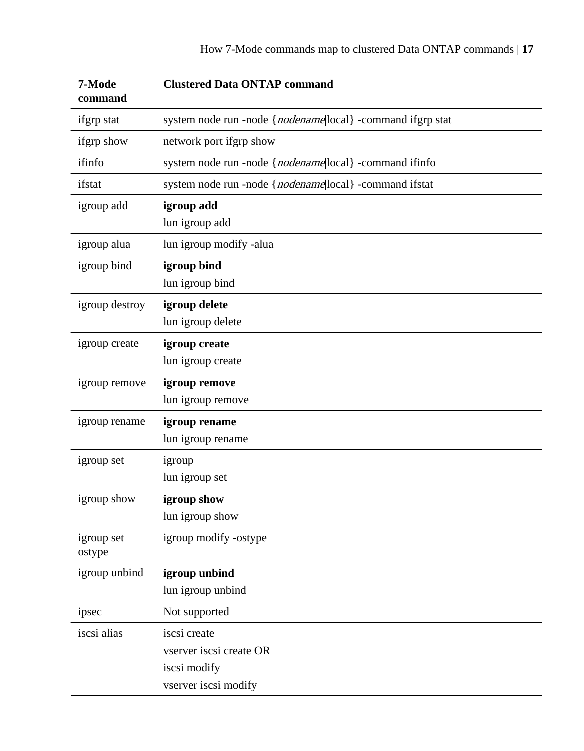| 7-Mode command | Clustered Data ONTAP command |
|---|---|
| ifgrp stat | system node run -node {*nodename*\|local} -command ifgrp stat |
| ifgrp show | network port ifgrp show |
| ifinfo | system node run -node {*nodename*\|local} -command ifinfo |
| ifstat | system node run -node {*nodename*\|local} -command ifstat |
| igroup add | **igroup add**<br>lun igroup add |
| igroup alua | lun igroup modify -alua |
| igroup bind | **igroup bind**<br>lun igroup bind |
| igroup destroy | **igroup delete**<br>lun igroup delete |
| igroup create | **igroup create**<br>lun igroup create |
| igroup remove | **igroup remove**<br>lun igroup remove |
| igroup rename | **igroup rename**<br>lun igroup rename |
| igroup set | igroup<br>lun igroup set |
| igroup show | **igroup show**<br>lun igroup show |
| igroup set ostype | igroup modify -ostype |
| igroup unbind | **igroup unbind**<br>lun igroup unbind |
| ipsec | Not supported |
| iscsi alias | iscsi create<br>vserver iscsi create OR<br>iscsi modify<br>vserver iscsi modify |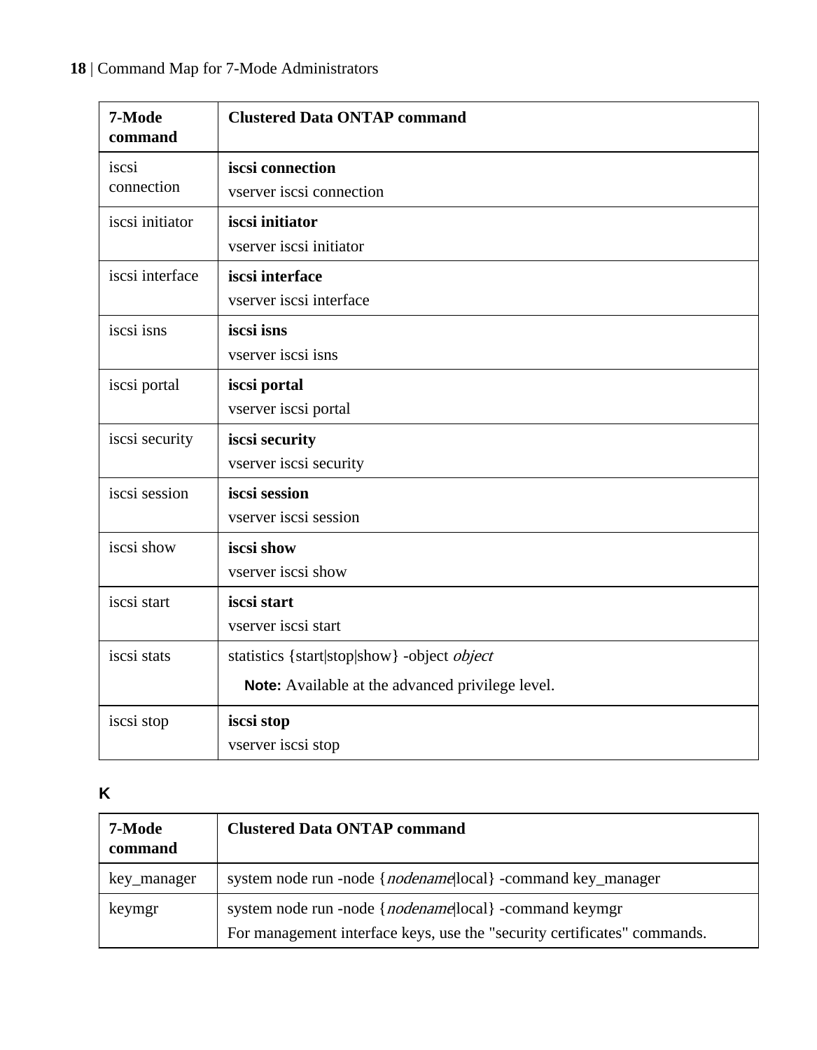| 7-Mode command | Clustered Data ONTAP command |
|---|---|
| iscsi connection | **iscsi connection**<br>vserver iscsi connection |
| iscsi initiator | **iscsi initiator**<br>vserver iscsi initiator |
| iscsi interface | **iscsi interface**<br>vserver iscsi interface |
| iscsi isns | **iscsi isns**<br>vserver iscsi isns |
| iscsi portal | **iscsi portal**<br>vserver iscsi portal |
| iscsi security | **iscsi security**<br>vserver iscsi security |
| iscsi session | **iscsi session**<br>vserver iscsi session |
| iscsi show | **iscsi show**<br>vserver iscsi show |
| iscsi start | **iscsi start**<br>vserver iscsi start |
| iscsi stats | statistics {start\|stop\|show} -object *object*<br>**Note:** Available at the advanced privilege level. |
| iscsi stop | **iscsi stop**<br>vserver iscsi stop |

## K

| 7-Mode command | Clustered Data ONTAP command |
|---|---|
| key_manager | system node run -node {*nodename*\|local} -command key_manager |
| keymgr | system node run -node {*nodename*\|local} -command keymgr<br>For management interface keys, use the "security certificates" commands. |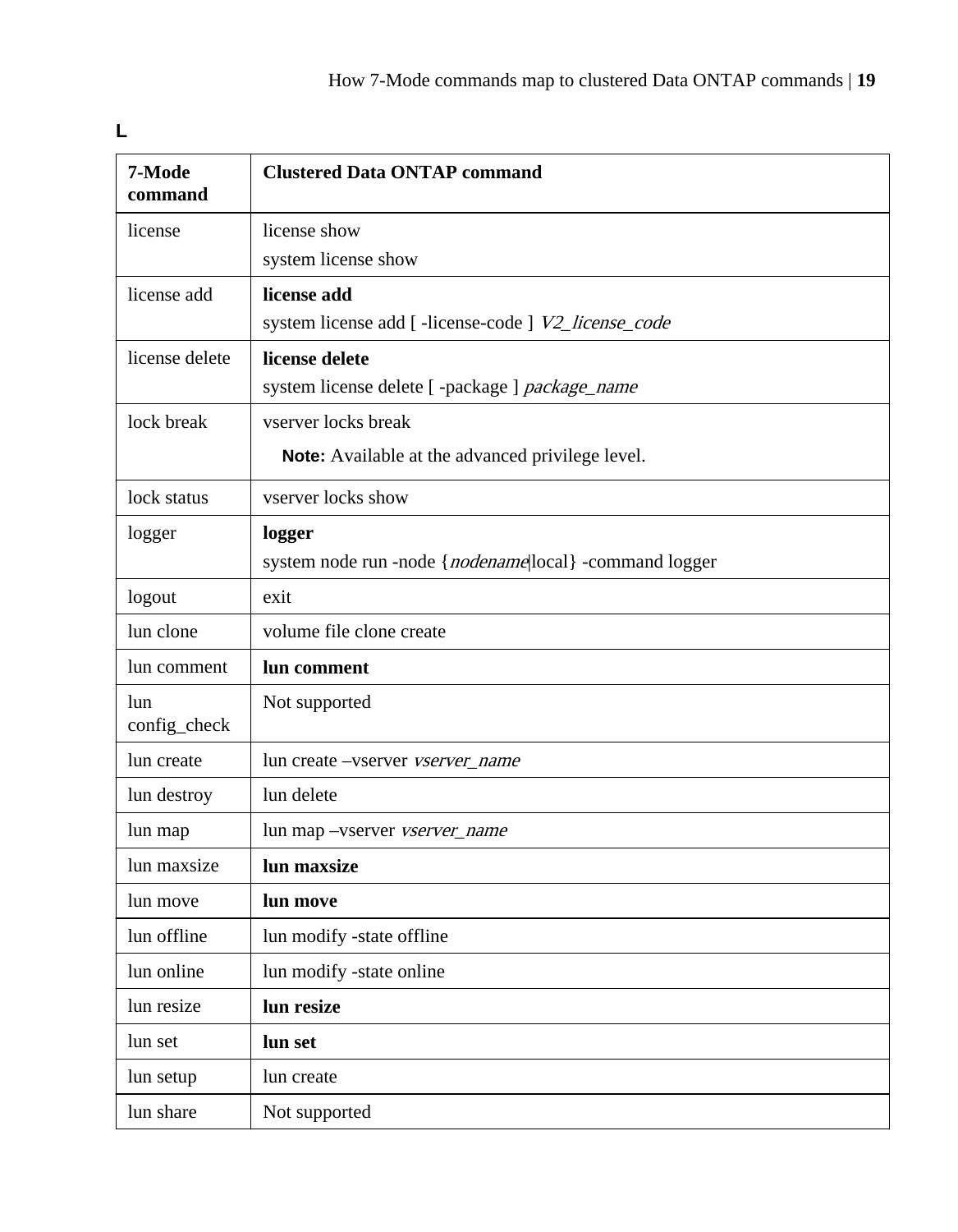## L

| 7-Mode command | Clustered Data ONTAP command |
|---|---|
| license | license show<br>system license show |
| license add | **license add**<br>system license add [ -license-code ] *V2_license_code* |
| license delete | **license delete**<br>system license delete [ -package ] *package_name* |
| lock break | vserver locks break<br>**Note:** Available at the advanced privilege level. |
| lock status | vserver locks show |
| logger | **logger**<br>system node run -node {*nodename*\|local} -command logger |
| logout | exit |
| lun clone | volume file clone create |
| lun comment | **lun comment** |
| lun config_check | Not supported |
| lun create | lun create –vserver *vserver_name* |
| lun destroy | lun delete |
| lun map | lun map –vserver *vserver_name* |
| lun maxsize | **lun maxsize** |
| lun move | **lun move** |
| lun offline | lun modify -state offline |
| lun online | lun modify -state online |
| lun resize | **lun resize** |
| lun set | **lun set** |
| lun setup | lun create |
| lun share | Not supported |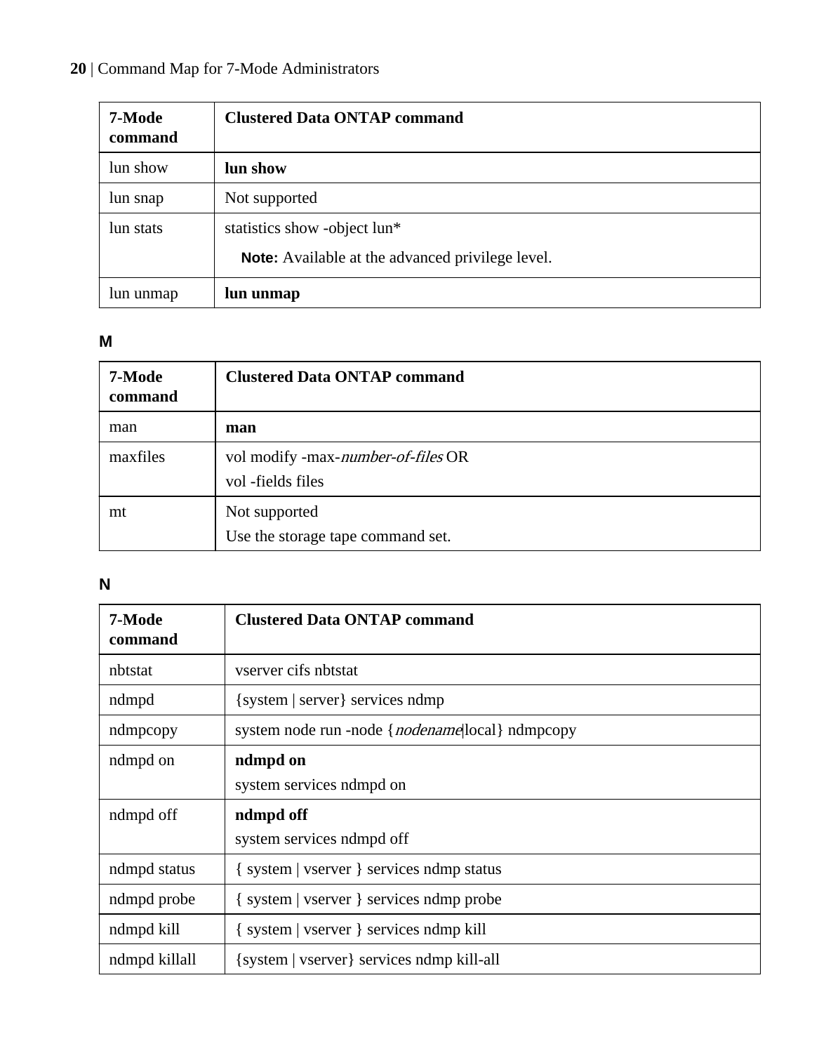| 7-Mode command | Clustered Data ONTAP command |
| --- | --- |
| lun show | **lun show** |
| lun snap | Not supported |
| lun stats | statistics show -object lun* **Note:** Available at the advanced privilege level. |
| lun unmap | **lun unmap** |

## M

| 7-Mode command | Clustered Data ONTAP command |
| --- | --- |
| man | **man** |
| maxfiles | vol modify -max-*number-of-files* OR vol -fields files |
| mt | Not supported Use the storage tape command set. |

## N

| 7-Mode command | Clustered Data ONTAP command |
| --- | --- |
| nbtstat | vserver cifs nbtstat |
| ndmpd | {system \| server} services ndmp |
| ndmpcopy | system node run -node {*nodename*\|local} ndmpcopy |
| ndmpd on | **ndmpd on** system services ndmpd on |
| ndmpd off | **ndmpd off** system services ndmpd off |
| ndmpd status | { system \| vserver } services ndmp status |
| ndmpd probe | { system \| vserver } services ndmp probe |
| ndmpd kill | { system \| vserver } services ndmp kill |
| ndmpd killall | {system \| vserver} services ndmp kill-all |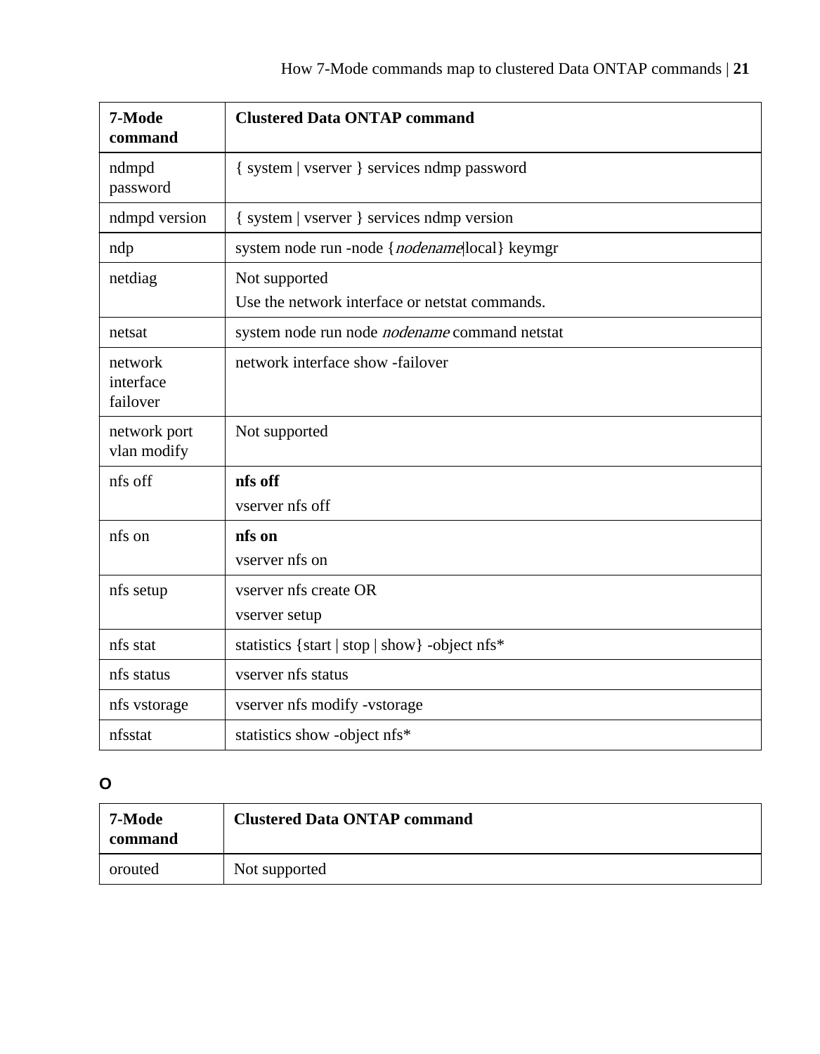| 7-Mode command | Clustered Data ONTAP command |
|---|---|
| ndmpd password | { system \| vserver } services ndmp password |
| ndmpd version | { system \| vserver } services ndmp version |
| ndp | system node run -node {*nodename*\|local} keymgr |
| netdiag | Not supported<br>Use the network interface or netstat commands. |
| netsat | system node run node *nodename* command netstat |
| network interface failover | network interface show -failover |
| network port vlan modify | Not supported |
| nfs off | **nfs off**<br>vserver nfs off |
| nfs on | **nfs on**<br>vserver nfs on |
| nfs setup | vserver nfs create OR<br>vserver setup |
| nfs stat | statistics {start \| stop \| show} -object nfs* |
| nfs status | vserver nfs status |
| nfs vstorage | vserver nfs modify -vstorage |
| nfsstat | statistics show -object nfs* |

## O

| 7-Mode command | Clustered Data ONTAP command |
|---|---|
| orouted | Not supported |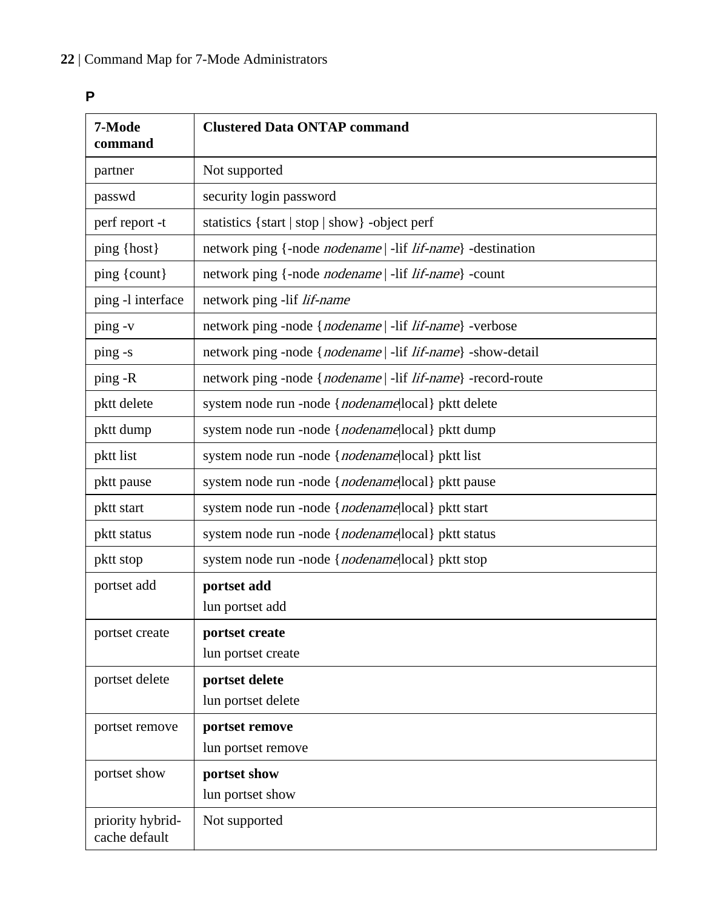## P

| 7-Mode command | Clustered Data ONTAP command |
|---|---|
| partner | Not supported |
| passwd | security login password |
| perf report -t | statistics {start \| stop \| show} -object perf |
| ping {host} | network ping {-node *nodename* \| -lif *lif-name*} -destination |
| ping {count} | network ping {-node *nodename* \| -lif *lif-name*} -count |
| ping -l interface | network ping -lif *lif-name* |
| ping -v | network ping -node {*nodename* \| -lif *lif-name*} -verbose |
| ping -s | network ping -node {*nodename* \| -lif *lif-name*} -show-detail |
| ping -R | network ping -node {*nodename* \| -lif *lif-name*} -record-route |
| pktt delete | system node run -node {*nodename*\|local} pktt delete |
| pktt dump | system node run -node {*nodename*\|local} pktt dump |
| pktt list | system node run -node {*nodename*\|local} pktt list |
| pktt pause | system node run -node {*nodename*\|local} pktt pause |
| pktt start | system node run -node {*nodename*\|local} pktt start |
| pktt status | system node run -node {*nodename*\|local} pktt status |
| pktt stop | system node run -node {*nodename*\|local} pktt stop |
| portset add | **portset add**<br>lun portset add |
| portset create | **portset create**<br>lun portset create |
| portset delete | **portset delete**<br>lun portset delete |
| portset remove | **portset remove**<br>lun portset remove |
| portset show | **portset show**<br>lun portset show |
| priority hybrid-cache default | Not supported |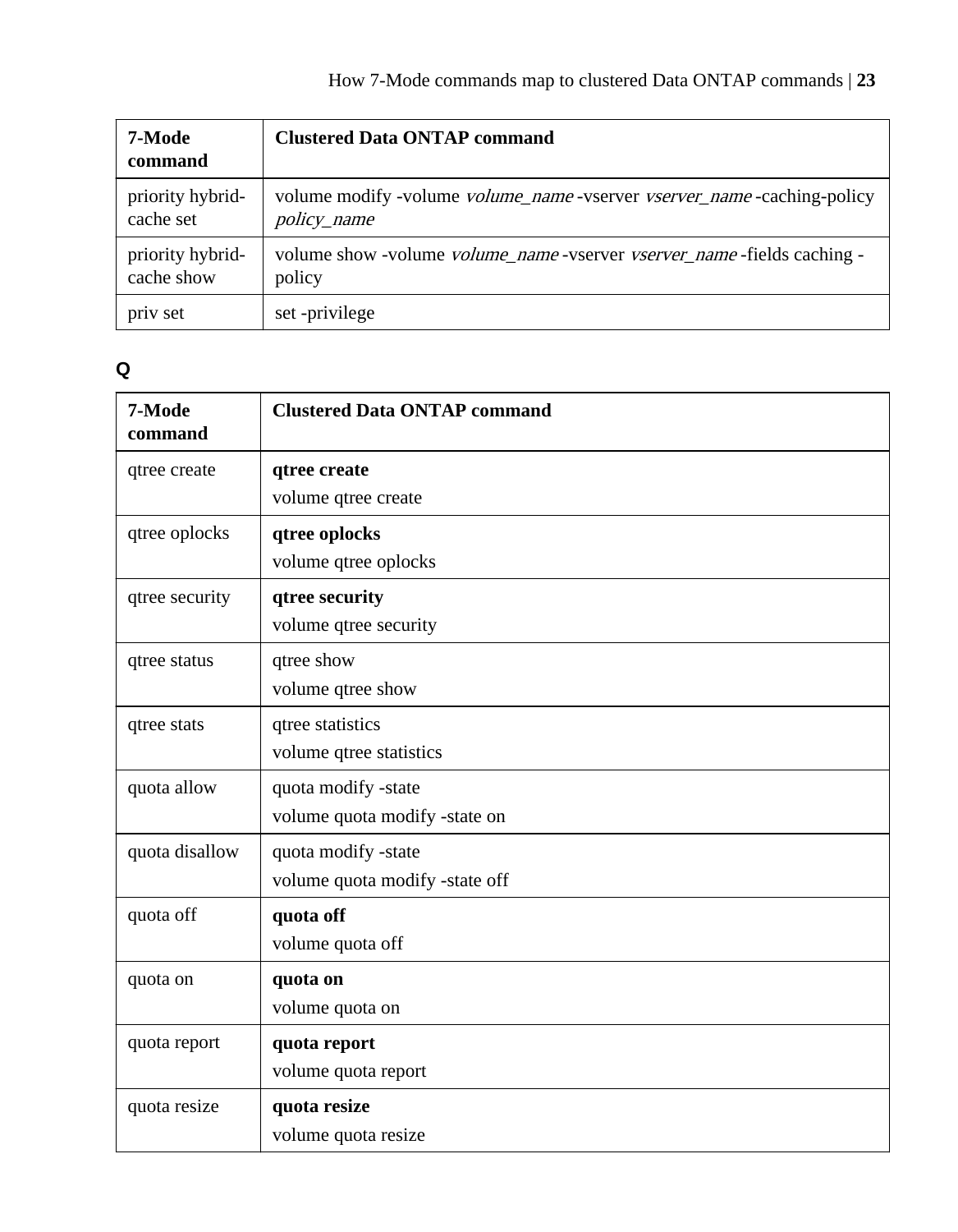| 7-Mode command | Clustered Data ONTAP command |
| --- | --- |
| priority hybrid-cache set | volume modify -volume *volume_name* -vserver *vserver_name* -caching-policy *policy_name* |
| priority hybrid-cache show | volume show -volume *volume_name* -vserver *vserver_name* -fields caching -policy |
| priv set | set -privilege |

## Q

| 7-Mode command | Clustered Data ONTAP command |
| --- | --- |
| qtree create | **qtree create**<br>volume qtree create |
| qtree oplocks | **qtree oplocks**<br>volume qtree oplocks |
| qtree security | **qtree security**<br>volume qtree security |
| qtree status | qtree show<br>volume qtree show |
| qtree stats | qtree statistics<br>volume qtree statistics |
| quota allow | quota modify -state<br>volume quota modify -state on |
| quota disallow | quota modify -state<br>volume quota modify -state off |
| quota off | **quota off**<br>volume quota off |
| quota on | **quota on**<br>volume quota on |
| quota report | **quota report**<br>volume quota report |
| quota resize | **quota resize**<br>volume quota resize |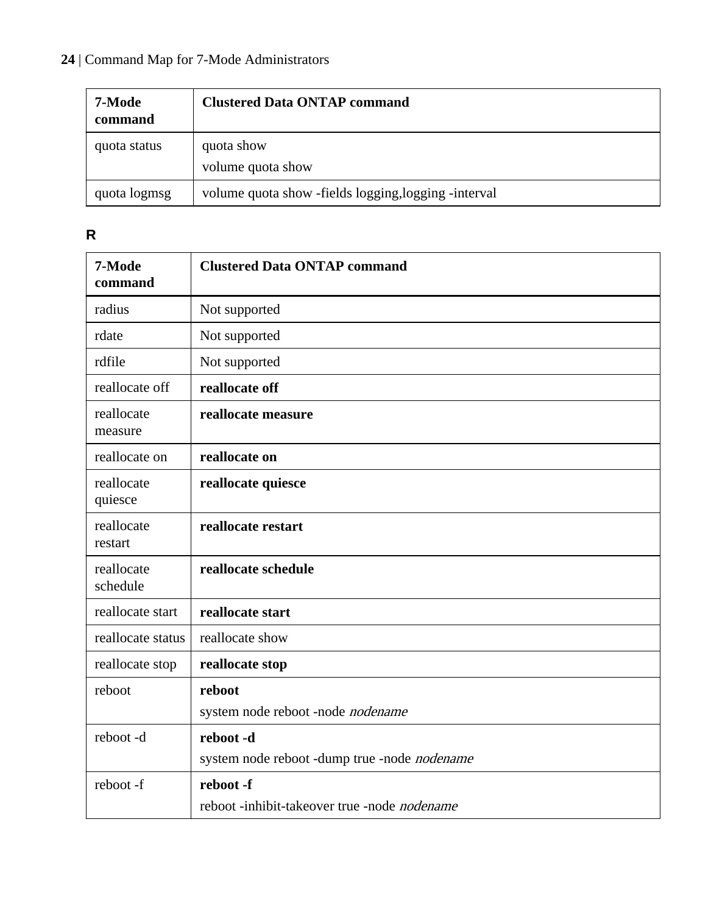| 7-Mode command | Clustered Data ONTAP command |
|---|---|
| quota status | quota show<br>volume quota show |
| quota logmsg | volume quota show -fields logging,logging -interval |

## R

| 7-Mode command | Clustered Data ONTAP command |
|---|---|
| radius | Not supported |
| rdate | Not supported |
| rdfile | Not supported |
| reallocate off | **reallocate off** |
| reallocate measure | **reallocate measure** |
| reallocate on | **reallocate on** |
| reallocate quiesce | **reallocate quiesce** |
| reallocate restart | **reallocate restart** |
| reallocate schedule | **reallocate schedule** |
| reallocate start | **reallocate start** |
| reallocate status | reallocate show |
| reallocate stop | **reallocate stop** |
| reboot | **reboot**<br>system node reboot -node *nodename* |
| reboot -d | **reboot -d**<br>system node reboot -dump true -node *nodename* |
| reboot -f | **reboot -f**<br>reboot -inhibit-takeover true -node *nodename* |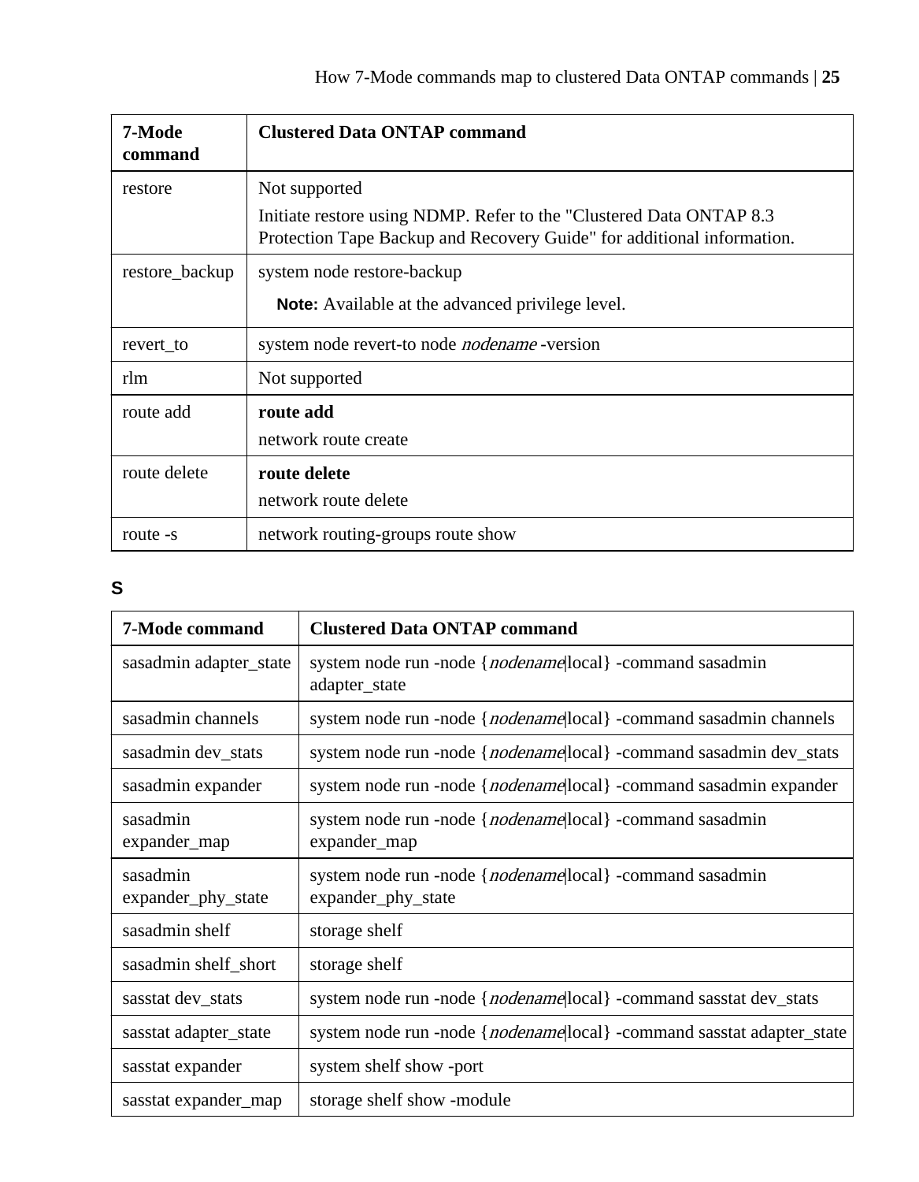| 7-Mode command | Clustered Data ONTAP command |
|---|---|
| restore | Not supported<br>Initiate restore using NDMP. Refer to the "Clustered Data ONTAP 8.3 Protection Tape Backup and Recovery Guide" for additional information. |
| restore_backup | system node restore-backup<br>**Note:** Available at the advanced privilege level. |
| revert_to | system node revert-to node *nodename* -version |
| rlm | Not supported |
| route add | **route add**<br>network route create |
| route delete | **route delete**<br>network route delete |
| route -s | network routing-groups route show |

## S

| 7-Mode command | Clustered Data ONTAP command |
|---|---|
| sasadmin adapter_state | system node run -node {*nodename*\|local} -command sasadmin adapter_state |
| sasadmin channels | system node run -node {*nodename*\|local} -command sasadmin channels |
| sasadmin dev_stats | system node run -node {*nodename*\|local} -command sasadmin dev_stats |
| sasadmin expander | system node run -node {*nodename*\|local} -command sasadmin expander |
| sasadmin expander_map | system node run -node {*nodename*\|local} -command sasadmin expander_map |
| sasadmin expander_phy_state | system node run -node {*nodename*\|local} -command sasadmin expander_phy_state |
| sasadmin shelf | storage shelf |
| sasadmin shelf_short | storage shelf |
| sasstat dev_stats | system node run -node {*nodename*\|local} -command sasstat dev_stats |
| sasstat adapter_state | system node run -node {*nodename*\|local} -command sasstat adapter_state |
| sasstat expander | system shelf show -port |
| sasstat expander_map | storage shelf show -module |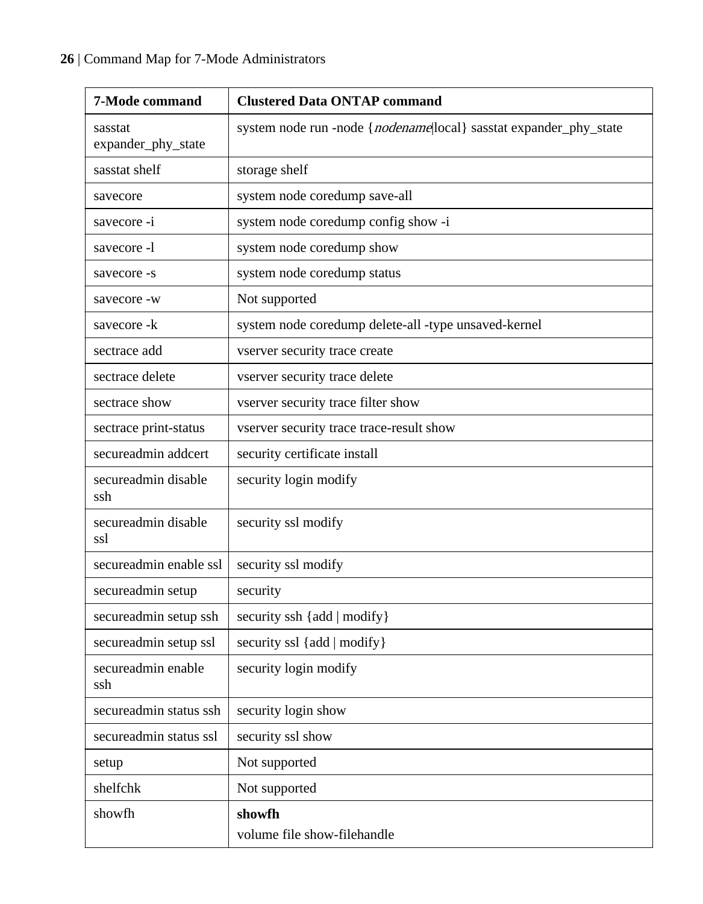| 7-Mode command | Clustered Data ONTAP command |
|---|---|
| sasstat expander_phy_state | system node run -node {*nodename*\|local} sasstat expander_phy_state |
| sasstat shelf | storage shelf |
| savecore | system node coredump save-all |
| savecore -i | system node coredump config show -i |
| savecore -l | system node coredump show |
| savecore -s | system node coredump status |
| savecore -w | Not supported |
| savecore -k | system node coredump delete-all -type unsaved-kernel |
| sectrace add | vserver security trace create |
| sectrace delete | vserver security trace delete |
| sectrace show | vserver security trace filter show |
| sectrace print-status | vserver security trace trace-result show |
| secureadmin addcert | security certificate install |
| secureadmin disable ssh | security login modify |
| secureadmin disable ssl | security ssl modify |
| secureadmin enable ssl | security ssl modify |
| secureadmin setup | security |
| secureadmin setup ssh | security ssh {add \| modify} |
| secureadmin setup ssl | security ssl {add \| modify} |
| secureadmin enable ssh | security login modify |
| secureadmin status ssh | security login show |
| secureadmin status ssl | security ssl show |
| setup | Not supported |
| shelfchk | Not supported |
| showfh | **showfh**<br>volume file show-filehandle |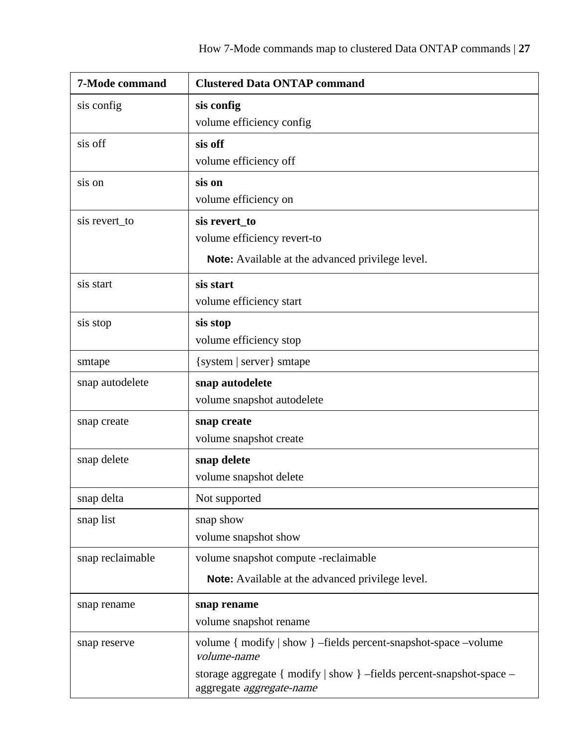| 7-Mode command | Clustered Data ONTAP command |
|---|---|
| sis config | **sis config**<br>volume efficiency config |
| sis off | **sis off**<br>volume efficiency off |
| sis on | **sis on**<br>volume efficiency on |
| sis revert_to | **sis revert_to**<br>volume efficiency revert-to<br>**Note:** Available at the advanced privilege level. |
| sis start | **sis start**<br>volume efficiency start |
| sis stop | **sis stop**<br>volume efficiency stop |
| smtape | {system \| server} smtape |
| snap autodelete | **snap autodelete**<br>volume snapshot autodelete |
| snap create | **snap create**<br>volume snapshot create |
| snap delete | **snap delete**<br>volume snapshot delete |
| snap delta | Not supported |
| snap list | snap show<br>volume snapshot show |
| snap reclaimable | volume snapshot compute -reclaimable<br>**Note:** Available at the advanced privilege level. |
| snap rename | **snap rename**<br>volume snapshot rename |
| snap reserve | volume { modify \| show } –fields percent-snapshot-space –volume *volume-name*<br>storage aggregate { modify \| show } –fields percent-snapshot-space –aggregate *aggregate-name* |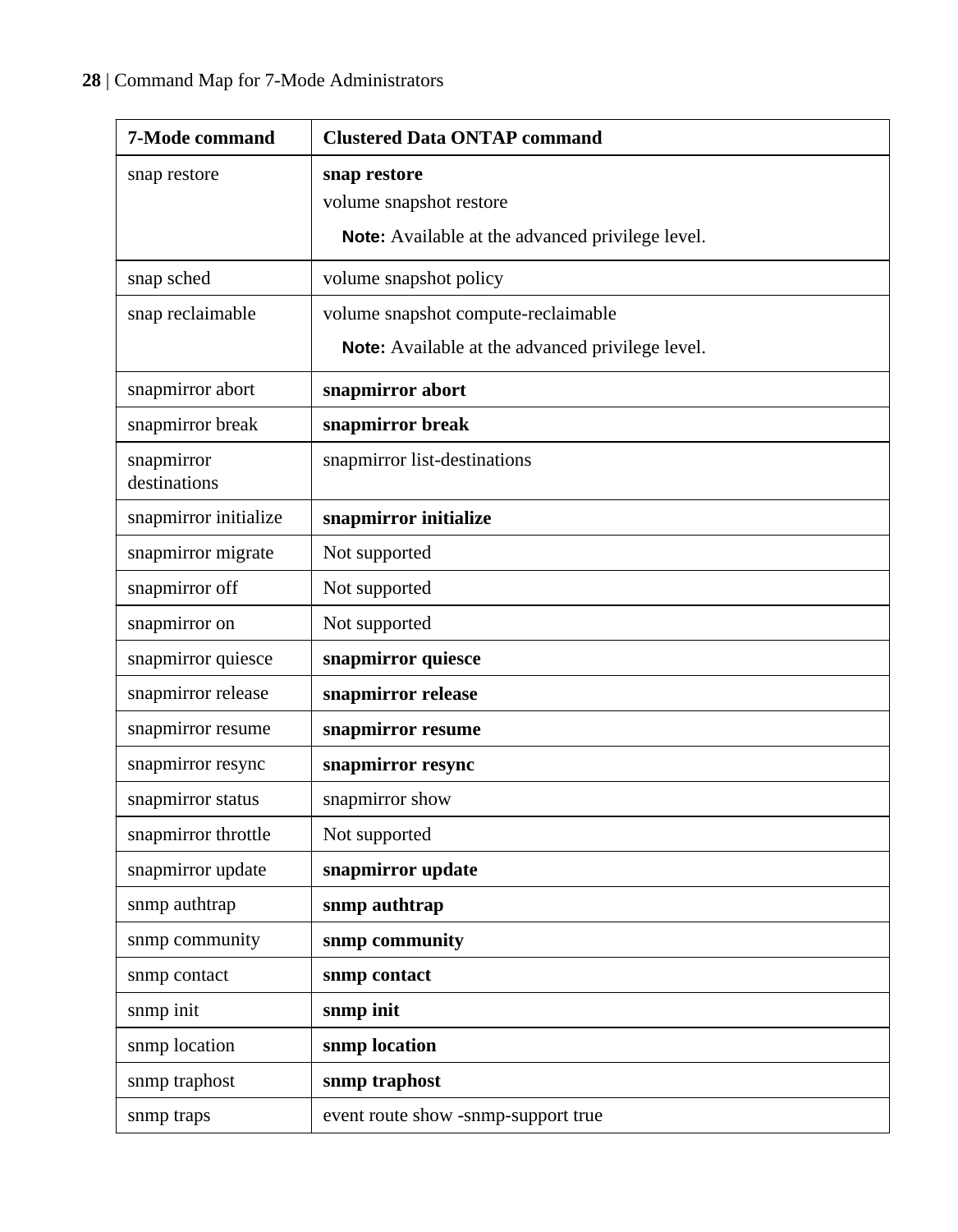| 7-Mode command | Clustered Data ONTAP command |
|---|---|
| snap restore | **snap restore**<br>volume snapshot restore<br>**Note:** Available at the advanced privilege level. |
| snap sched | volume snapshot policy |
| snap reclaimable | volume snapshot compute-reclaimable<br>**Note:** Available at the advanced privilege level. |
| snapmirror abort | **snapmirror abort** |
| snapmirror break | **snapmirror break** |
| snapmirror destinations | snapmirror list-destinations |
| snapmirror initialize | **snapmirror initialize** |
| snapmirror migrate | Not supported |
| snapmirror off | Not supported |
| snapmirror on | Not supported |
| snapmirror quiesce | **snapmirror quiesce** |
| snapmirror release | **snapmirror release** |
| snapmirror resume | **snapmirror resume** |
| snapmirror resync | **snapmirror resync** |
| snapmirror status | snapmirror show |
| snapmirror throttle | Not supported |
| snapmirror update | **snapmirror update** |
| snmp authtrap | **snmp authtrap** |
| snmp community | **snmp community** |
| snmp contact | **snmp contact** |
| snmp init | **snmp init** |
| snmp location | **snmp location** |
| snmp traphost | **snmp traphost** |
| snmp traps | event route show -snmp-support true |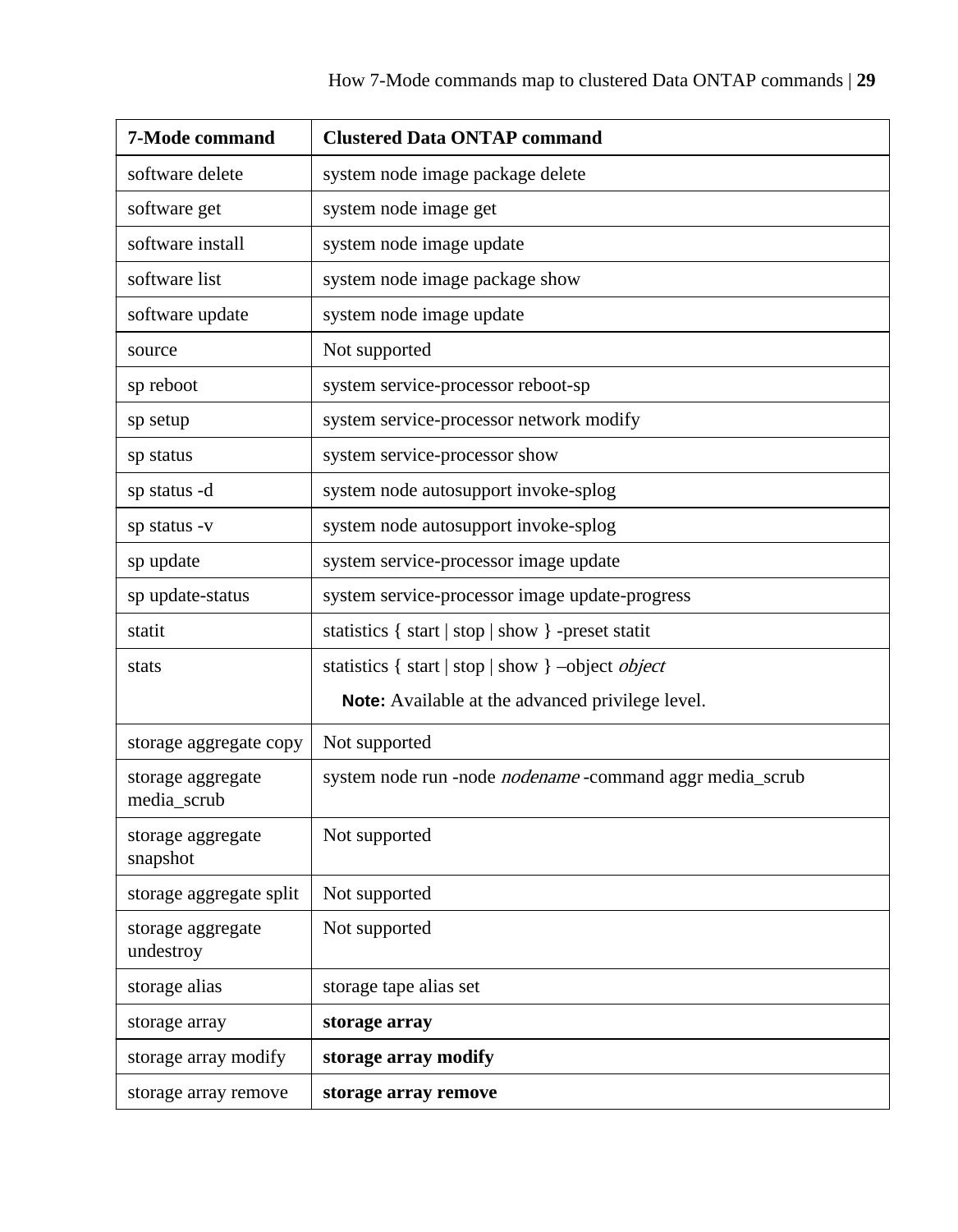| 7-Mode command | Clustered Data ONTAP command |
|---|---|
| software delete | system node image package delete |
| software get | system node image get |
| software install | system node image update |
| software list | system node image package show |
| software update | system node image update |
| source | Not supported |
| sp reboot | system service-processor reboot-sp |
| sp setup | system service-processor network modify |
| sp status | system service-processor show |
| sp status -d | system node autosupport invoke-splog |
| sp status -v | system node autosupport invoke-splog |
| sp update | system service-processor image update |
| sp update-status | system service-processor image update-progress |
| statit | statistics { start \| stop \| show } -preset statit |
| stats | statistics { start \| stop \| show } –object *object*<br><br>**Note:** Available at the advanced privilege level. |
| storage aggregate copy | Not supported |
| storage aggregate media_scrub | system node run -node *nodename* -command aggr media_scrub |
| storage aggregate snapshot | Not supported |
| storage aggregate split | Not supported |
| storage aggregate undestroy | Not supported |
| storage alias | storage tape alias set |
| storage array | **storage array** |
| storage array modify | **storage array modify** |
| storage array remove | **storage array remove** |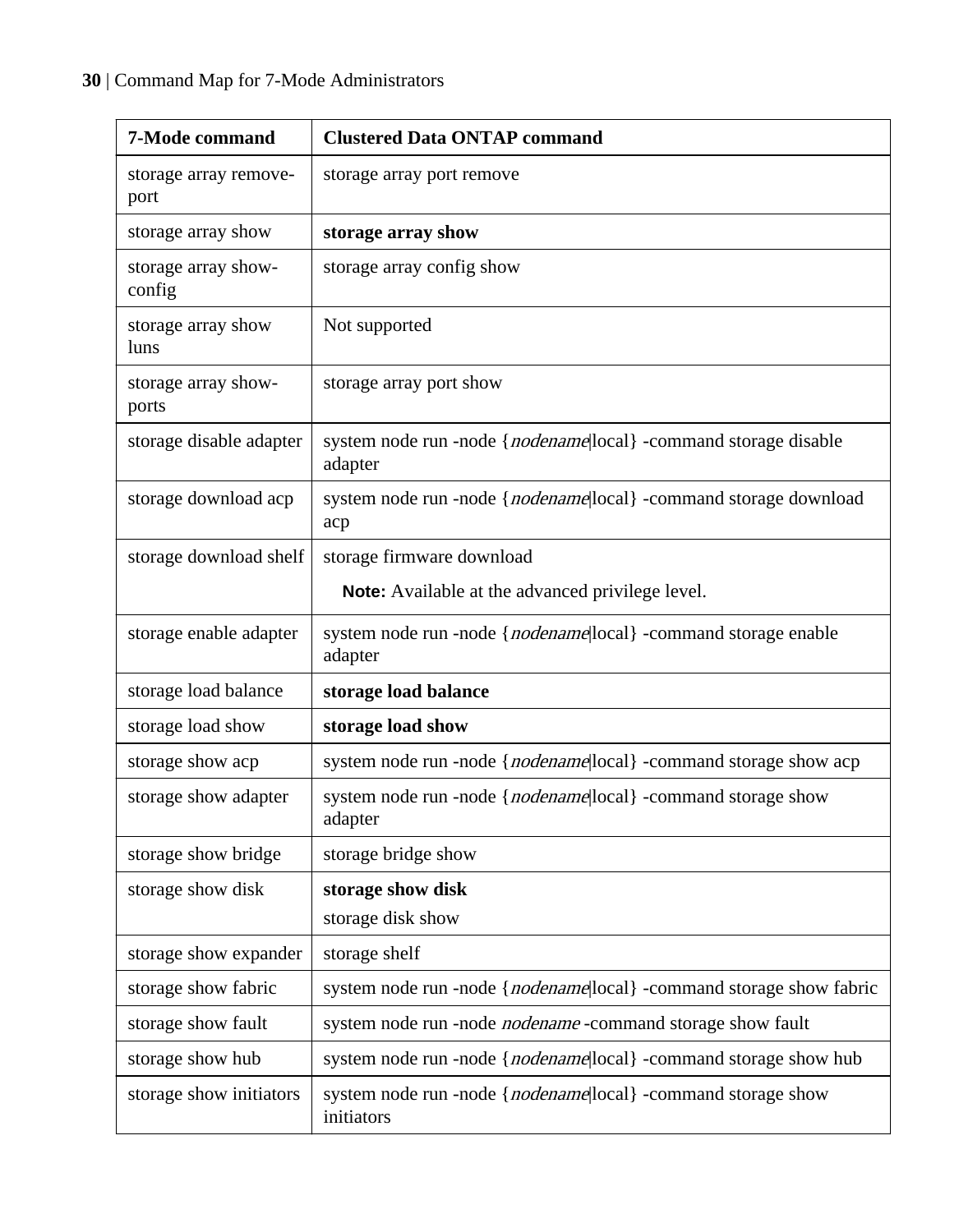| 7-Mode command | Clustered Data ONTAP command |
|---|---|
| storage array remove-port | storage array port remove |
| storage array show | **storage array show** |
| storage array show-config | storage array config show |
| storage array show luns | Not supported |
| storage array show-ports | storage array port show |
| storage disable adapter | system node run -node {*nodename*\|local} -command storage disable adapter |
| storage download acp | system node run -node {*nodename*\|local} -command storage download acp |
| storage download shelf | storage firmware download<br>**Note:** Available at the advanced privilege level. |
| storage enable adapter | system node run -node {*nodename*\|local} -command storage enable adapter |
| storage load balance | **storage load balance** |
| storage load show | **storage load show** |
| storage show acp | system node run -node {*nodename*\|local} -command storage show acp |
| storage show adapter | system node run -node {*nodename*\|local} -command storage show adapter |
| storage show bridge | storage bridge show |
| storage show disk | **storage show disk**<br>storage disk show |
| storage show expander | storage shelf |
| storage show fabric | system node run -node {*nodename*\|local} -command storage show fabric |
| storage show fault | system node run -node *nodename* -command storage show fault |
| storage show hub | system node run -node {*nodename*\|local} -command storage show hub |
| storage show initiators | system node run -node {*nodename*\|local} -command storage show initiators |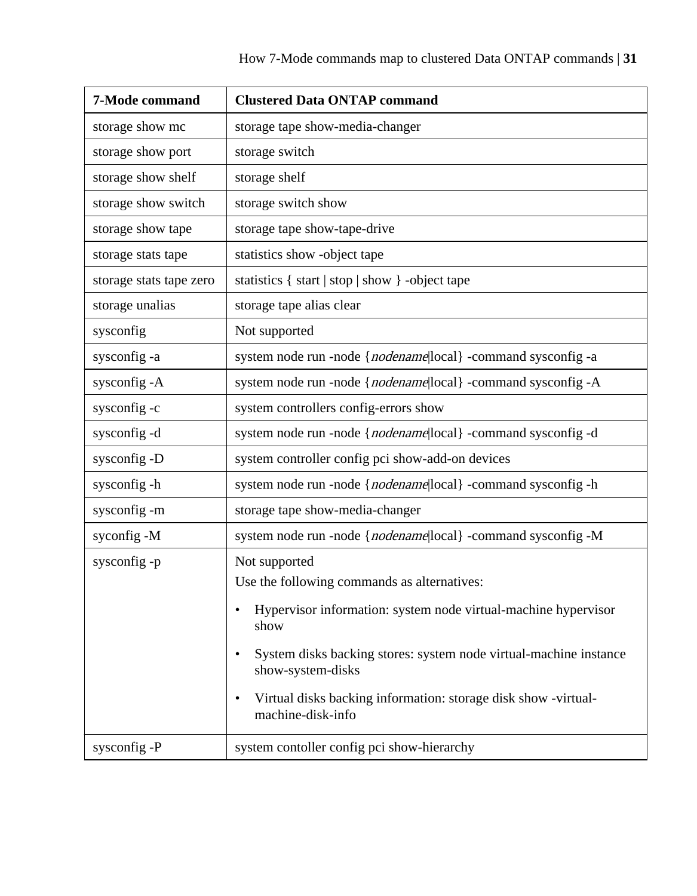| 7-Mode command | Clustered Data ONTAP command |
|---|---|
| storage show mc | storage tape show-media-changer |
| storage show port | storage switch |
| storage show shelf | storage shelf |
| storage show switch | storage switch show |
| storage show tape | storage tape show-tape-drive |
| storage stats tape | statistics show -object tape |
| storage stats tape zero | statistics { start \| stop \| show } -object tape |
| storage unalias | storage tape alias clear |
| sysconfig | Not supported |
| sysconfig -a | system node run -node {*nodename*\|local} -command sysconfig -a |
| sysconfig -A | system node run -node {*nodename*\|local} -command sysconfig -A |
| sysconfig -c | system controllers config-errors show |
| sysconfig -d | system node run -node {*nodename*\|local} -command sysconfig -d |
| sysconfig -D | system controller config pci show-add-on devices |
| sysconfig -h | system node run -node {*nodename*\|local} -command sysconfig -h |
| sysconfig -m | storage tape show-media-changer |
| syconfig -M | system node run -node {*nodename*\|local} -command sysconfig -M |
| sysconfig -p | Not supported<br>Use the following commands as alternatives:<br>• Hypervisor information: system node virtual-machine hypervisor show<br>• System disks backing stores: system node virtual-machine instance show-system-disks<br>• Virtual disks backing information: storage disk show -virtual-machine-disk-info |
| sysconfig -P | system contoller config pci show-hierarchy |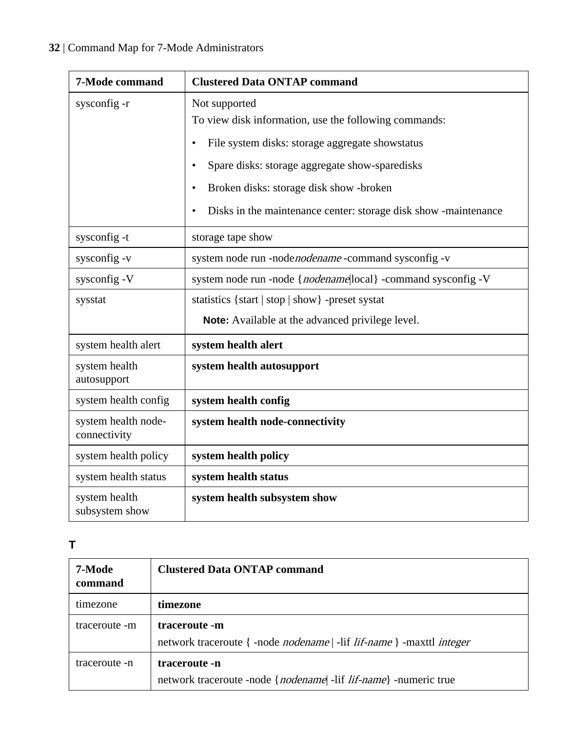| 7-Mode command | Clustered Data ONTAP command |
|---|---|
| sysconfig -r | Not supported<br>To view disk information, use the following commands:<br>• File system disks: storage aggregate showstatus<br>• Spare disks: storage aggregate show-sparedisks<br>• Broken disks: storage disk show -broken<br>• Disks in the maintenance center: storage disk show -maintenance |
| sysconfig -t | storage tape show |
| sysconfig -v | system node run -node*nodename* -command sysconfig -v |
| sysconfig -V | system node run -node {*nodename*\|local} -command sysconfig -V |
| sysstat | statistics {start \| stop \| show} -preset systat<br>**Note:** Available at the advanced privilege level. |
| system health alert | **system health alert** |
| system health autosupport | **system health autosupport** |
| system health config | **system health config** |
| system health node-connectivity | **system health node-connectivity** |
| system health policy | **system health policy** |
| system health status | **system health status** |
| system health subsystem show | **system health subsystem show** |

## T

| 7-Mode command | Clustered Data ONTAP command |
|---|---|
| timezone | **timezone** |
| traceroute -m | **traceroute -m**<br>network traceroute { -node *nodename* \| -lif *lif-name* } -maxttl *integer* |
| traceroute -n | **traceroute -n**<br>network traceroute -node {*nodename*\| -lif *lif-name*} -numeric true |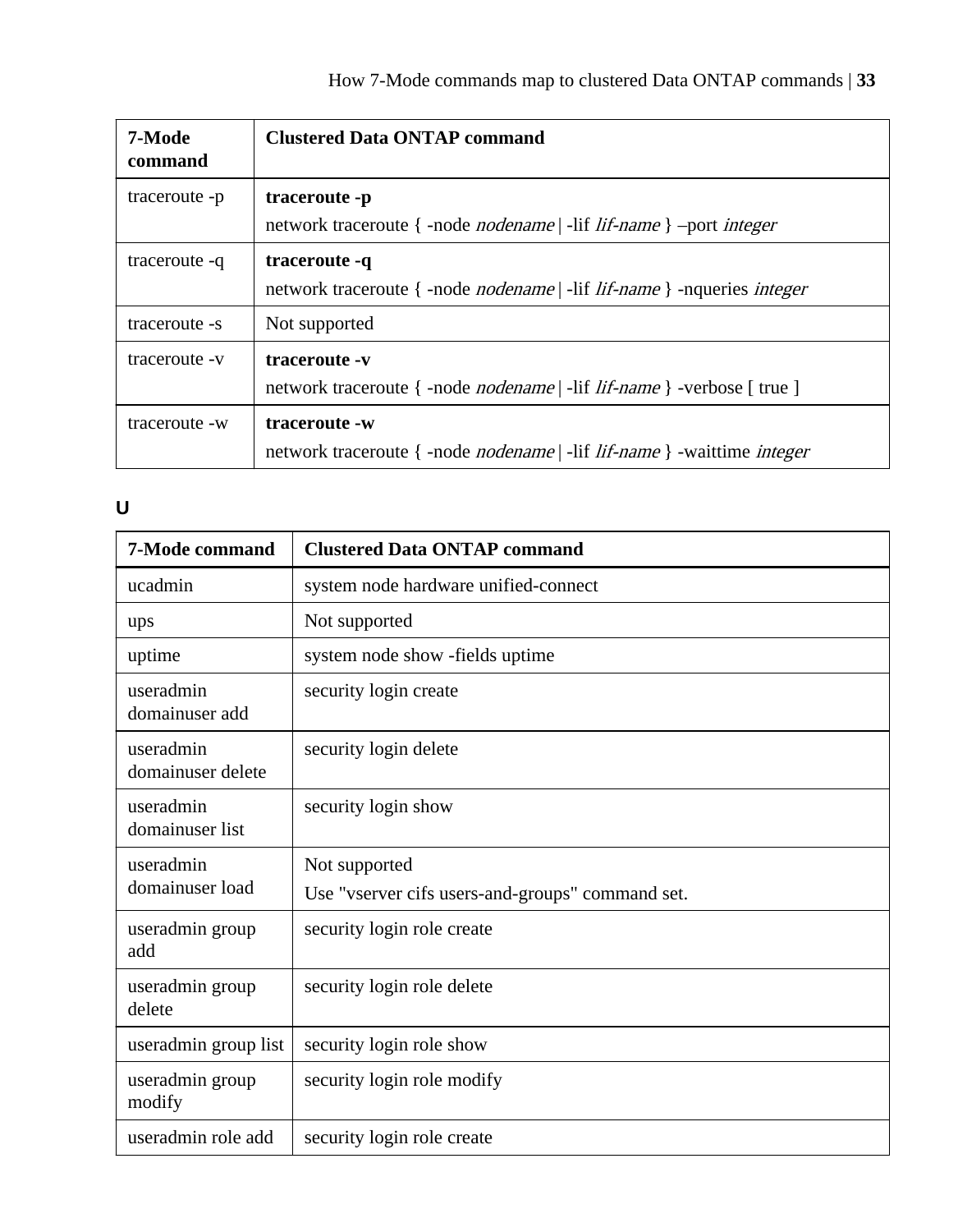| 7-Mode command | Clustered Data ONTAP command |
| --- | --- |
| traceroute -p | **traceroute -p**<br>network traceroute { -node *nodename* \| -lif *lif-name* } –port *integer* |
| traceroute -q | **traceroute -q**<br>network traceroute { -node *nodename* \| -lif *lif-name* } -nqueries *integer* |
| traceroute -s | Not supported |
| traceroute -v | **traceroute -v**<br>network traceroute { -node *nodename* \| -lif *lif-name* } -verbose [ true ] |
| traceroute -w | **traceroute -w**<br>network traceroute { -node *nodename* \| -lif *lif-name* } -waittime *integer* |

## U

| 7-Mode command | Clustered Data ONTAP command |
| --- | --- |
| ucadmin | system node hardware unified-connect |
| ups | Not supported |
| uptime | system node show -fields uptime |
| useradmin domainuser add | security login create |
| useradmin domainuser delete | security login delete |
| useradmin domainuser list | security login show |
| useradmin domainuser load | Not supported<br>Use "vserver cifs users-and-groups" command set. |
| useradmin group add | security login role create |
| useradmin group delete | security login role delete |
| useradmin group list | security login role show |
| useradmin group modify | security login role modify |
| useradmin role add | security login role create |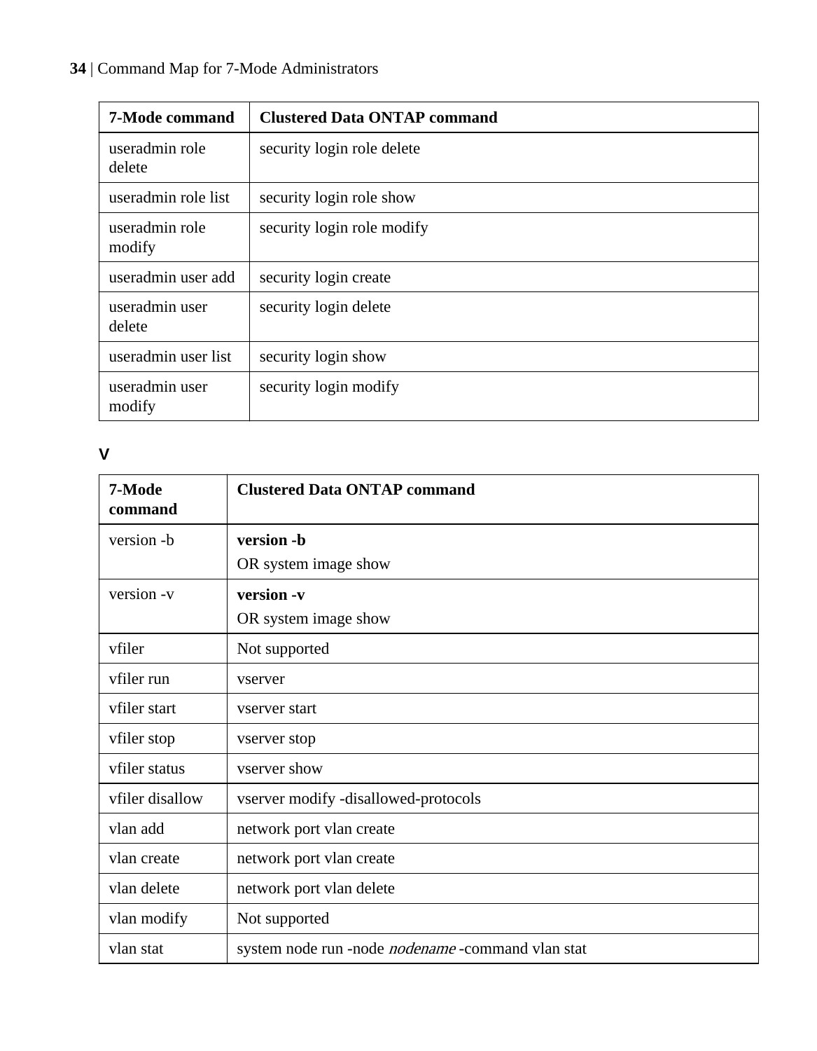| 7-Mode command | Clustered Data ONTAP command |
|---|---|
| useradmin role delete | security login role delete |
| useradmin role list | security login role show |
| useradmin role modify | security login role modify |
| useradmin user add | security login create |
| useradmin user delete | security login delete |
| useradmin user list | security login show |
| useradmin user modify | security login modify |

## V

| 7-Mode command | Clustered Data ONTAP command |
|---|---|
| version -b | **version -b**<br>OR system image show |
| version -v | **version -v**<br>OR system image show |
| vfiler | Not supported |
| vfiler run | vserver |
| vfiler start | vserver start |
| vfiler stop | vserver stop |
| vfiler status | vserver show |
| vfiler disallow | vserver modify -disallowed-protocols |
| vlan add | network port vlan create |
| vlan create | network port vlan create |
| vlan delete | network port vlan delete |
| vlan modify | Not supported |
| vlan stat | system node run -node *nodename* -command vlan stat |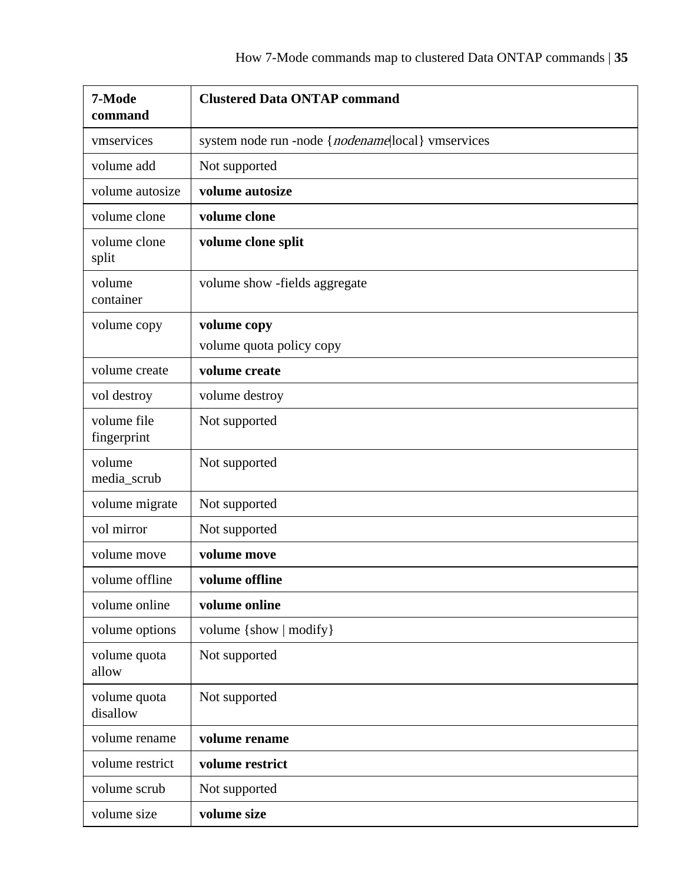| 7-Mode command | Clustered Data ONTAP command |
|---|---|
| vmservices | system node run -node {*nodename*\|local} vmservices |
| volume add | Not supported |
| volume autosize | **volume autosize** |
| volume clone | **volume clone** |
| volume clone split | **volume clone split** |
| volume container | volume show -fields aggregate |
| volume copy | **volume copy**<br>volume quota policy copy |
| volume create | **volume create** |
| vol destroy | volume destroy |
| volume file fingerprint | Not supported |
| volume media_scrub | Not supported |
| volume migrate | Not supported |
| vol mirror | Not supported |
| volume move | **volume move** |
| volume offline | **volume offline** |
| volume online | **volume online** |
| volume options | volume {show \| modify} |
| volume quota allow | Not supported |
| volume quota disallow | Not supported |
| volume rename | **volume rename** |
| volume restrict | **volume restrict** |
| volume scrub | Not supported |
| volume size | **volume size** |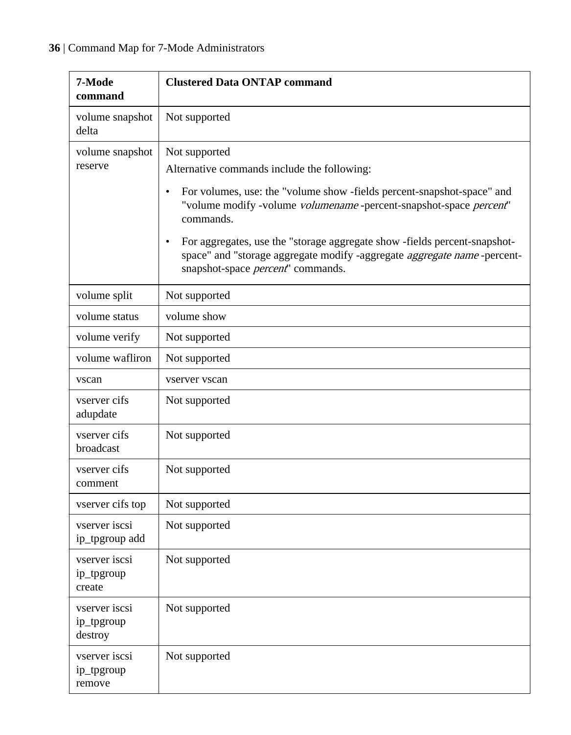| 7-Mode command | Clustered Data ONTAP command |
|---|---|
| volume snapshot delta | Not supported |
| volume snapshot reserve | Not supported<br>Alternative commands include the following:<br>• For volumes, use: the "volume show -fields percent-snapshot-space" and "volume modify -volume *volumename* -percent-snapshot-space *percent*" commands.<br>• For aggregates, use the "storage aggregate show -fields percent-snapshot-space" and "storage aggregate modify -aggregate *aggregate name* -percent-snapshot-space *percent*" commands. |
| volume split | Not supported |
| volume status | volume show |
| volume verify | Not supported |
| volume wafliron | Not supported |
| vscan | vserver vscan |
| vserver cifs adupdate | Not supported |
| vserver cifs broadcast | Not supported |
| vserver cifs comment | Not supported |
| vserver cifs top | Not supported |
| vserver iscsi ip_tpgroup add | Not supported |
| vserver iscsi ip_tpgroup create | Not supported |
| vserver iscsi ip_tpgroup destroy | Not supported |
| vserver iscsi ip_tpgroup remove | Not supported |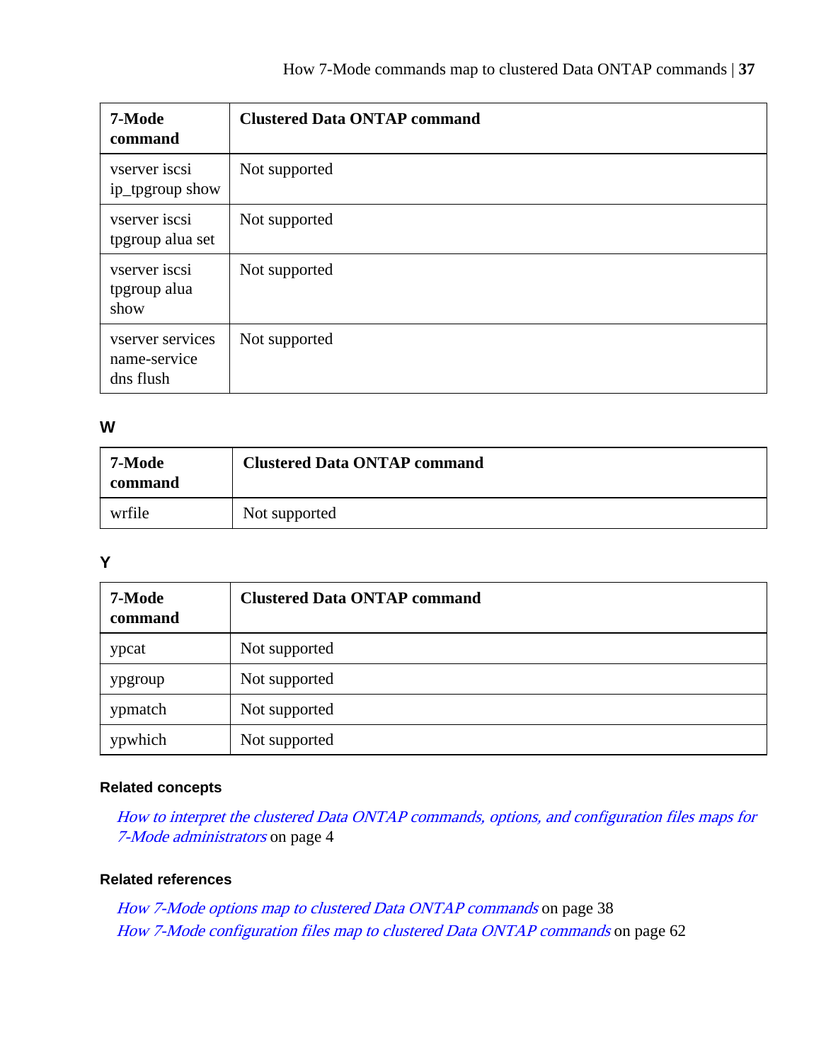| 7-Mode command | Clustered Data ONTAP command |
|---|---|
| vserver iscsi ip_tpgroup show | Not supported |
| vserver iscsi tpgroup alua set | Not supported |
| vserver iscsi tpgroup alua show | Not supported |
| vserver services name-service dns flush | Not supported |

### W

| 7-Mode command | Clustered Data ONTAP command |
|---|---|
| wrfile | Not supported |

### Y

| 7-Mode command | Clustered Data ONTAP command |
|---|---|
| ypcat | Not supported |
| ypgroup | Not supported |
| ypmatch | Not supported |
| ypwhich | Not supported |

#### Related concepts

*How to interpret the clustered Data ONTAP commands, options, and configuration files maps for 7-Mode administrators* on page 4

#### Related references

*How 7-Mode options map to clustered Data ONTAP commands* on page 38
*How 7-Mode configuration files map to clustered Data ONTAP commands* on page 62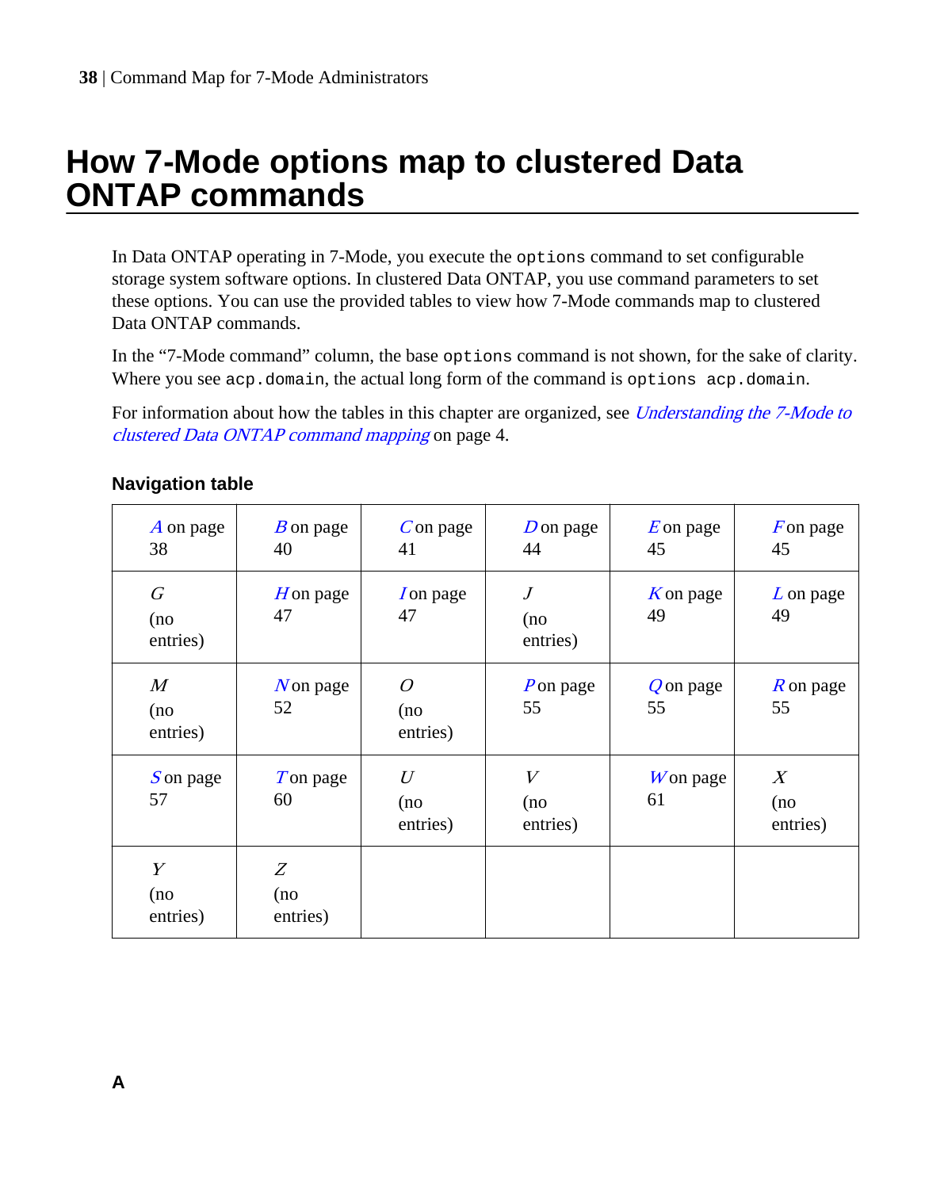# How 7-Mode options map to clustered Data ONTAP commands

In Data ONTAP operating in 7-Mode, you execute the `options` command to set configurable storage system software options. In clustered Data ONTAP, you use command parameters to set these options. You can use the provided tables to view how 7-Mode commands map to clustered Data ONTAP commands.

In the "7-Mode command" column, the base `options` command is not shown, for the sake of clarity. Where you see `acp.domain`, the actual long form of the command is `options acp.domain`.

For information about how the tables in this chapter are organized, see *Understanding the 7-Mode to clustered Data ONTAP command mapping* on page 4.

### Navigation table

| | | | | | |
|---|---|---|---|---|---|
| *A* on page 38 | *B* on page 40 | *C* on page 41 | *D* on page 44 | *E* on page 45 | *F* on page 45 |
| *G* (no entries) | *H* on page 47 | *I* on page 47 | *J* (no entries) | *K* on page 49 | *L* on page 49 |
| *M* (no entries) | *N* on page 52 | *O* (no entries) | *P* on page 55 | *Q* on page 55 | *R* on page 55 |
| *S* on page 57 | *T* on page 60 | *U* (no entries) | *V* (no entries) | *W* on page 61 | *X* (no entries) |
| *Y* (no entries) | *Z* (no entries) | | | | |

### A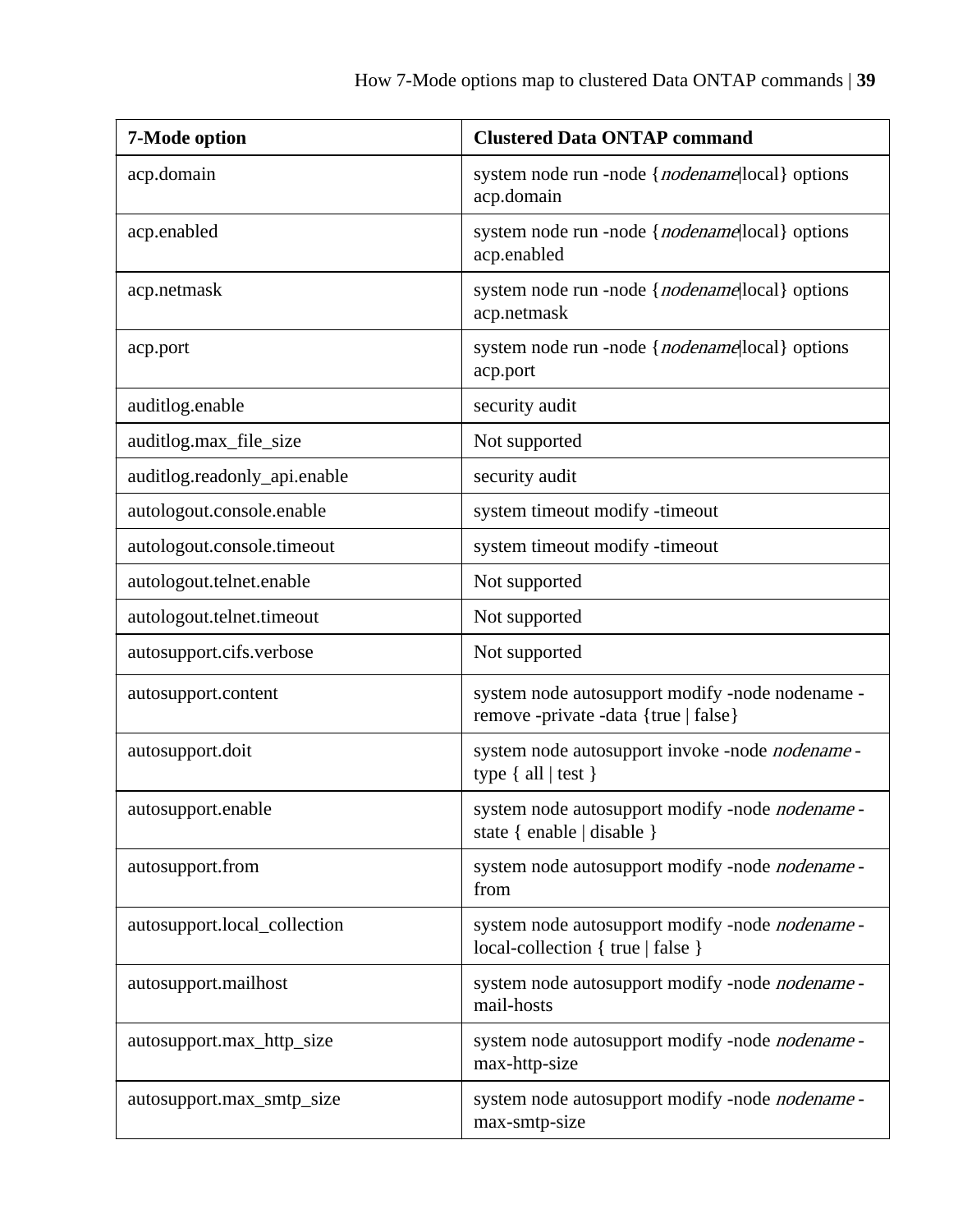| 7-Mode option | Clustered Data ONTAP command |
|---|---|
| acp.domain | system node run -node {*nodename*\|local} options acp.domain |
| acp.enabled | system node run -node {*nodename*\|local} options acp.enabled |
| acp.netmask | system node run -node {*nodename*\|local} options acp.netmask |
| acp.port | system node run -node {*nodename*\|local} options acp.port |
| auditlog.enable | security audit |
| auditlog.max_file_size | Not supported |
| auditlog.readonly_api.enable | security audit |
| autologout.console.enable | system timeout modify -timeout |
| autologout.console.timeout | system timeout modify -timeout |
| autologout.telnet.enable | Not supported |
| autologout.telnet.timeout | Not supported |
| autosupport.cifs.verbose | Not supported |
| autosupport.content | system node autosupport modify -node nodename -remove -private -data {true \| false} |
| autosupport.doit | system node autosupport invoke -node *nodename* -type { all \| test } |
| autosupport.enable | system node autosupport modify -node *nodename* -state { enable \| disable } |
| autosupport.from | system node autosupport modify -node *nodename* -from |
| autosupport.local_collection | system node autosupport modify -node *nodename* -local-collection { true \| false } |
| autosupport.mailhost | system node autosupport modify -node *nodename* -mail-hosts |
| autosupport.max_http_size | system node autosupport modify -node *nodename* -max-http-size |
| autosupport.max_smtp_size | system node autosupport modify -node *nodename* -max-smtp-size |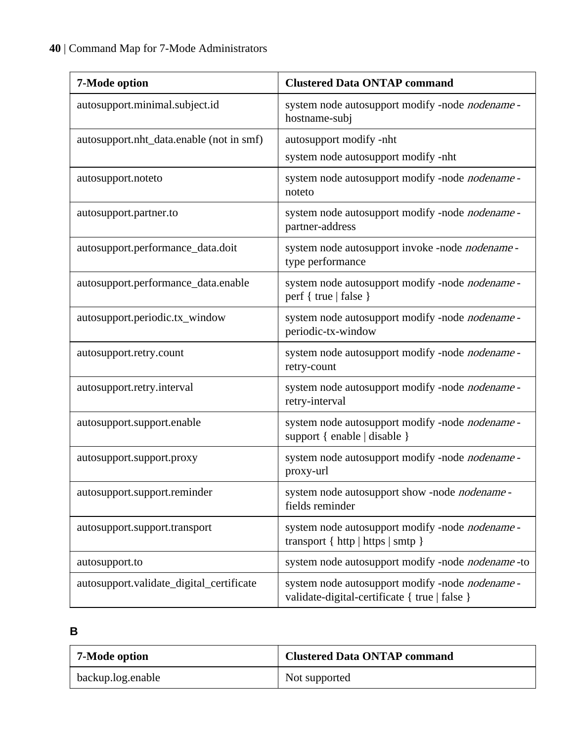| 7-Mode option | Clustered Data ONTAP command |
|---|---|
| autosupport.minimal.subject.id | system node autosupport modify -node *nodename* -hostname-subj |
| autosupport.nht_data.enable (not in smf) | autosupport modify -nht<br>system node autosupport modify -nht |
| autosupport.noteto | system node autosupport modify -node *nodename* -noteto |
| autosupport.partner.to | system node autosupport modify -node *nodename* -partner-address |
| autosupport.performance_data.doit | system node autosupport invoke -node *nodename* -type performance |
| autosupport.performance_data.enable | system node autosupport modify -node *nodename* -perf { true \| false } |
| autosupport.periodic.tx_window | system node autosupport modify -node *nodename* -periodic-tx-window |
| autosupport.retry.count | system node autosupport modify -node *nodename* -retry-count |
| autosupport.retry.interval | system node autosupport modify -node *nodename* -retry-interval |
| autosupport.support.enable | system node autosupport modify -node *nodename* -support { enable \| disable } |
| autosupport.support.proxy | system node autosupport modify -node *nodename* -proxy-url |
| autosupport.support.reminder | system node autosupport show -node *nodename* -fields reminder |
| autosupport.support.transport | system node autosupport modify -node *nodename* -transport { http \| https \| smtp } |
| autosupport.to | system node autosupport modify -node *nodename* -to |
| autosupport.validate_digital_certificate | system node autosupport modify -node *nodename* -validate-digital-certificate { true \| false } |

## B

| 7-Mode option | Clustered Data ONTAP command |
|---|---|
| backup.log.enable | Not supported |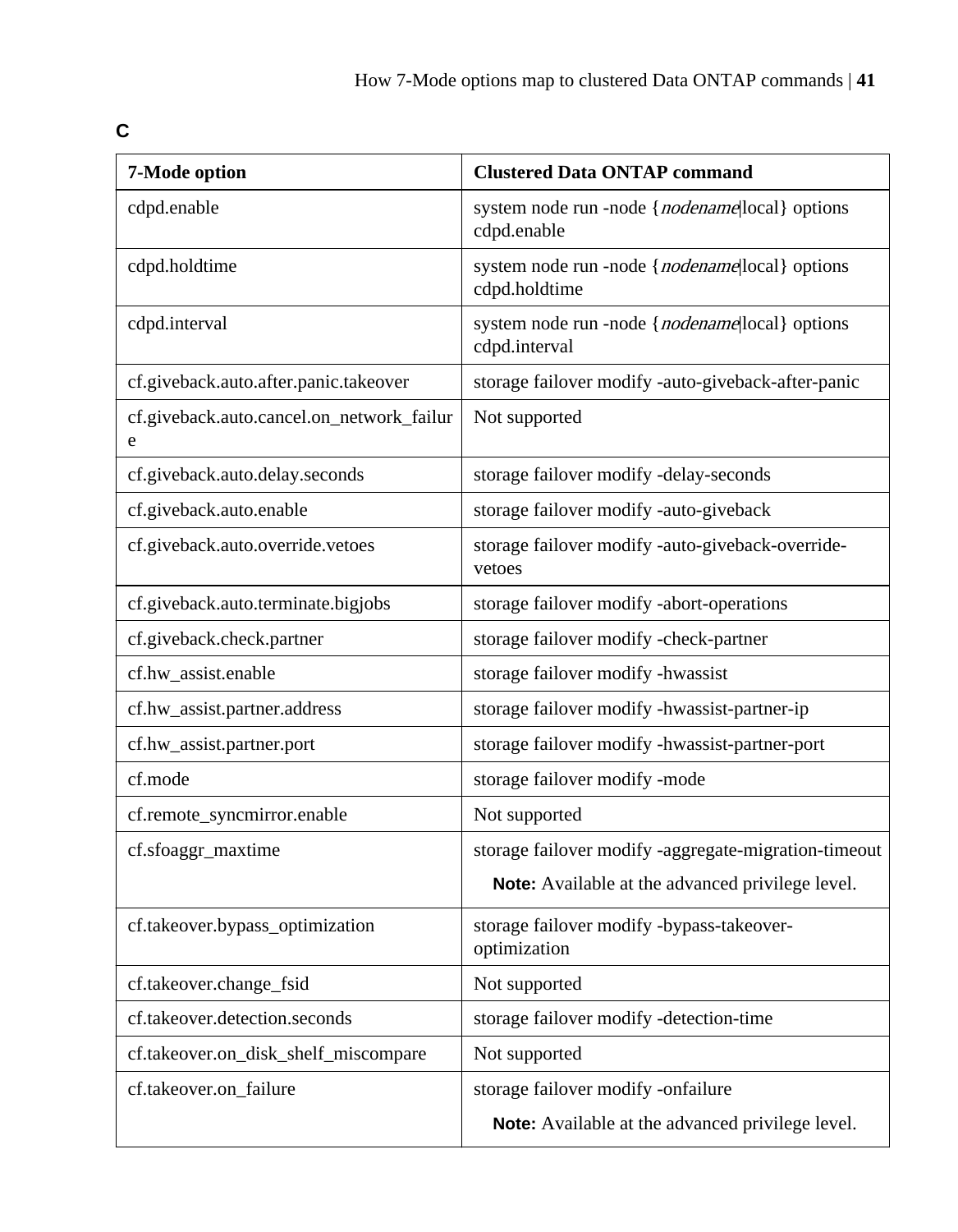## C

| 7-Mode option | Clustered Data ONTAP command |
|---|---|
| cdpd.enable | system node run -node {*nodename*\|local} options cdpd.enable |
| cdpd.holdtime | system node run -node {*nodename*\|local} options cdpd.holdtime |
| cdpd.interval | system node run -node {*nodename*\|local} options cdpd.interval |
| cf.giveback.auto.after.panic.takeover | storage failover modify -auto-giveback-after-panic |
| cf.giveback.auto.cancel.on_network_failure | Not supported |
| cf.giveback.auto.delay.seconds | storage failover modify -delay-seconds |
| cf.giveback.auto.enable | storage failover modify -auto-giveback |
| cf.giveback.auto.override.vetoes | storage failover modify -auto-giveback-override-vetoes |
| cf.giveback.auto.terminate.bigjobs | storage failover modify -abort-operations |
| cf.giveback.check.partner | storage failover modify -check-partner |
| cf.hw_assist.enable | storage failover modify -hwassist |
| cf.hw_assist.partner.address | storage failover modify -hwassist-partner-ip |
| cf.hw_assist.partner.port | storage failover modify -hwassist-partner-port |
| cf.mode | storage failover modify -mode |
| cf.remote_syncmirror.enable | Not supported |
| cf.sfoaggr_maxtime | storage failover modify -aggregate-migration-timeout<br>**Note:** Available at the advanced privilege level. |
| cf.takeover.bypass_optimization | storage failover modify -bypass-takeover-optimization |
| cf.takeover.change_fsid | Not supported |
| cf.takeover.detection.seconds | storage failover modify -detection-time |
| cf.takeover.on_disk_shelf_miscompare | Not supported |
| cf.takeover.on_failure | storage failover modify -onfailure<br>**Note:** Available at the advanced privilege level. |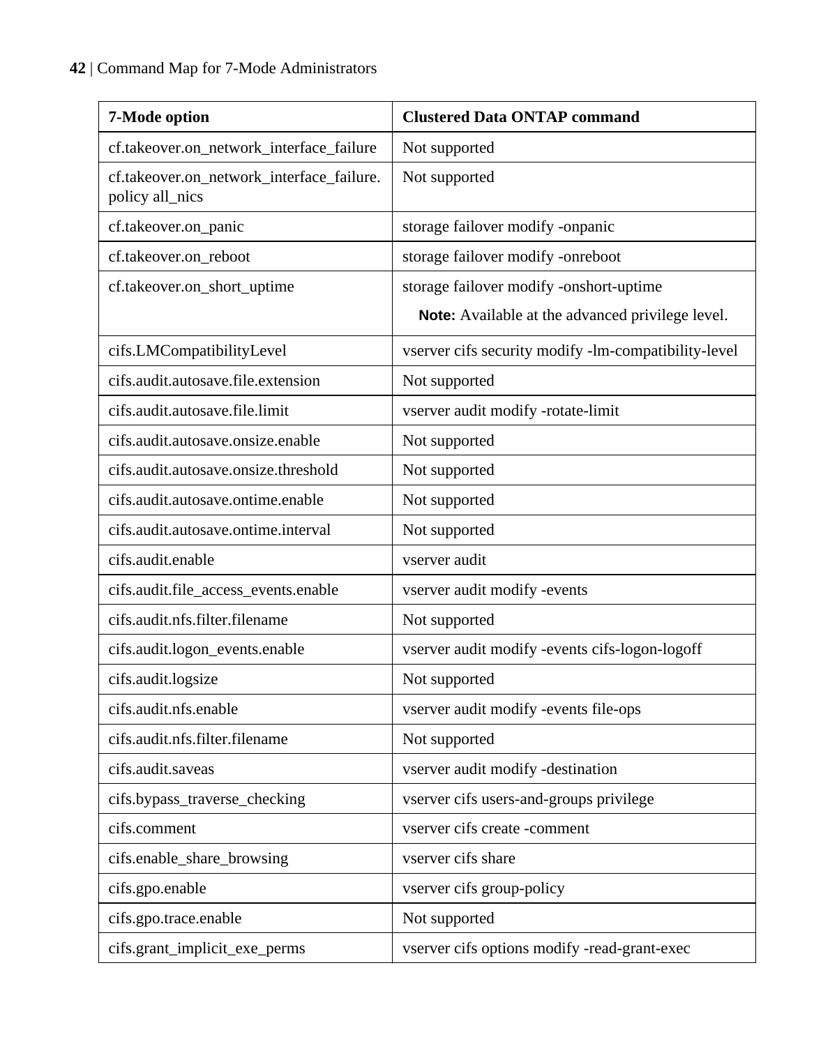| 7-Mode option | Clustered Data ONTAP command |
| --- | --- |
| cf.takeover.on_network_interface_failure | Not supported |
| cf.takeover.on_network_interface_failure.policy all_nics | Not supported |
| cf.takeover.on_panic | storage failover modify -onpanic |
| cf.takeover.on_reboot | storage failover modify -onreboot |
| cf.takeover.on_short_uptime | storage failover modify -onshort-uptime<br>**Note:** Available at the advanced privilege level. |
| cifs.LMCompatibilityLevel | vserver cifs security modify -lm-compatibility-level |
| cifs.audit.autosave.file.extension | Not supported |
| cifs.audit.autosave.file.limit | vserver audit modify -rotate-limit |
| cifs.audit.autosave.onsize.enable | Not supported |
| cifs.audit.autosave.onsize.threshold | Not supported |
| cifs.audit.autosave.ontime.enable | Not supported |
| cifs.audit.autosave.ontime.interval | Not supported |
| cifs.audit.enable | vserver audit |
| cifs.audit.file_access_events.enable | vserver audit modify -events |
| cifs.audit.nfs.filter.filename | Not supported |
| cifs.audit.logon_events.enable | vserver audit modify -events cifs-logon-logoff |
| cifs.audit.logsize | Not supported |
| cifs.audit.nfs.enable | vserver audit modify -events file-ops |
| cifs.audit.nfs.filter.filename | Not supported |
| cifs.audit.saveas | vserver audit modify -destination |
| cifs.bypass_traverse_checking | vserver cifs users-and-groups privilege |
| cifs.comment | vserver cifs create -comment |
| cifs.enable_share_browsing | vserver cifs share |
| cifs.gpo.enable | vserver cifs group-policy |
| cifs.gpo.trace.enable | Not supported |
| cifs.grant_implicit_exe_perms | vserver cifs options modify -read-grant-exec |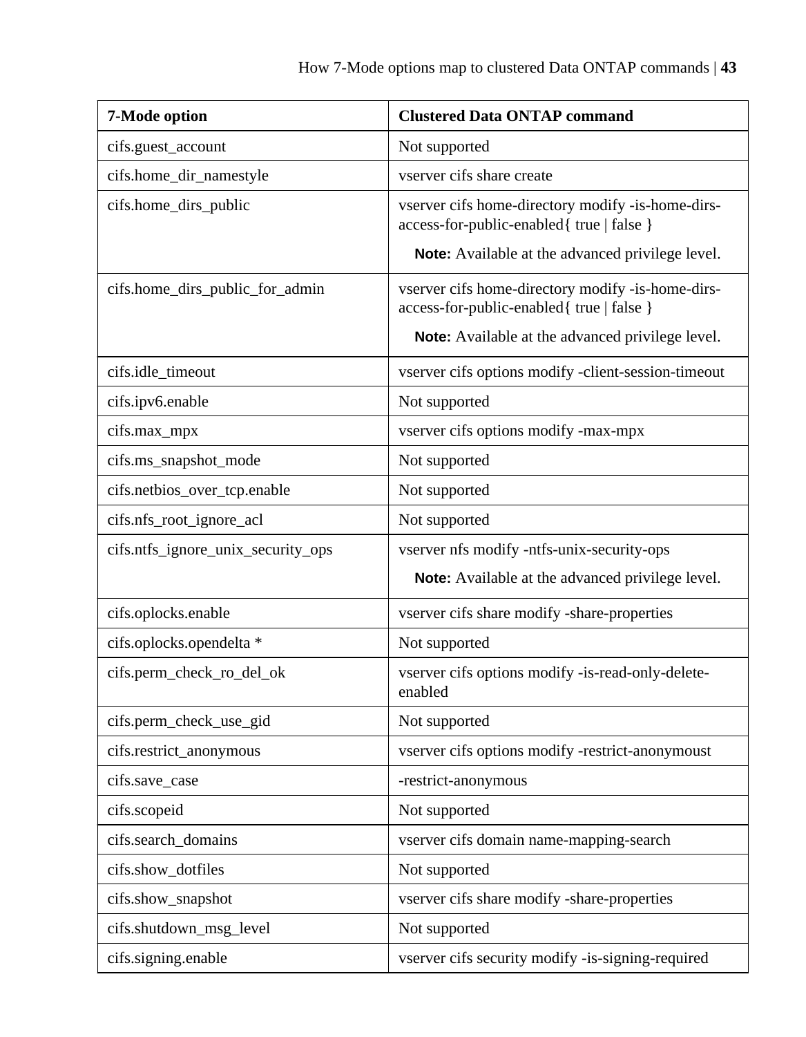| 7-Mode option | Clustered Data ONTAP command |
| --- | --- |
| cifs.guest_account | Not supported |
| cifs.home_dir_namestyle | vserver cifs share create |
| cifs.home_dirs_public | vserver cifs home-directory modify -is-home-dirs-access-for-public-enabled{ true \| false } **Note:** Available at the advanced privilege level. |
| cifs.home_dirs_public_for_admin | vserver cifs home-directory modify -is-home-dirs-access-for-public-enabled{ true \| false } **Note:** Available at the advanced privilege level. |
| cifs.idle_timeout | vserver cifs options modify -client-session-timeout |
| cifs.ipv6.enable | Not supported |
| cifs.max_mpx | vserver cifs options modify -max-mpx |
| cifs.ms_snapshot_mode | Not supported |
| cifs.netbios_over_tcp.enable | Not supported |
| cifs.nfs_root_ignore_acl | Not supported |
| cifs.ntfs_ignore_unix_security_ops | vserver nfs modify -ntfs-unix-security-ops **Note:** Available at the advanced privilege level. |
| cifs.oplocks.enable | vserver cifs share modify -share-properties |
| cifs.oplocks.opendelta * | Not supported |
| cifs.perm_check_ro_del_ok | vserver cifs options modify -is-read-only-delete-enabled |
| cifs.perm_check_use_gid | Not supported |
| cifs.restrict_anonymous | vserver cifs options modify -restrict-anonymoust |
| cifs.save_case | -restrict-anonymous |
| cifs.scopeid | Not supported |
| cifs.search_domains | vserver cifs domain name-mapping-search |
| cifs.show_dotfiles | Not supported |
| cifs.show_snapshot | vserver cifs share modify -share-properties |
| cifs.shutdown_msg_level | Not supported |
| cifs.signing.enable | vserver cifs security modify -is-signing-required |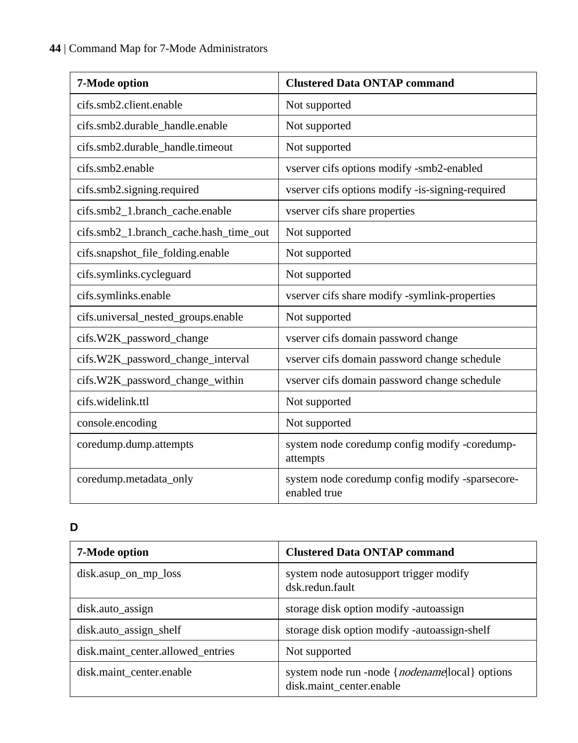| 7-Mode option | Clustered Data ONTAP command |
| --- | --- |
| cifs.smb2.client.enable | Not supported |
| cifs.smb2.durable_handle.enable | Not supported |
| cifs.smb2.durable_handle.timeout | Not supported |
| cifs.smb2.enable | vserver cifs options modify -smb2-enabled |
| cifs.smb2.signing.required | vserver cifs options modify -is-signing-required |
| cifs.smb2_1.branch_cache.enable | vserver cifs share properties |
| cifs.smb2_1.branch_cache.hash_time_out | Not supported |
| cifs.snapshot_file_folding.enable | Not supported |
| cifs.symlinks.cycleguard | Not supported |
| cifs.symlinks.enable | vserver cifs share modify -symlink-properties |
| cifs.universal_nested_groups.enable | Not supported |
| cifs.W2K_password_change | vserver cifs domain password change |
| cifs.W2K_password_change_interval | vserver cifs domain password change schedule |
| cifs.W2K_password_change_within | vserver cifs domain password change schedule |
| cifs.widelink.ttl | Not supported |
| console.encoding | Not supported |
| coredump.dump.attempts | system node coredump config modify -coredump-attempts |
| coredump.metadata_only | system node coredump config modify -sparsecore-enabled true |

## D

| 7-Mode option | Clustered Data ONTAP command |
| --- | --- |
| disk.asup_on_mp_loss | system node autosupport trigger modify dsk.redun.fault |
| disk.auto_assign | storage disk option modify -autoassign |
| disk.auto_assign_shelf | storage disk option modify -autoassign-shelf |
| disk.maint_center.allowed_entries | Not supported |
| disk.maint_center.enable | system node run -node {*nodename*\|local} options disk.maint_center.enable |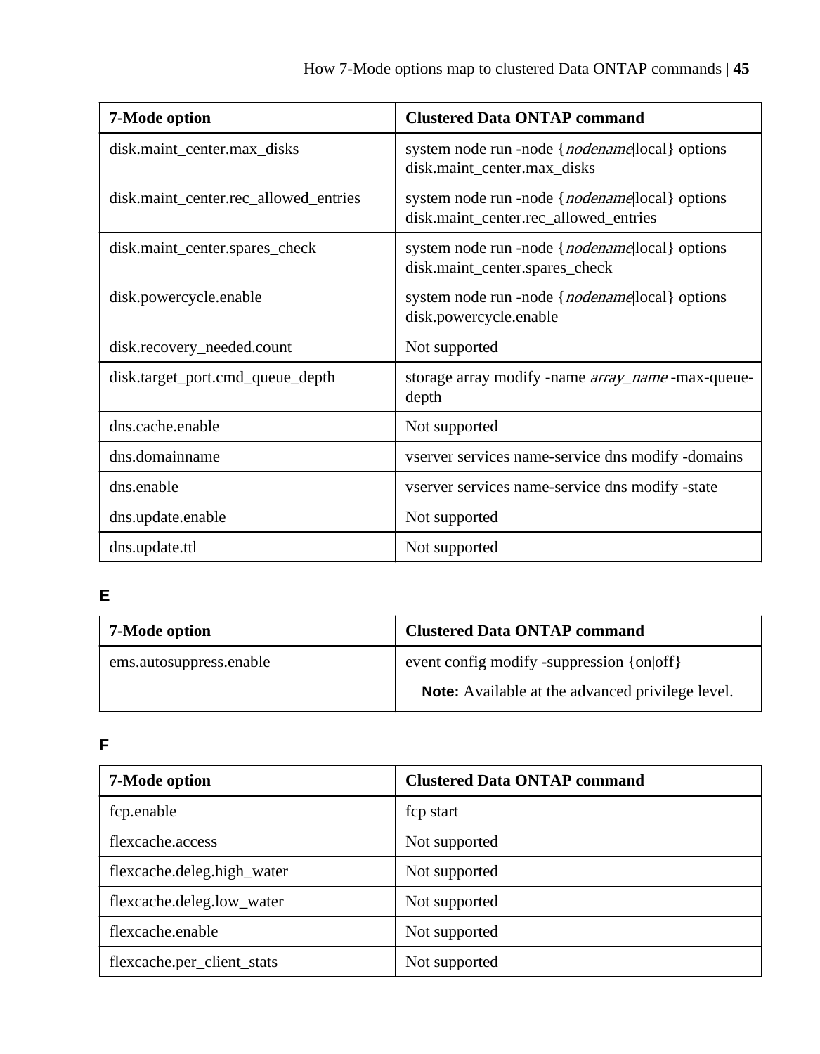| 7-Mode option | Clustered Data ONTAP command |
|---|---|
| disk.maint_center.max_disks | system node run -node {*nodename*\|local} options disk.maint_center.max_disks |
| disk.maint_center.rec_allowed_entries | system node run -node {*nodename*\|local} options disk.maint_center.rec_allowed_entries |
| disk.maint_center.spares_check | system node run -node {*nodename*\|local} options disk.maint_center.spares_check |
| disk.powercycle.enable | system node run -node {*nodename*\|local} options disk.powercycle.enable |
| disk.recovery_needed.count | Not supported |
| disk.target_port.cmd_queue_depth | storage array modify -name *array_name* -max-queue-depth |
| dns.cache.enable | Not supported |
| dns.domainname | vserver services name-service dns modify -domains |
| dns.enable | vserver services name-service dns modify -state |
| dns.update.enable | Not supported |
| dns.update.ttl | Not supported |

## E

| 7-Mode option | Clustered Data ONTAP command |
|---|---|
| ems.autosuppress.enable | event config modify -suppression {on\|off} **Note:** Available at the advanced privilege level. |

## F

| 7-Mode option | Clustered Data ONTAP command |
|---|---|
| fcp.enable | fcp start |
| flexcache.access | Not supported |
| flexcache.deleg.high_water | Not supported |
| flexcache.deleg.low_water | Not supported |
| flexcache.enable | Not supported |
| flexcache.per_client_stats | Not supported |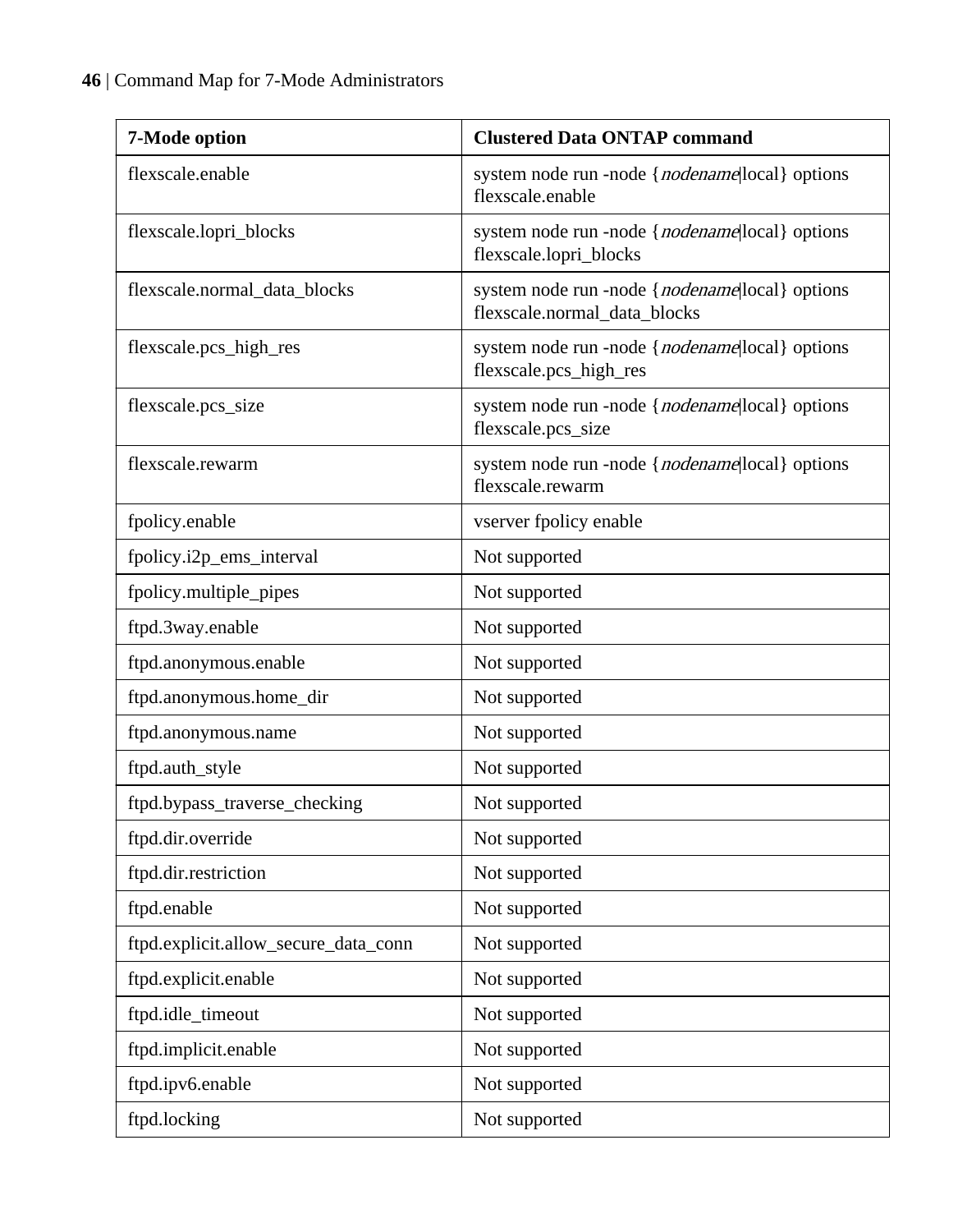| 7-Mode option | Clustered Data ONTAP command |
|---|---|
| flexscale.enable | system node run -node {*nodename*\|local} options flexscale.enable |
| flexscale.lopri_blocks | system node run -node {*nodename*\|local} options flexscale.lopri_blocks |
| flexscale.normal_data_blocks | system node run -node {*nodename*\|local} options flexscale.normal_data_blocks |
| flexscale.pcs_high_res | system node run -node {*nodename*\|local} options flexscale.pcs_high_res |
| flexscale.pcs_size | system node run -node {*nodename*\|local} options flexscale.pcs_size |
| flexscale.rewarm | system node run -node {*nodename*\|local} options flexscale.rewarm |
| fpolicy.enable | vserver fpolicy enable |
| fpolicy.i2p_ems_interval | Not supported |
| fpolicy.multiple_pipes | Not supported |
| ftpd.3way.enable | Not supported |
| ftpd.anonymous.enable | Not supported |
| ftpd.anonymous.home_dir | Not supported |
| ftpd.anonymous.name | Not supported |
| ftpd.auth_style | Not supported |
| ftpd.bypass_traverse_checking | Not supported |
| ftpd.dir.override | Not supported |
| ftpd.dir.restriction | Not supported |
| ftpd.enable | Not supported |
| ftpd.explicit.allow_secure_data_conn | Not supported |
| ftpd.explicit.enable | Not supported |
| ftpd.idle_timeout | Not supported |
| ftpd.implicit.enable | Not supported |
| ftpd.ipv6.enable | Not supported |
| ftpd.locking | Not supported |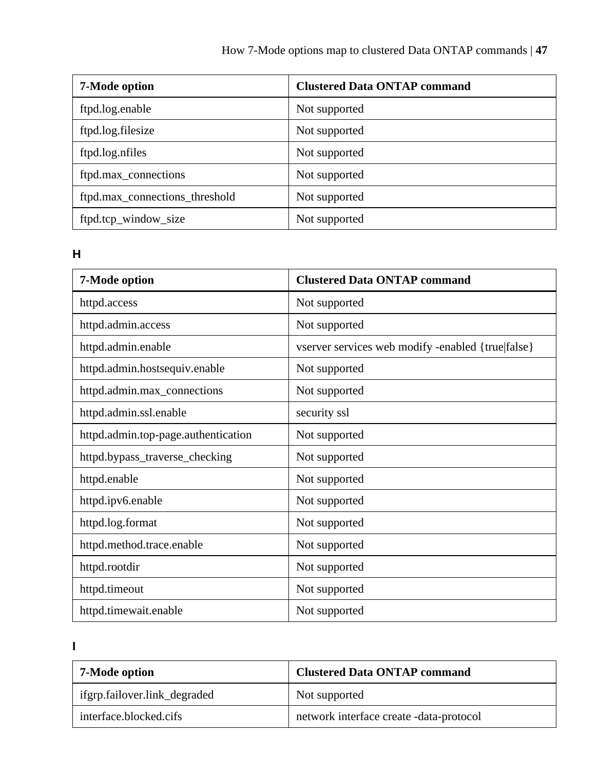| 7-Mode option | Clustered Data ONTAP command |
|---|---|
| ftpd.log.enable | Not supported |
| ftpd.log.filesize | Not supported |
| ftpd.log.nfiles | Not supported |
| ftpd.max_connections | Not supported |
| ftpd.max_connections_threshold | Not supported |
| ftpd.tcp_window_size | Not supported |

### H

| 7-Mode option | Clustered Data ONTAP command |
|---|---|
| httpd.access | Not supported |
| httpd.admin.access | Not supported |
| httpd.admin.enable | vserver services web modify -enabled {true\|false} |
| httpd.admin.hostsequiv.enable | Not supported |
| httpd.admin.max_connections | Not supported |
| httpd.admin.ssl.enable | security ssl |
| httpd.admin.top-page.authentication | Not supported |
| httpd.bypass_traverse_checking | Not supported |
| httpd.enable | Not supported |
| httpd.ipv6.enable | Not supported |
| httpd.log.format | Not supported |
| httpd.method.trace.enable | Not supported |
| httpd.rootdir | Not supported |
| httpd.timeout | Not supported |
| httpd.timewait.enable | Not supported |

### I

| 7-Mode option | Clustered Data ONTAP command |
|---|---|
| ifgrp.failover.link_degraded | Not supported |
| interface.blocked.cifs | network interface create -data-protocol |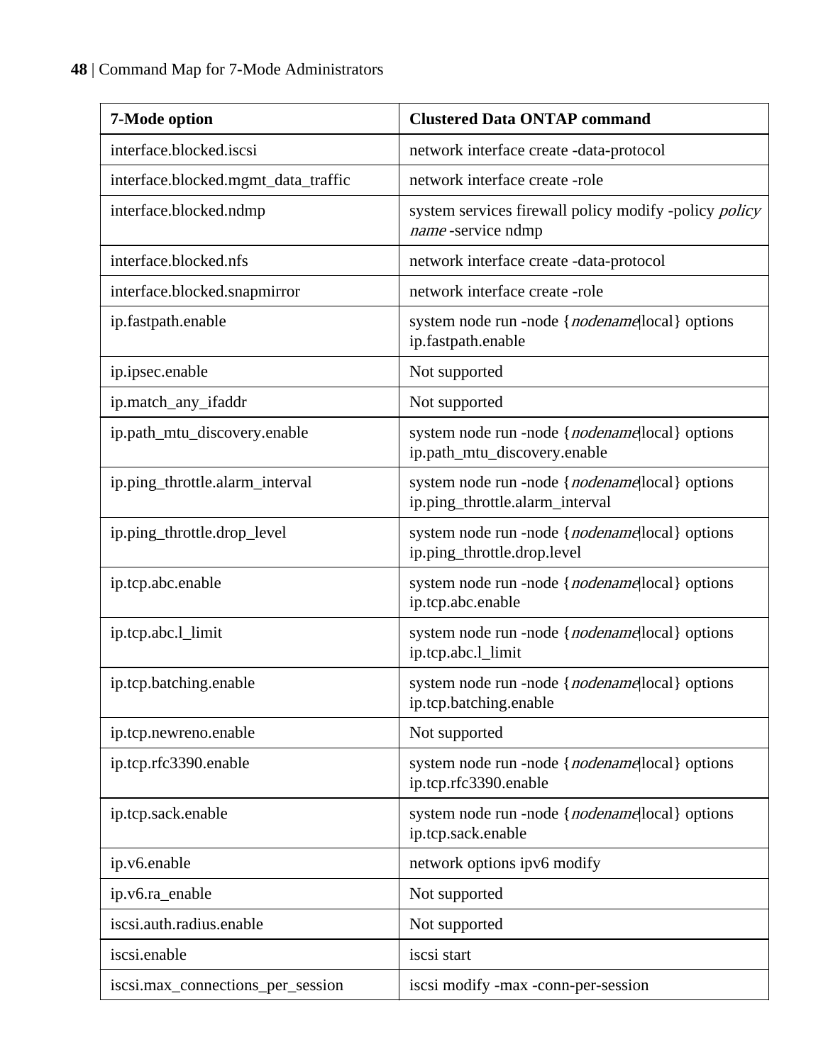| 7-Mode option | Clustered Data ONTAP command |
|---|---|
| interface.blocked.iscsi | network interface create -data-protocol |
| interface.blocked.mgmt_data_traffic | network interface create -role |
| interface.blocked.ndmp | system services firewall policy modify -policy *policy name* -service ndmp |
| interface.blocked.nfs | network interface create -data-protocol |
| interface.blocked.snapmirror | network interface create -role |
| ip.fastpath.enable | system node run -node {*nodename*\|local} options ip.fastpath.enable |
| ip.ipsec.enable | Not supported |
| ip.match_any_ifaddr | Not supported |
| ip.path_mtu_discovery.enable | system node run -node {*nodename*\|local} options ip.path_mtu_discovery.enable |
| ip.ping_throttle.alarm_interval | system node run -node {*nodename*\|local} options ip.ping_throttle.alarm_interval |
| ip.ping_throttle.drop_level | system node run -node {*nodename*\|local} options ip.ping_throttle.drop.level |
| ip.tcp.abc.enable | system node run -node {*nodename*\|local} options ip.tcp.abc.enable |
| ip.tcp.abc.l_limit | system node run -node {*nodename*\|local} options ip.tcp.abc.l_limit |
| ip.tcp.batching.enable | system node run -node {*nodename*\|local} options ip.tcp.batching.enable |
| ip.tcp.newreno.enable | Not supported |
| ip.tcp.rfc3390.enable | system node run -node {*nodename*\|local} options ip.tcp.rfc3390.enable |
| ip.tcp.sack.enable | system node run -node {*nodename*\|local} options ip.tcp.sack.enable |
| ip.v6.enable | network options ipv6 modify |
| ip.v6.ra_enable | Not supported |
| iscsi.auth.radius.enable | Not supported |
| iscsi.enable | iscsi start |
| iscsi.max_connections_per_session | iscsi modify -max -conn-per-session |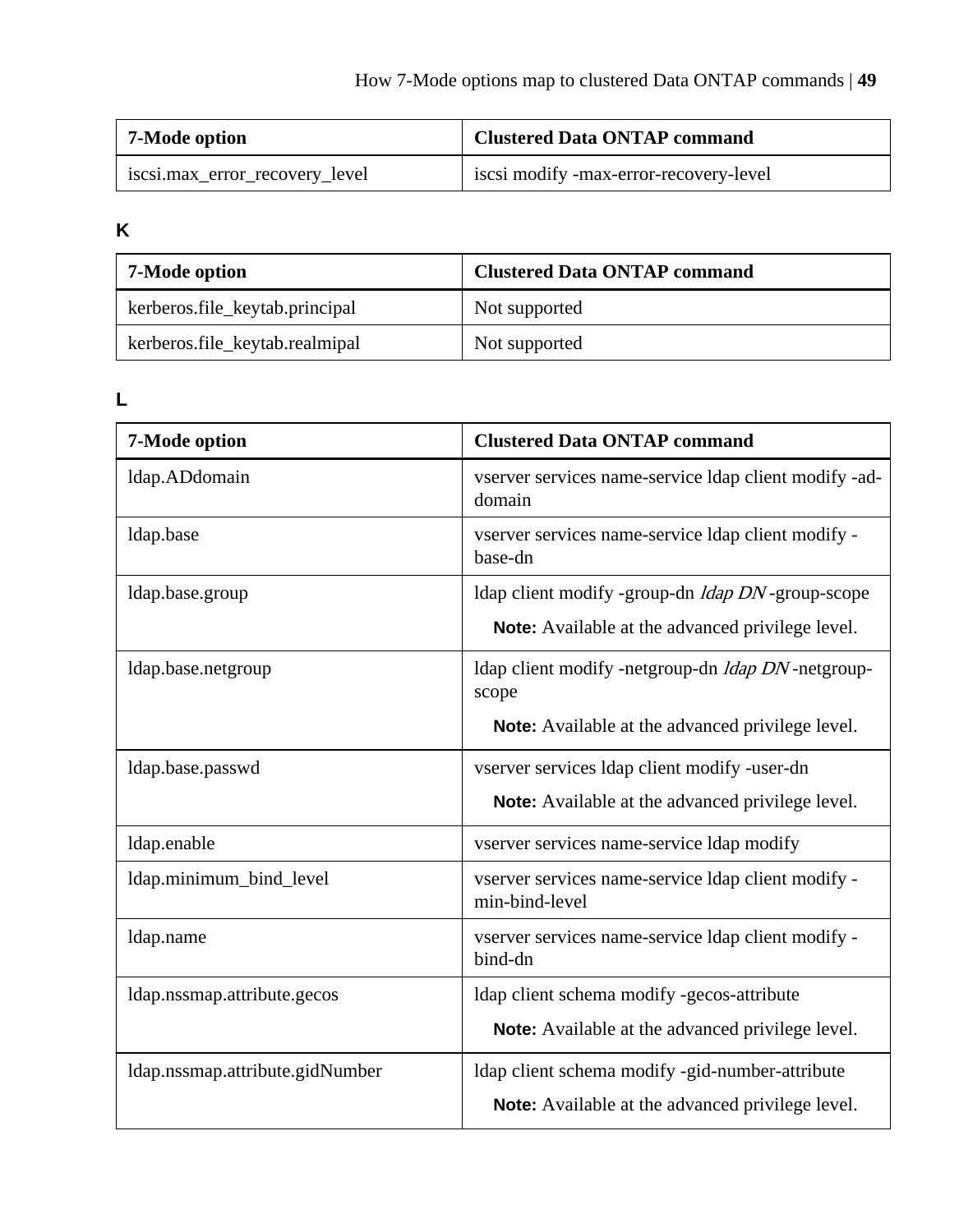| 7-Mode option | Clustered Data ONTAP command |
| --- | --- |
| iscsi.max_error_recovery_level | iscsi modify -max-error-recovery-level |

### K

| 7-Mode option | Clustered Data ONTAP command |
| --- | --- |
| kerberos.file_keytab.principal | Not supported |
| kerberos.file_keytab.realmipal | Not supported |

### L

| 7-Mode option | Clustered Data ONTAP command |
| --- | --- |
| ldap.ADdomain | vserver services name-service ldap client modify -ad-domain |
| ldap.base | vserver services name-service ldap client modify -base-dn |
| ldap.base.group | ldap client modify -group-dn *ldap DN* -group-scope<br>**Note:** Available at the advanced privilege level. |
| ldap.base.netgroup | ldap client modify -netgroup-dn *ldap DN* -netgroup-scope<br>**Note:** Available at the advanced privilege level. |
| ldap.base.passwd | vserver services ldap client modify -user-dn<br>**Note:** Available at the advanced privilege level. |
| ldap.enable | vserver services name-service ldap modify |
| ldap.minimum_bind_level | vserver services name-service ldap client modify -min-bind-level |
| ldap.name | vserver services name-service ldap client modify -bind-dn |
| ldap.nssmap.attribute.gecos | ldap client schema modify -gecos-attribute<br>**Note:** Available at the advanced privilege level. |
| ldap.nssmap.attribute.gidNumber | ldap client schema modify -gid-number-attribute<br>**Note:** Available at the advanced privilege level. |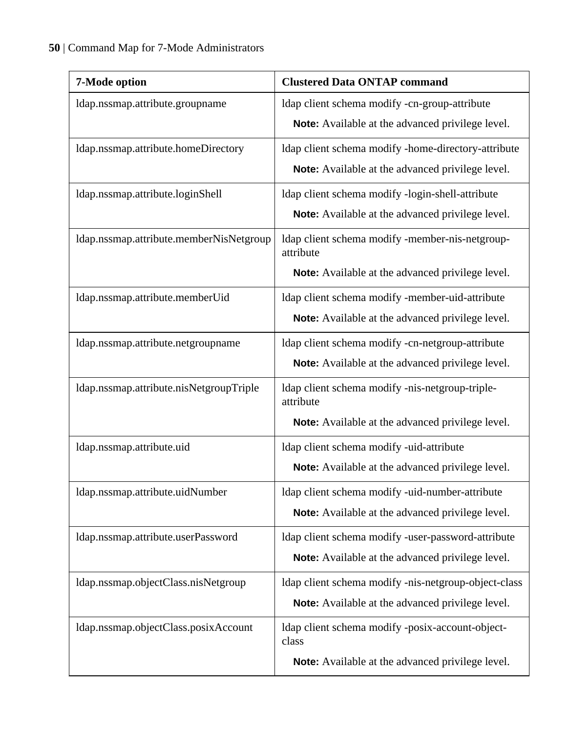| 7-Mode option | Clustered Data ONTAP command |
|---|---|
| ldap.nssmap.attribute.groupname | ldap client schema modify -cn-group-attribute<br>**Note:** Available at the advanced privilege level. |
| ldap.nssmap.attribute.homeDirectory | ldap client schema modify -home-directory-attribute<br>**Note:** Available at the advanced privilege level. |
| ldap.nssmap.attribute.loginShell | ldap client schema modify -login-shell-attribute<br>**Note:** Available at the advanced privilege level. |
| ldap.nssmap.attribute.memberNisNetgroup | ldap client schema modify -member-nis-netgroup-attribute<br>**Note:** Available at the advanced privilege level. |
| ldap.nssmap.attribute.memberUid | ldap client schema modify -member-uid-attribute<br>**Note:** Available at the advanced privilege level. |
| ldap.nssmap.attribute.netgroupname | ldap client schema modify -cn-netgroup-attribute<br>**Note:** Available at the advanced privilege level. |
| ldap.nssmap.attribute.nisNetgroupTriple | ldap client schema modify -nis-netgroup-triple-attribute<br>**Note:** Available at the advanced privilege level. |
| ldap.nssmap.attribute.uid | ldap client schema modify -uid-attribute<br>**Note:** Available at the advanced privilege level. |
| ldap.nssmap.attribute.uidNumber | ldap client schema modify -uid-number-attribute<br>**Note:** Available at the advanced privilege level. |
| ldap.nssmap.attribute.userPassword | ldap client schema modify -user-password-attribute<br>**Note:** Available at the advanced privilege level. |
| ldap.nssmap.objectClass.nisNetgroup | ldap client schema modify -nis-netgroup-object-class<br>**Note:** Available at the advanced privilege level. |
| ldap.nssmap.objectClass.posixAccount | ldap client schema modify -posix-account-object-class<br>**Note:** Available at the advanced privilege level. |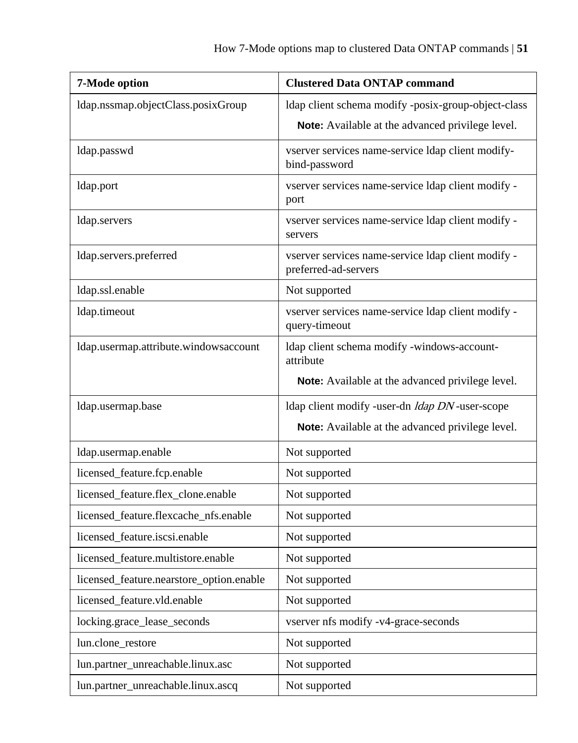| 7-Mode option | Clustered Data ONTAP command |
| --- | --- |
| ldap.nssmap.objectClass.posixGroup | ldap client schema modify -posix-group-object-class<br><br>**Note:** Available at the advanced privilege level. |
| ldap.passwd | vserver services name-service ldap client modify-bind-password |
| ldap.port | vserver services name-service ldap client modify -port |
| ldap.servers | vserver services name-service ldap client modify -servers |
| ldap.servers.preferred | vserver services name-service ldap client modify -preferred-ad-servers |
| ldap.ssl.enable | Not supported |
| ldap.timeout | vserver services name-service ldap client modify -query-timeout |
| ldap.usermap.attribute.windowsaccount | ldap client schema modify -windows-account-attribute<br><br>**Note:** Available at the advanced privilege level. |
| ldap.usermap.base | ldap client modify -user-dn *ldap DN* -user-scope<br><br>**Note:** Available at the advanced privilege level. |
| ldap.usermap.enable | Not supported |
| licensed_feature.fcp.enable | Not supported |
| licensed_feature.flex_clone.enable | Not supported |
| licensed_feature.flexcache_nfs.enable | Not supported |
| licensed_feature.iscsi.enable | Not supported |
| licensed_feature.multistore.enable | Not supported |
| licensed_feature.nearstore_option.enable | Not supported |
| licensed_feature.vld.enable | Not supported |
| locking.grace_lease_seconds | vserver nfs modify -v4-grace-seconds |
| lun.clone_restore | Not supported |
| lun.partner_unreachable.linux.asc | Not supported |
| lun.partner_unreachable.linux.ascq | Not supported |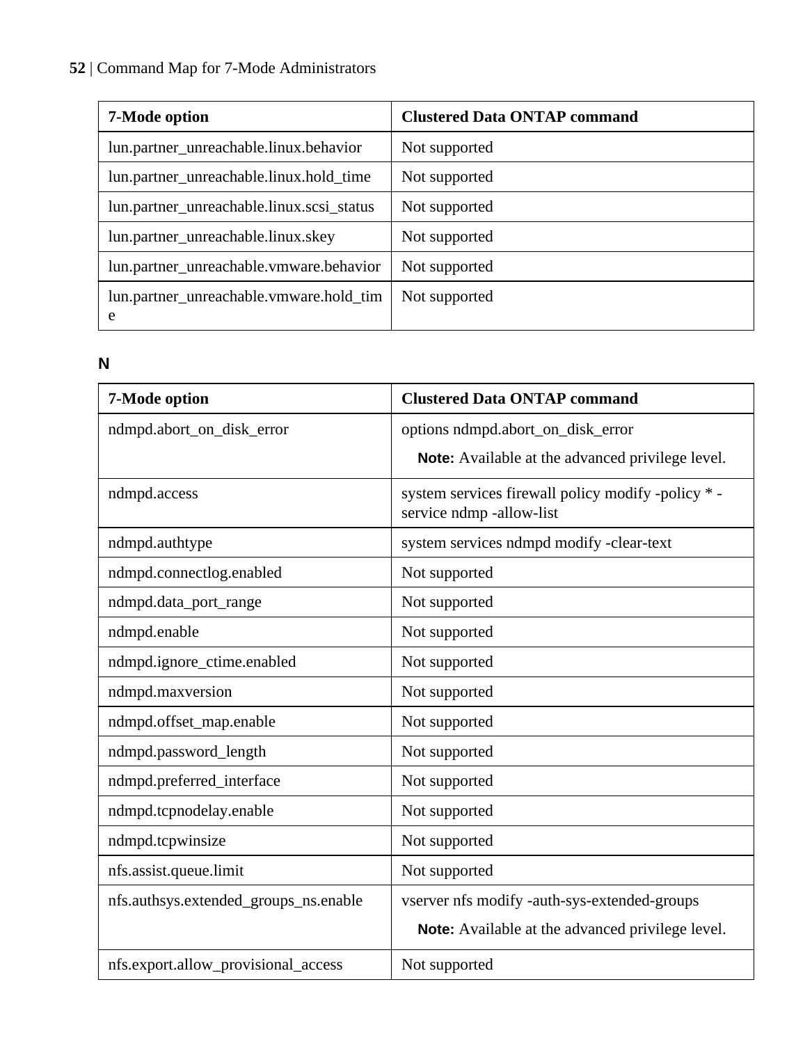| 7-Mode option | Clustered Data ONTAP command |
|---|---|
| lun.partner_unreachable.linux.behavior | Not supported |
| lun.partner_unreachable.linux.hold_time | Not supported |
| lun.partner_unreachable.linux.scsi_status | Not supported |
| lun.partner_unreachable.linux.skey | Not supported |
| lun.partner_unreachable.vmware.behavior | Not supported |
| lun.partner_unreachable.vmware.hold_time | Not supported |

### N

| 7-Mode option | Clustered Data ONTAP command |
|---|---|
| ndmpd.abort_on_disk_error | options ndmpd.abort_on_disk_error<br>**Note:** Available at the advanced privilege level. |
| ndmpd.access | system services firewall policy modify -policy * -service ndmp -allow-list |
| ndmpd.authtype | system services ndmpd modify -clear-text |
| ndmpd.connectlog.enabled | Not supported |
| ndmpd.data_port_range | Not supported |
| ndmpd.enable | Not supported |
| ndmpd.ignore_ctime.enabled | Not supported |
| ndmpd.maxversion | Not supported |
| ndmpd.offset_map.enable | Not supported |
| ndmpd.password_length | Not supported |
| ndmpd.preferred_interface | Not supported |
| ndmpd.tcpnodelay.enable | Not supported |
| ndmpd.tcpwinsize | Not supported |
| nfs.assist.queue.limit | Not supported |
| nfs.authsys.extended_groups_ns.enable | vserver nfs modify -auth-sys-extended-groups<br>**Note:** Available at the advanced privilege level. |
| nfs.export.allow_provisional_access | Not supported |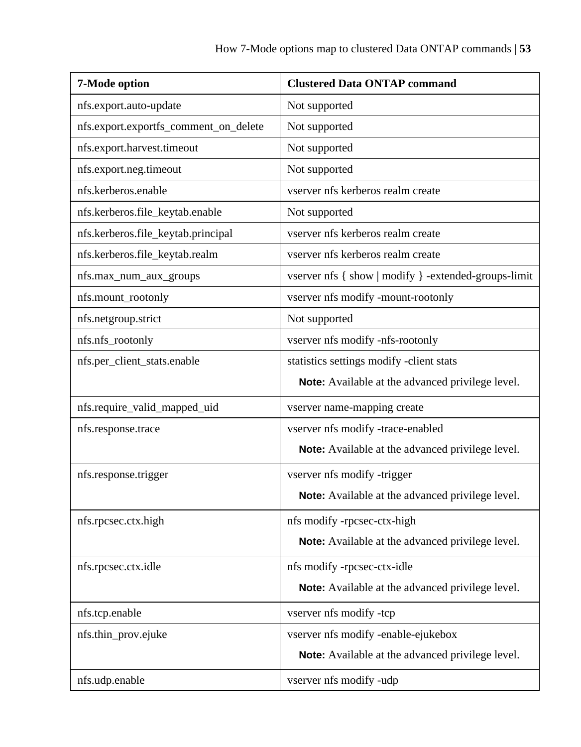| 7-Mode option | Clustered Data ONTAP command |
|---|---|
| nfs.export.auto-update | Not supported |
| nfs.export.exportfs_comment_on_delete | Not supported |
| nfs.export.harvest.timeout | Not supported |
| nfs.export.neg.timeout | Not supported |
| nfs.kerberos.enable | vserver nfs kerberos realm create |
| nfs.kerberos.file_keytab.enable | Not supported |
| nfs.kerberos.file_keytab.principal | vserver nfs kerberos realm create |
| nfs.kerberos.file_keytab.realm | vserver nfs kerberos realm create |
| nfs.max_num_aux_groups | vserver nfs { show \| modify } -extended-groups-limit |
| nfs.mount_rootonly | vserver nfs modify -mount-rootonly |
| nfs.netgroup.strict | Not supported |
| nfs.nfs_rootonly | vserver nfs modify -nfs-rootonly |
| nfs.per_client_stats.enable | statistics settings modify -client stats<br>**Note:** Available at the advanced privilege level. |
| nfs.require_valid_mapped_uid | vserver name-mapping create |
| nfs.response.trace | vserver nfs modify -trace-enabled<br>**Note:** Available at the advanced privilege level. |
| nfs.response.trigger | vserver nfs modify -trigger<br>**Note:** Available at the advanced privilege level. |
| nfs.rpcsec.ctx.high | nfs modify -rpcsec-ctx-high<br>**Note:** Available at the advanced privilege level. |
| nfs.rpcsec.ctx.idle | nfs modify -rpcsec-ctx-idle<br>**Note:** Available at the advanced privilege level. |
| nfs.tcp.enable | vserver nfs modify -tcp |
| nfs.thin_prov.ejuke | vserver nfs modify -enable-ejukebox<br>**Note:** Available at the advanced privilege level. |
| nfs.udp.enable | vserver nfs modify -udp |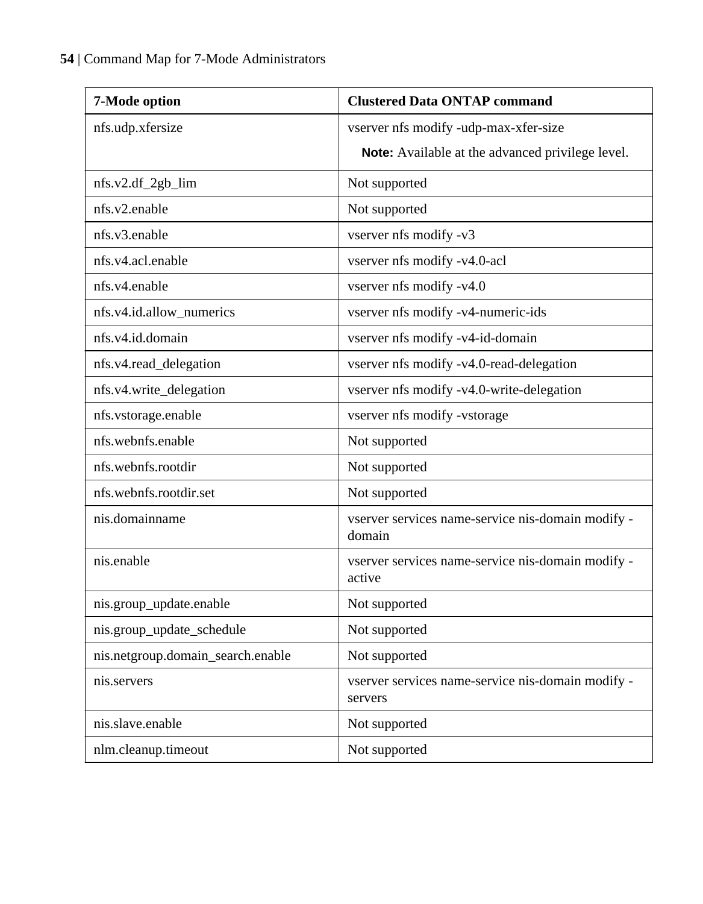| 7-Mode option | Clustered Data ONTAP command |
|---|---|
| nfs.udp.xfersize | vserver nfs modify -udp-max-xfer-size<br>**Note:** Available at the advanced privilege level. |
| nfs.v2.df_2gb_lim | Not supported |
| nfs.v2.enable | Not supported |
| nfs.v3.enable | vserver nfs modify -v3 |
| nfs.v4.acl.enable | vserver nfs modify -v4.0-acl |
| nfs.v4.enable | vserver nfs modify -v4.0 |
| nfs.v4.id.allow_numerics | vserver nfs modify -v4-numeric-ids |
| nfs.v4.id.domain | vserver nfs modify -v4-id-domain |
| nfs.v4.read_delegation | vserver nfs modify -v4.0-read-delegation |
| nfs.v4.write_delegation | vserver nfs modify -v4.0-write-delegation |
| nfs.vstorage.enable | vserver nfs modify -vstorage |
| nfs.webnfs.enable | Not supported |
| nfs.webnfs.rootdir | Not supported |
| nfs.webnfs.rootdir.set | Not supported |
| nis.domainname | vserver services name-service nis-domain modify -domain |
| nis.enable | vserver services name-service nis-domain modify -active |
| nis.group_update.enable | Not supported |
| nis.group_update_schedule | Not supported |
| nis.netgroup.domain_search.enable | Not supported |
| nis.servers | vserver services name-service nis-domain modify -servers |
| nis.slave.enable | Not supported |
| nlm.cleanup.timeout | Not supported |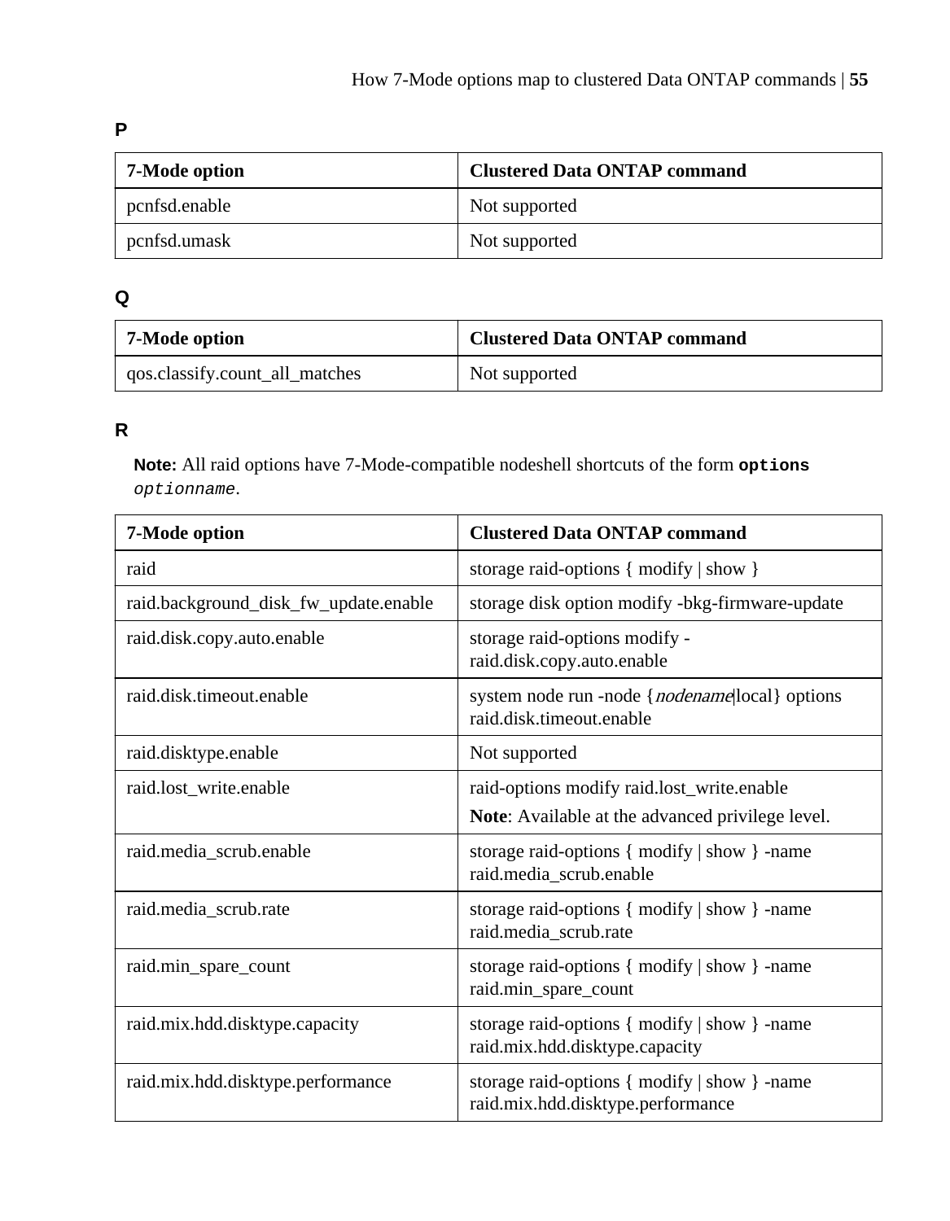## P

| 7-Mode option | Clustered Data ONTAP command |
|---|---|
| pcnfsd.enable | Not supported |
| pcnfsd.umask | Not supported |

## Q

| 7-Mode option | Clustered Data ONTAP command |
|---|---|
| qos.classify.count_all_matches | Not supported |

## R

**Note:** All raid options have 7-Mode-compatible nodeshell shortcuts of the form **`options`** *`optionname`*.

| 7-Mode option | Clustered Data ONTAP command |
|---|---|
| raid | storage raid-options { modify \| show } |
| raid.background_disk_fw_update.enable | storage disk option modify -bkg-firmware-update |
| raid.disk.copy.auto.enable | storage raid-options modify -raid.disk.copy.auto.enable |
| raid.disk.timeout.enable | system node run -node {*nodename*\|local} options raid.disk.timeout.enable |
| raid.disktype.enable | Not supported |
| raid.lost_write.enable | raid-options modify raid.lost_write.enable<br>**Note**: Available at the advanced privilege level. |
| raid.media_scrub.enable | storage raid-options { modify \| show } -name raid.media_scrub.enable |
| raid.media_scrub.rate | storage raid-options { modify \| show } -name raid.media_scrub.rate |
| raid.min_spare_count | storage raid-options { modify \| show } -name raid.min_spare_count |
| raid.mix.hdd.disktype.capacity | storage raid-options { modify \| show } -name raid.mix.hdd.disktype.capacity |
| raid.mix.hdd.disktype.performance | storage raid-options { modify \| show } -name raid.mix.hdd.disktype.performance |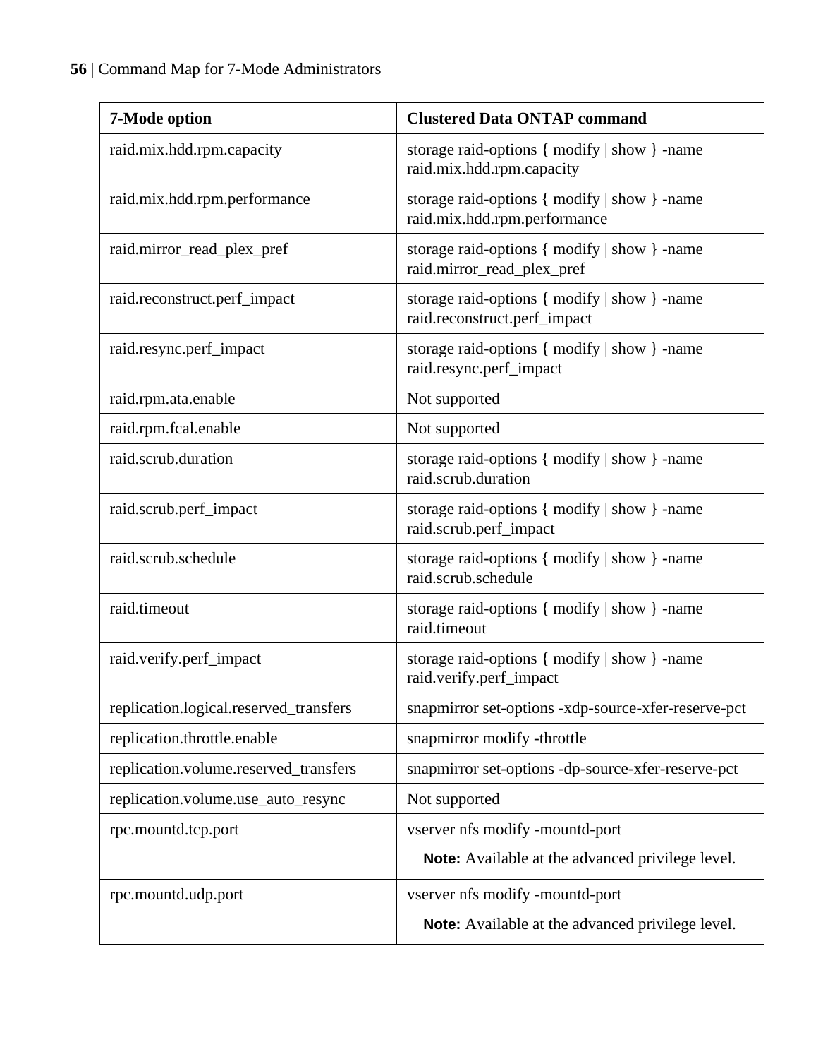| 7-Mode option | Clustered Data ONTAP command |
|---|---|
| raid.mix.hdd.rpm.capacity | storage raid-options { modify \| show } -name raid.mix.hdd.rpm.capacity |
| raid.mix.hdd.rpm.performance | storage raid-options { modify \| show } -name raid.mix.hdd.rpm.performance |
| raid.mirror_read_plex_pref | storage raid-options { modify \| show } -name raid.mirror_read_plex_pref |
| raid.reconstruct.perf_impact | storage raid-options { modify \| show } -name raid.reconstruct.perf_impact |
| raid.resync.perf_impact | storage raid-options { modify \| show } -name raid.resync.perf_impact |
| raid.rpm.ata.enable | Not supported |
| raid.rpm.fcal.enable | Not supported |
| raid.scrub.duration | storage raid-options { modify \| show } -name raid.scrub.duration |
| raid.scrub.perf_impact | storage raid-options { modify \| show } -name raid.scrub.perf_impact |
| raid.scrub.schedule | storage raid-options { modify \| show } -name raid.scrub.schedule |
| raid.timeout | storage raid-options { modify \| show } -name raid.timeout |
| raid.verify.perf_impact | storage raid-options { modify \| show } -name raid.verify.perf_impact |
| replication.logical.reserved_transfers | snapmirror set-options -xdp-source-xfer-reserve-pct |
| replication.throttle.enable | snapmirror modify -throttle |
| replication.volume.reserved_transfers | snapmirror set-options -dp-source-xfer-reserve-pct |
| replication.volume.use_auto_resync | Not supported |
| rpc.mountd.tcp.port | vserver nfs modify -mountd-port<br>**Note:** Available at the advanced privilege level. |
| rpc.mountd.udp.port | vserver nfs modify -mountd-port<br>**Note:** Available at the advanced privilege level. |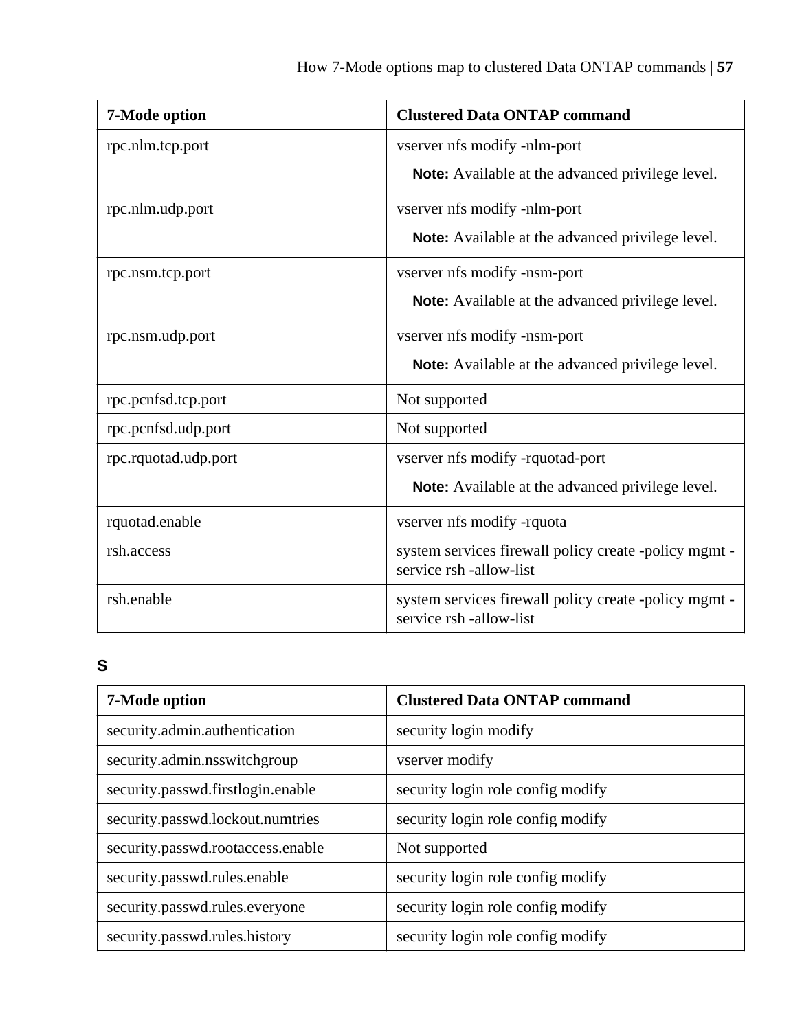| 7-Mode option | Clustered Data ONTAP command |
|---|---|
| rpc.nlm.tcp.port | vserver nfs modify -nlm-port **Note:** Available at the advanced privilege level. |
| rpc.nlm.udp.port | vserver nfs modify -nlm-port **Note:** Available at the advanced privilege level. |
| rpc.nsm.tcp.port | vserver nfs modify -nsm-port **Note:** Available at the advanced privilege level. |
| rpc.nsm.udp.port | vserver nfs modify -nsm-port **Note:** Available at the advanced privilege level. |
| rpc.pcnfsd.tcp.port | Not supported |
| rpc.pcnfsd.udp.port | Not supported |
| rpc.rquotad.udp.port | vserver nfs modify -rquotad-port **Note:** Available at the advanced privilege level. |
| rquotad.enable | vserver nfs modify -rquota |
| rsh.access | system services firewall policy create -policy mgmt -service rsh -allow-list |
| rsh.enable | system services firewall policy create -policy mgmt -service rsh -allow-list |

## S

| 7-Mode option | Clustered Data ONTAP command |
|---|---|
| security.admin.authentication | security login modify |
| security.admin.nsswitchgroup | vserver modify |
| security.passwd.firstlogin.enable | security login role config modify |
| security.passwd.lockout.numtries | security login role config modify |
| security.passwd.rootaccess.enable | Not supported |
| security.passwd.rules.enable | security login role config modify |
| security.passwd.rules.everyone | security login role config modify |
| security.passwd.rules.history | security login role config modify |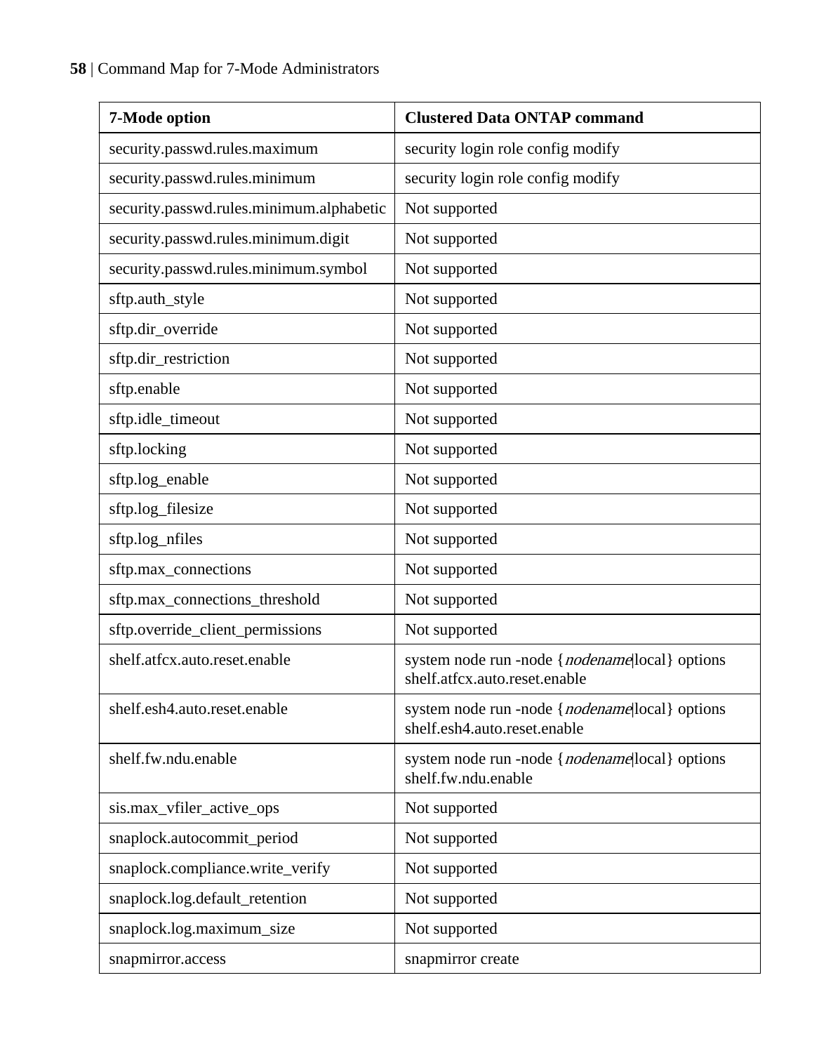| 7-Mode option | Clustered Data ONTAP command |
| --- | --- |
| security.passwd.rules.maximum | security login role config modify |
| security.passwd.rules.minimum | security login role config modify |
| security.passwd.rules.minimum.alphabetic | Not supported |
| security.passwd.rules.minimum.digit | Not supported |
| security.passwd.rules.minimum.symbol | Not supported |
| sftp.auth_style | Not supported |
| sftp.dir_override | Not supported |
| sftp.dir_restriction | Not supported |
| sftp.enable | Not supported |
| sftp.idle_timeout | Not supported |
| sftp.locking | Not supported |
| sftp.log_enable | Not supported |
| sftp.log_filesize | Not supported |
| sftp.log_nfiles | Not supported |
| sftp.max_connections | Not supported |
| sftp.max_connections_threshold | Not supported |
| sftp.override_client_permissions | Not supported |
| shelf.atfcx.auto.reset.enable | system node run -node {*nodename*\|local} options shelf.atfcx.auto.reset.enable |
| shelf.esh4.auto.reset.enable | system node run -node {*nodename*\|local} options shelf.esh4.auto.reset.enable |
| shelf.fw.ndu.enable | system node run -node {*nodename*\|local} options shelf.fw.ndu.enable |
| sis.max_vfiler_active_ops | Not supported |
| snaplock.autocommit_period | Not supported |
| snaplock.compliance.write_verify | Not supported |
| snaplock.log.default_retention | Not supported |
| snaplock.log.maximum_size | Not supported |
| snapmirror.access | snapmirror create |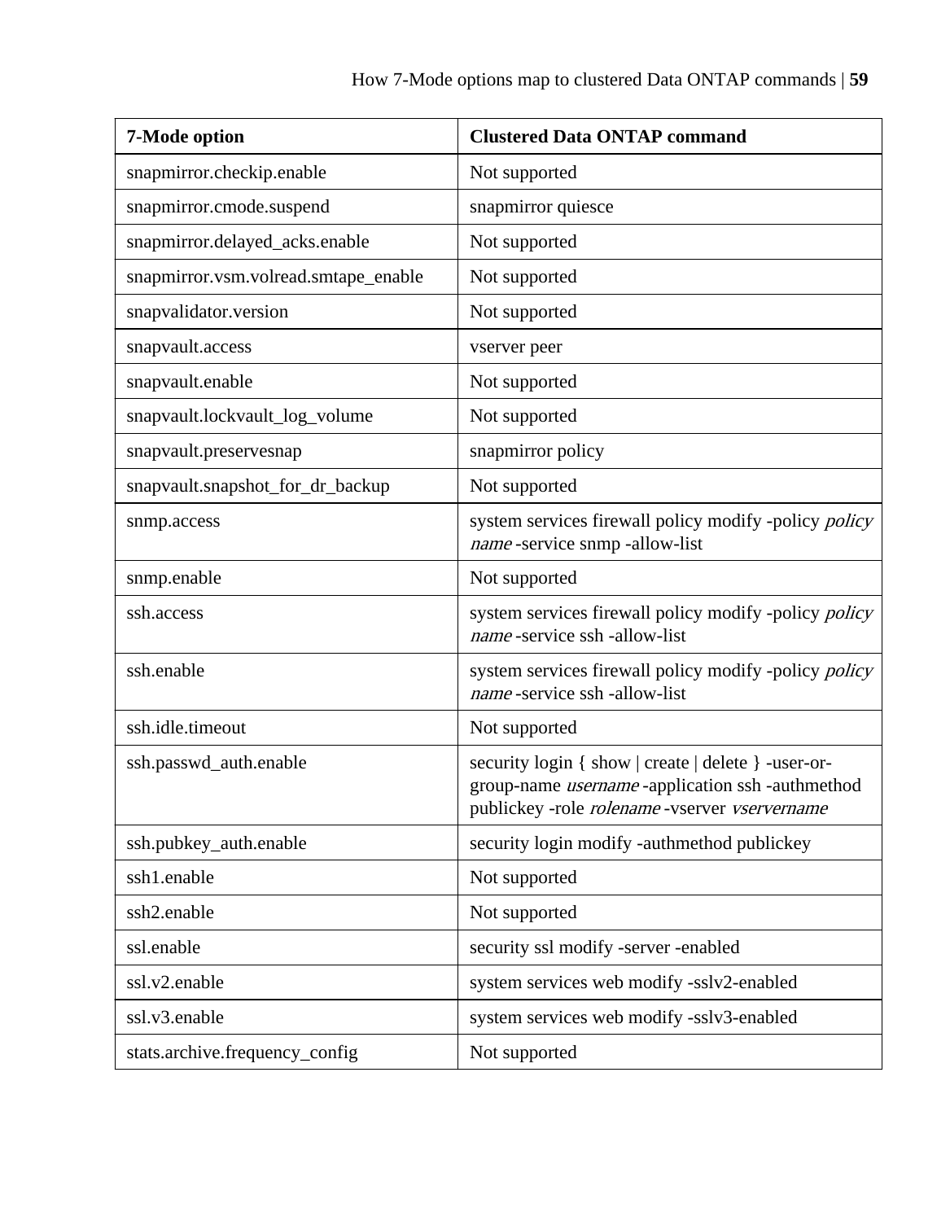| 7-Mode option | Clustered Data ONTAP command |
|---|---|
| snapmirror.checkip.enable | Not supported |
| snapmirror.cmode.suspend | snapmirror quiesce |
| snapmirror.delayed_acks.enable | Not supported |
| snapmirror.vsm.volread.smtape_enable | Not supported |
| snapvalidator.version | Not supported |
| snapvault.access | vserver peer |
| snapvault.enable | Not supported |
| snapvault.lockvault_log_volume | Not supported |
| snapvault.preservesnap | snapmirror policy |
| snapvault.snapshot_for_dr_backup | Not supported |
| snmp.access | system services firewall policy modify -policy *policy name* -service snmp -allow-list |
| snmp.enable | Not supported |
| ssh.access | system services firewall policy modify -policy *policy name* -service ssh -allow-list |
| ssh.enable | system services firewall policy modify -policy *policy name* -service ssh -allow-list |
| ssh.idle.timeout | Not supported |
| ssh.passwd_auth.enable | security login { show \| create \| delete } -user-or-group-name *username* -application ssh -authmethod publickey -role *rolename* -vserver *vservername* |
| ssh.pubkey_auth.enable | security login modify -authmethod publickey |
| ssh1.enable | Not supported |
| ssh2.enable | Not supported |
| ssl.enable | security ssl modify -server -enabled |
| ssl.v2.enable | system services web modify -sslv2-enabled |
| ssl.v3.enable | system services web modify -sslv3-enabled |
| stats.archive.frequency_config | Not supported |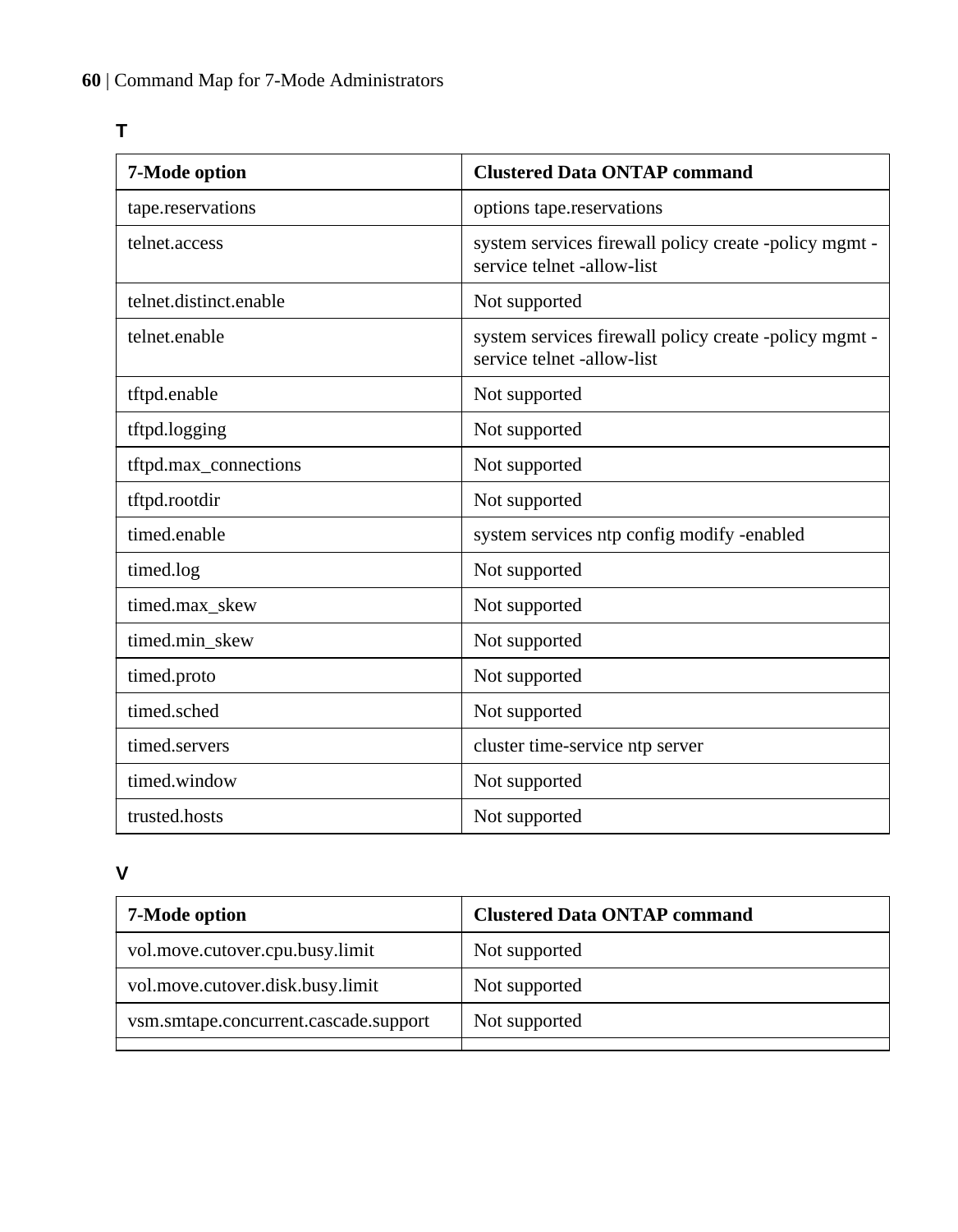## T

| 7-Mode option | Clustered Data ONTAP command |
| --- | --- |
| tape.reservations | options tape.reservations |
| telnet.access | system services firewall policy create -policy mgmt -service telnet -allow-list |
| telnet.distinct.enable | Not supported |
| telnet.enable | system services firewall policy create -policy mgmt -service telnet -allow-list |
| tftpd.enable | Not supported |
| tftpd.logging | Not supported |
| tftpd.max_connections | Not supported |
| tftpd.rootdir | Not supported |
| timed.enable | system services ntp config modify -enabled |
| timed.log | Not supported |
| timed.max_skew | Not supported |
| timed.min_skew | Not supported |
| timed.proto | Not supported |
| timed.sched | Not supported |
| timed.servers | cluster time-service ntp server |
| timed.window | Not supported |
| trusted.hosts | Not supported |

## V

| 7-Mode option | Clustered Data ONTAP command |
| --- | --- |
| vol.move.cutover.cpu.busy.limit | Not supported |
| vol.move.cutover.disk.busy.limit | Not supported |
| vsm.smtape.concurrent.cascade.support | Not supported |
| | |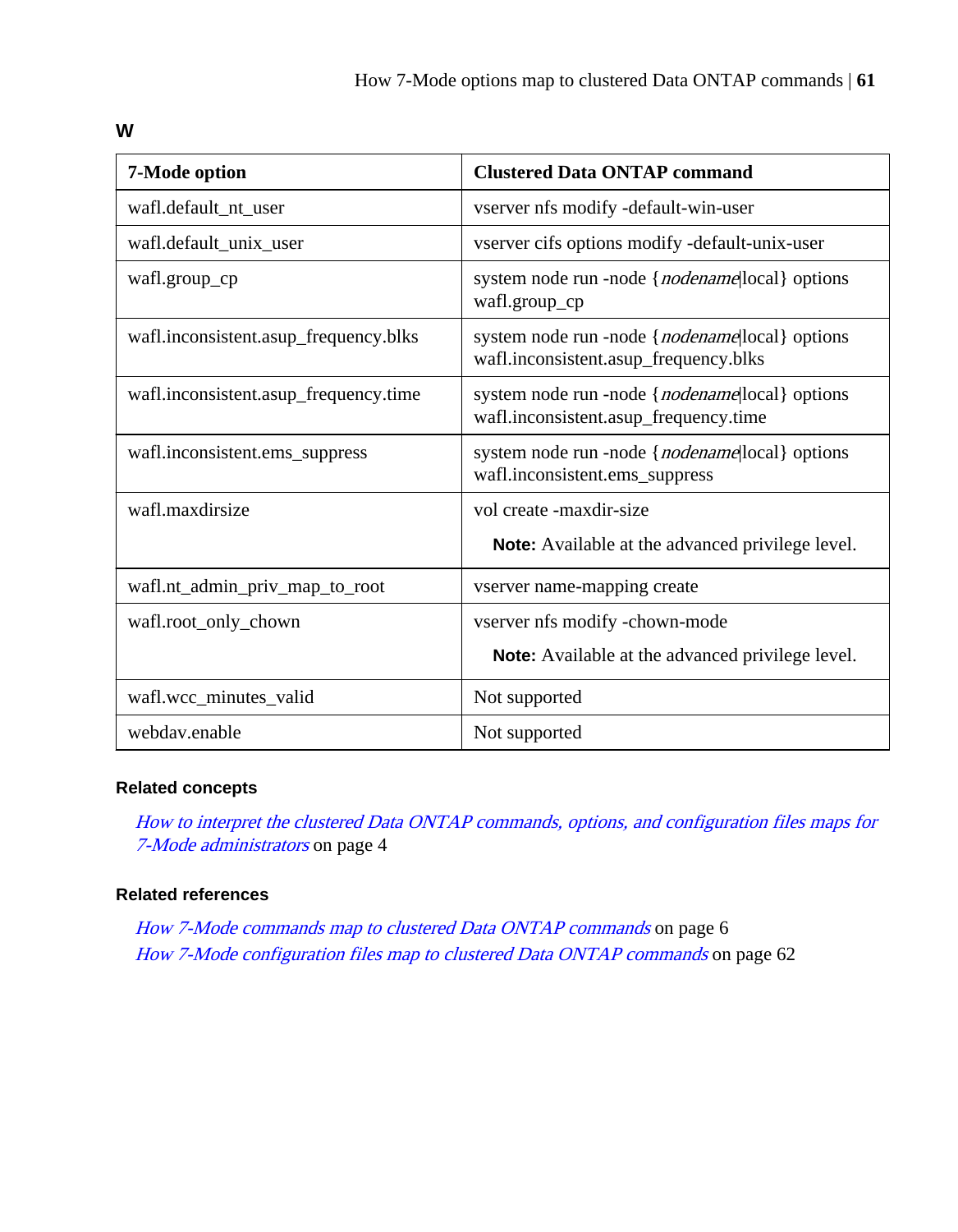## W

| 7-Mode option | Clustered Data ONTAP command |
|---|---|
| wafl.default_nt_user | vserver nfs modify -default-win-user |
| wafl.default_unix_user | vserver cifs options modify -default-unix-user |
| wafl.group_cp | system node run -node {*nodename*\|local} options wafl.group_cp |
| wafl.inconsistent.asup_frequency.blks | system node run -node {*nodename*\|local} options wafl.inconsistent.asup_frequency.blks |
| wafl.inconsistent.asup_frequency.time | system node run -node {*nodename*\|local} options wafl.inconsistent.asup_frequency.time |
| wafl.inconsistent.ems_suppress | system node run -node {*nodename*\|local} options wafl.inconsistent.ems_suppress |
| wafl.maxdirsize | vol create -maxdir-size<br>**Note:** Available at the advanced privilege level. |
| wafl.nt_admin_priv_map_to_root | vserver name-mapping create |
| wafl.root_only_chown | vserver nfs modify -chown-mode<br>**Note:** Available at the advanced privilege level. |
| wafl.wcc_minutes_valid | Not supported |
| webdav.enable | Not supported |

### Related concepts

*How to interpret the clustered Data ONTAP commands, options, and configuration files maps for 7-Mode administrators* on page 4

### Related references

*How 7-Mode commands map to clustered Data ONTAP commands* on page 6
*How 7-Mode configuration files map to clustered Data ONTAP commands* on page 62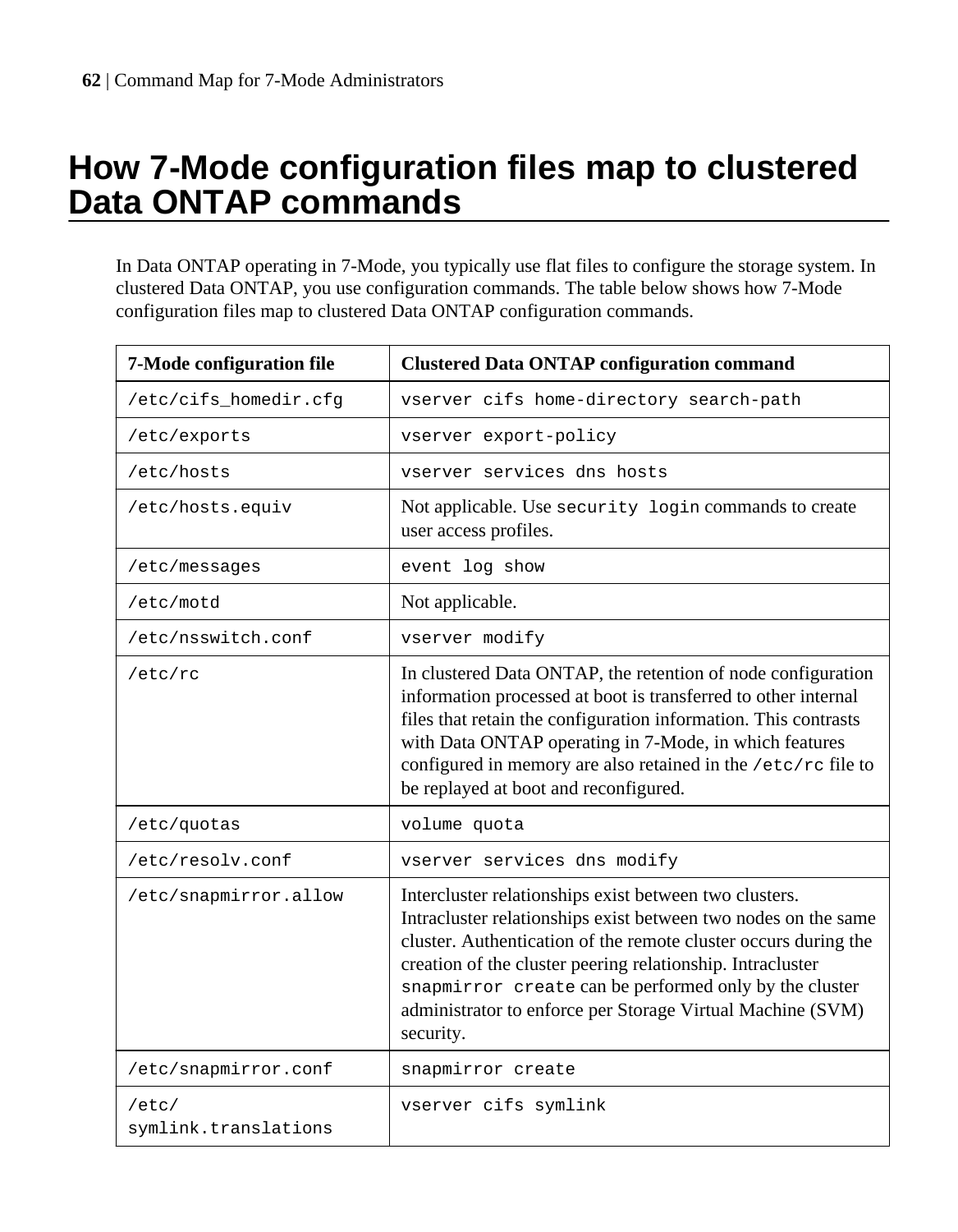# How 7-Mode configuration files map to clustered Data ONTAP commands

In Data ONTAP operating in 7-Mode, you typically use flat files to configure the storage system. In clustered Data ONTAP, you use configuration commands. The table below shows how 7-Mode configuration files map to clustered Data ONTAP configuration commands.

| 7-Mode configuration file | Clustered Data ONTAP configuration command |
|---|---|
| `/etc/cifs_homedir.cfg` | `vserver cifs home-directory search-path` |
| `/etc/exports` | `vserver export-policy` |
| `/etc/hosts` | `vserver services dns hosts` |
| `/etc/hosts.equiv` | Not applicable. Use `security login` commands to create user access profiles. |
| `/etc/messages` | `event log show` |
| `/etc/motd` | Not applicable. |
| `/etc/nsswitch.conf` | `vserver modify` |
| `/etc/rc` | In clustered Data ONTAP, the retention of node configuration information processed at boot is transferred to other internal files that retain the configuration information. This contrasts with Data ONTAP operating in 7-Mode, in which features configured in memory are also retained in the `/etc/rc` file to be replayed at boot and reconfigured. |
| `/etc/quotas` | `volume quota` |
| `/etc/resolv.conf` | `vserver services dns modify` |
| `/etc/snapmirror.allow` | Intercluster relationships exist between two clusters. Intracluster relationships exist between two nodes on the same cluster. Authentication of the remote cluster occurs during the creation of the cluster peering relationship. Intracluster `snapmirror create` can be performed only by the cluster administrator to enforce per Storage Virtual Machine (SVM) security. |
| `/etc/snapmirror.conf` | `snapmirror create` |
| `/etc/symlink.translations` | `vserver cifs symlink` |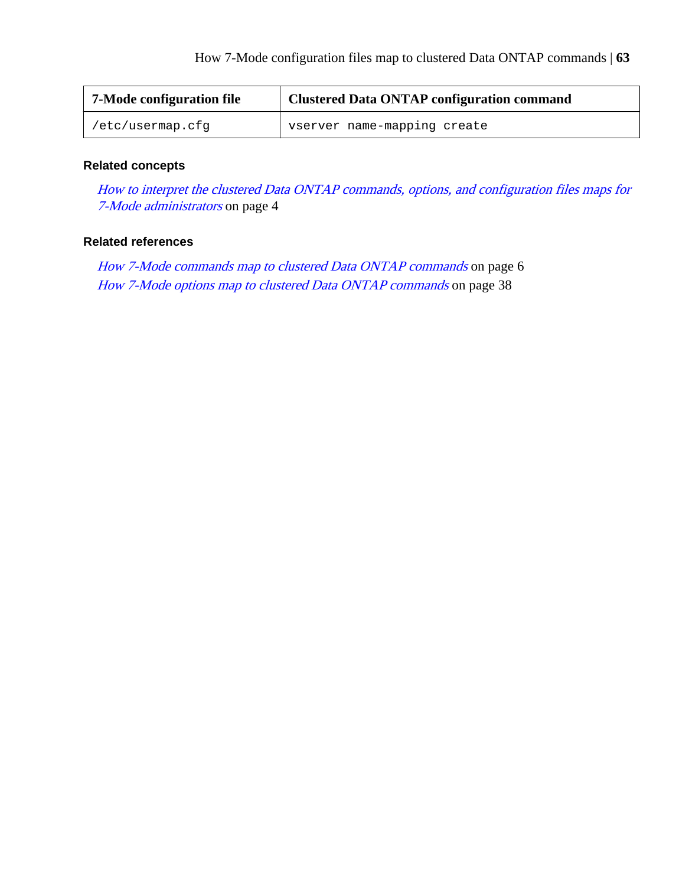| 7-Mode configuration file | Clustered Data ONTAP configuration command |
|---|---|
| `/etc/usermap.cfg` | `vserver name-mapping create` |

#### Related concepts

*How to interpret the clustered Data ONTAP commands, options, and configuration files maps for 7-Mode administrators* on page 4

#### Related references

*How 7-Mode commands map to clustered Data ONTAP commands* on page 6
*How 7-Mode options map to clustered Data ONTAP commands* on page 38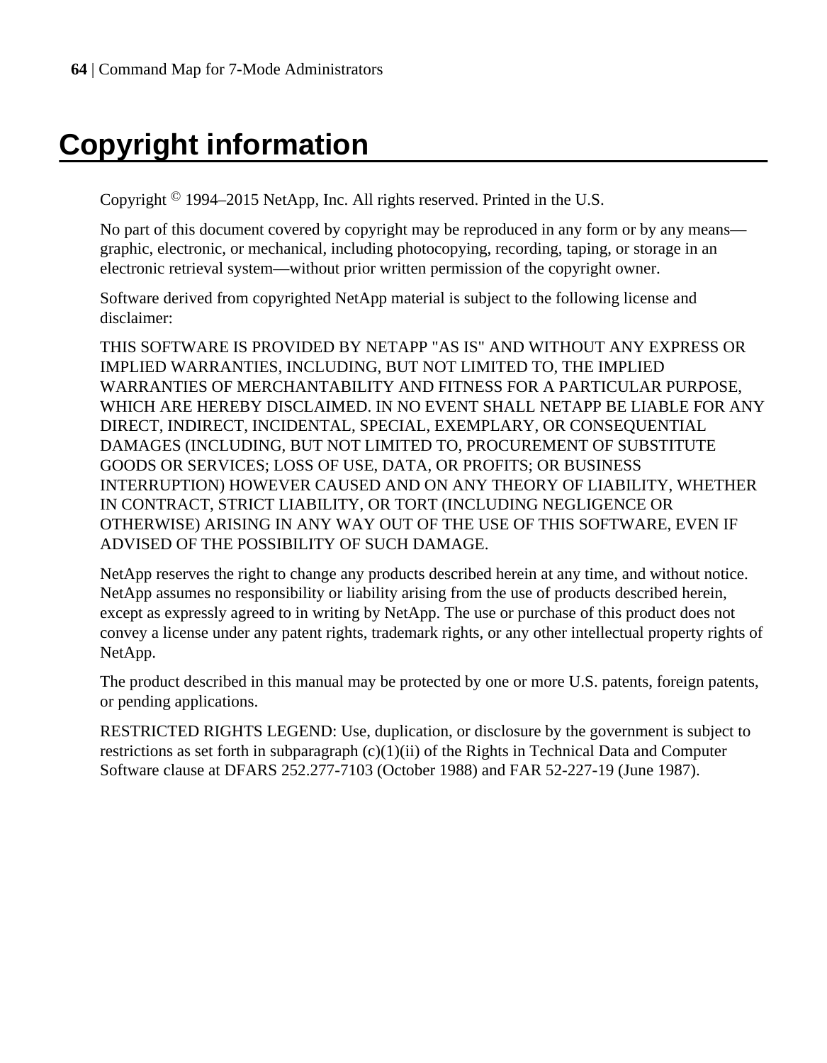# Copyright information

Copyright © 1994–2015 NetApp, Inc. All rights reserved. Printed in the U.S.

No part of this document covered by copyright may be reproduced in any form or by any means—graphic, electronic, or mechanical, including photocopying, recording, taping, or storage in an electronic retrieval system—without prior written permission of the copyright owner.

Software derived from copyrighted NetApp material is subject to the following license and disclaimer:

THIS SOFTWARE IS PROVIDED BY NETAPP "AS IS" AND WITHOUT ANY EXPRESS OR IMPLIED WARRANTIES, INCLUDING, BUT NOT LIMITED TO, THE IMPLIED WARRANTIES OF MERCHANTABILITY AND FITNESS FOR A PARTICULAR PURPOSE, WHICH ARE HEREBY DISCLAIMED. IN NO EVENT SHALL NETAPP BE LIABLE FOR ANY DIRECT, INDIRECT, INCIDENTAL, SPECIAL, EXEMPLARY, OR CONSEQUENTIAL DAMAGES (INCLUDING, BUT NOT LIMITED TO, PROCUREMENT OF SUBSTITUTE GOODS OR SERVICES; LOSS OF USE, DATA, OR PROFITS; OR BUSINESS INTERRUPTION) HOWEVER CAUSED AND ON ANY THEORY OF LIABILITY, WHETHER IN CONTRACT, STRICT LIABILITY, OR TORT (INCLUDING NEGLIGENCE OR OTHERWISE) ARISING IN ANY WAY OUT OF THE USE OF THIS SOFTWARE, EVEN IF ADVISED OF THE POSSIBILITY OF SUCH DAMAGE.

NetApp reserves the right to change any products described herein at any time, and without notice. NetApp assumes no responsibility or liability arising from the use of products described herein, except as expressly agreed to in writing by NetApp. The use or purchase of this product does not convey a license under any patent rights, trademark rights, or any other intellectual property rights of NetApp.

The product described in this manual may be protected by one or more U.S. patents, foreign patents, or pending applications.

RESTRICTED RIGHTS LEGEND: Use, duplication, or disclosure by the government is subject to restrictions as set forth in subparagraph (c)(1)(ii) of the Rights in Technical Data and Computer Software clause at DFARS 252.277-7103 (October 1988) and FAR 52-227-19 (June 1987).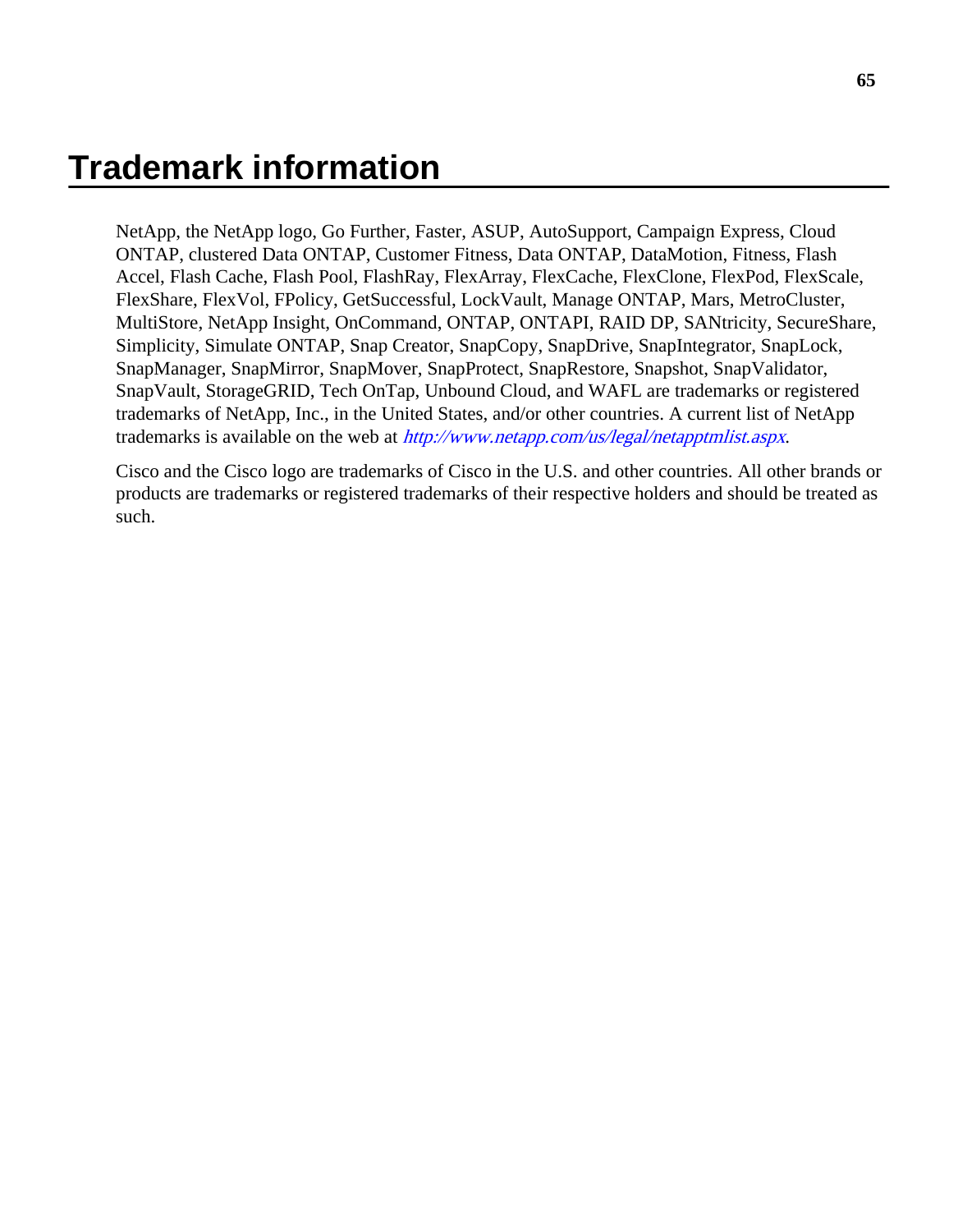# Trademark information

NetApp, the NetApp logo, Go Further, Faster, ASUP, AutoSupport, Campaign Express, Cloud ONTAP, clustered Data ONTAP, Customer Fitness, Data ONTAP, DataMotion, Fitness, Flash Accel, Flash Cache, Flash Pool, FlashRay, FlexArray, FlexCache, FlexClone, FlexPod, FlexScale, FlexShare, FlexVol, FPolicy, GetSuccessful, LockVault, Manage ONTAP, Mars, MetroCluster, MultiStore, NetApp Insight, OnCommand, ONTAP, ONTAPI, RAID DP, SANtricity, SecureShare, Simplicity, Simulate ONTAP, Snap Creator, SnapCopy, SnapDrive, SnapIntegrator, SnapLock, SnapManager, SnapMirror, SnapMover, SnapProtect, SnapRestore, Snapshot, SnapValidator, SnapVault, StorageGRID, Tech OnTap, Unbound Cloud, and WAFL are trademarks or registered trademarks of NetApp, Inc., in the United States, and/or other countries. A current list of NetApp trademarks is available on the web at *http://www.netapp.com/us/legal/netapptmlist.aspx*.

Cisco and the Cisco logo are trademarks of Cisco in the U.S. and other countries. All other brands or products are trademarks or registered trademarks of their respective holders and should be treated as such.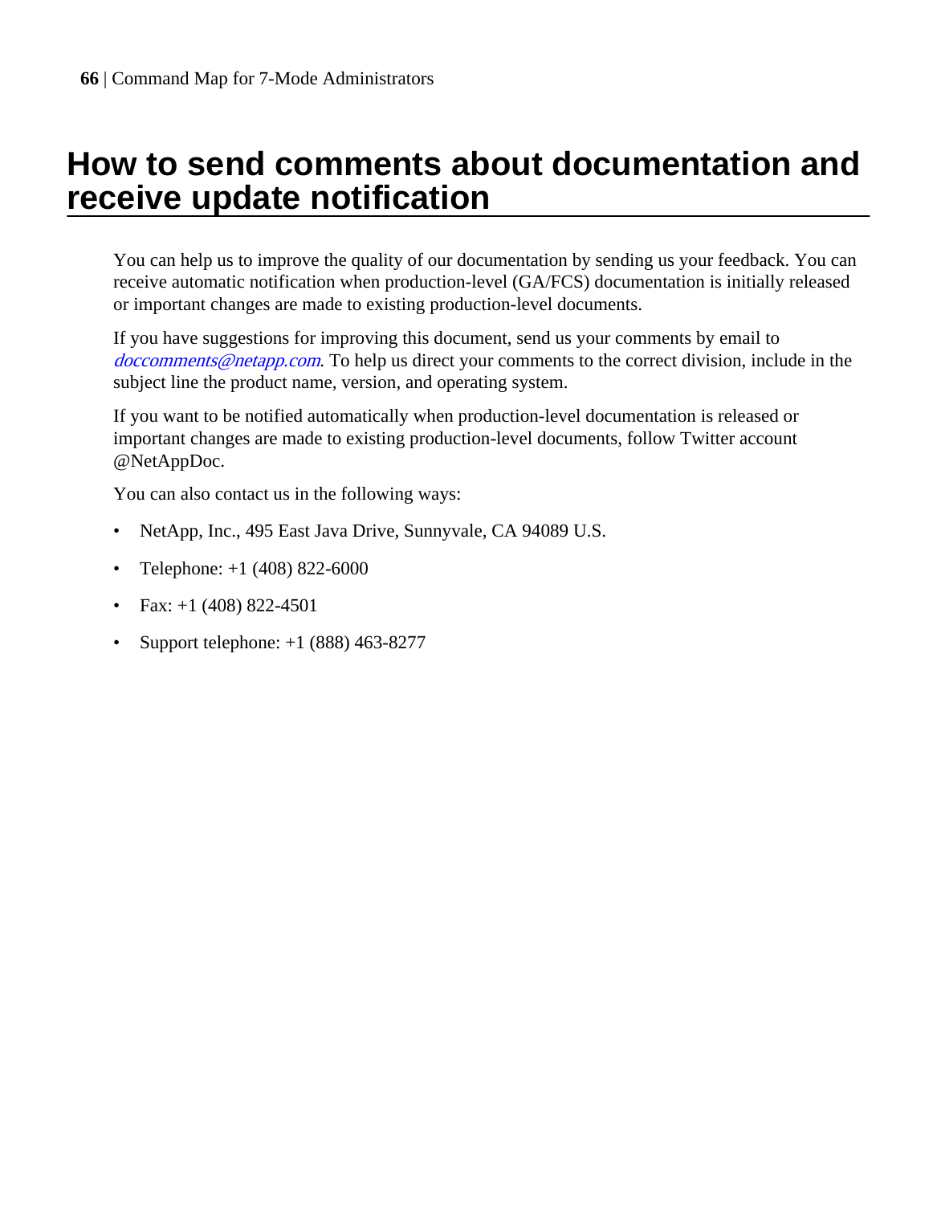# How to send comments about documentation and receive update notification

You can help us to improve the quality of our documentation by sending us your feedback. You can receive automatic notification when production-level (GA/FCS) documentation is initially released or important changes are made to existing production-level documents.

If you have suggestions for improving this document, send us your comments by email to *doccomments@netapp.com*. To help us direct your comments to the correct division, include in the subject line the product name, version, and operating system.

If you want to be notified automatically when production-level documentation is released or important changes are made to existing production-level documents, follow Twitter account @NetAppDoc.

You can also contact us in the following ways:

- NetApp, Inc., 495 East Java Drive, Sunnyvale, CA 94089 U.S.
- Telephone: +1 (408) 822-6000
- Fax: +1 (408) 822-4501
- Support telephone: +1 (888) 463-8277